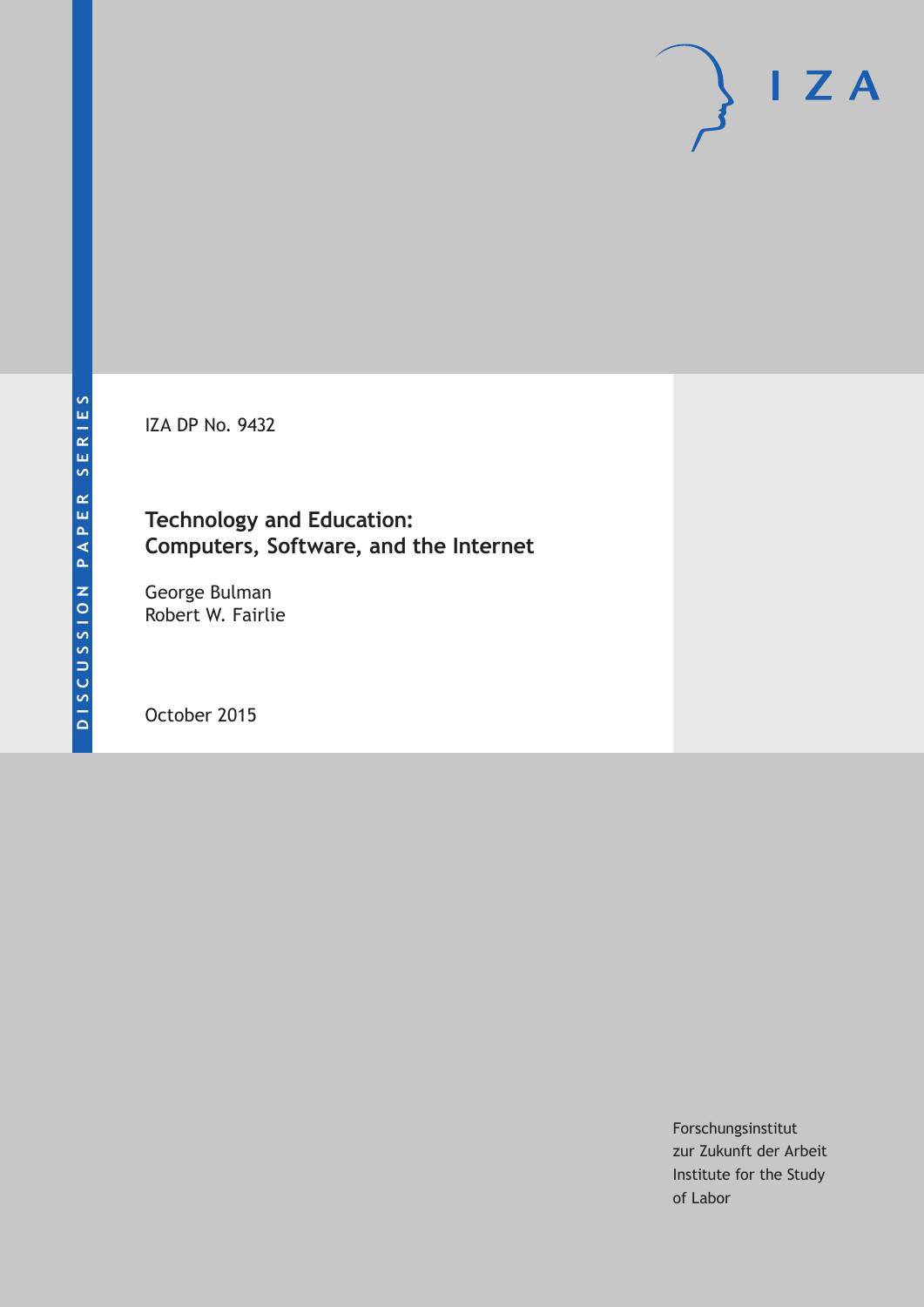DISCUSSION PAPER SERIES

IZA DP No. 9432

# Technology and Education: Computers, Software, and the Internet

George Bulman
Robert W. Fairlie

October 2015

Forschungsinstitut
zur Zukunft der Arbeit
Institute for the Study
of Labor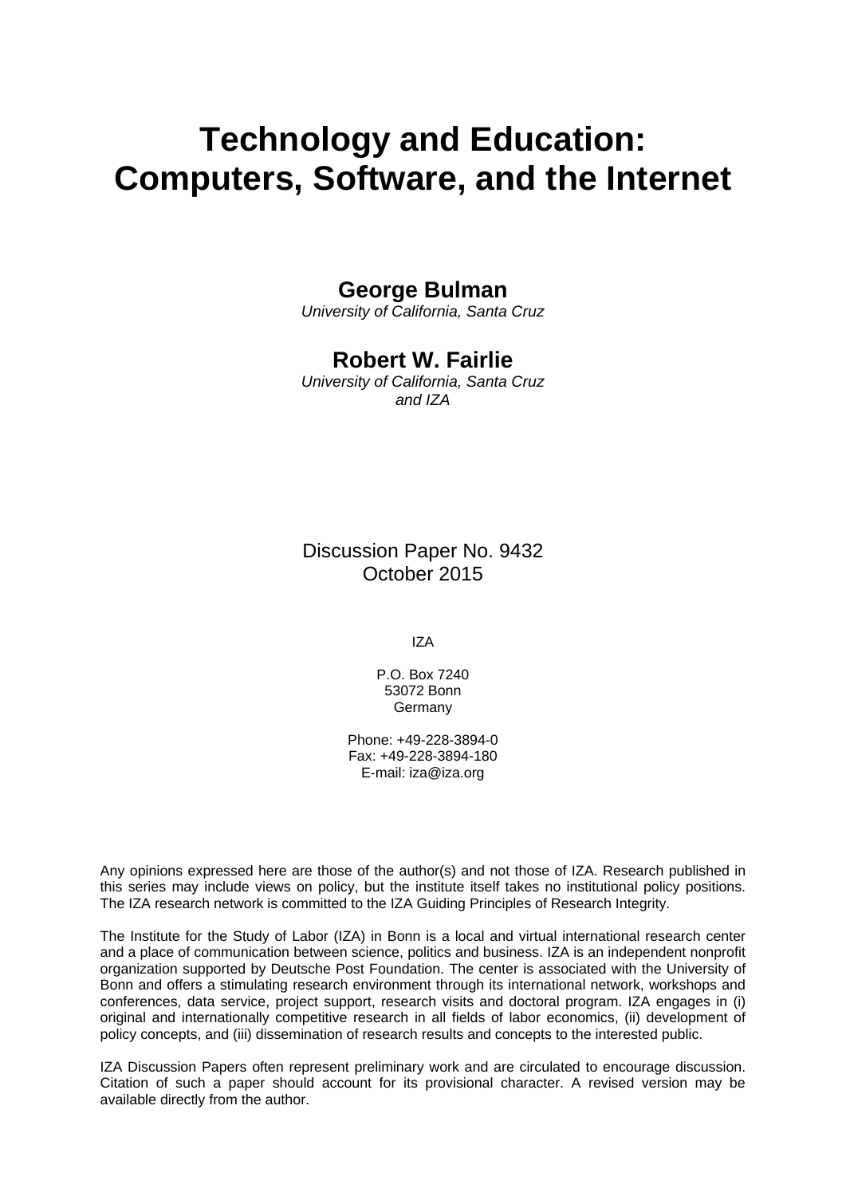# Technology and Education: Computers, Software, and the Internet

**George Bulman**
*University of California, Santa Cruz*

**Robert W. Fairlie**
*University of California, Santa Cruz and IZA*

Discussion Paper No. 9432
October 2015

IZA

P.O. Box 7240
53072 Bonn
Germany

Phone: +49-228-3894-0
Fax: +49-228-3894-180
E-mail: iza@iza.org

Any opinions expressed here are those of the author(s) and not those of IZA. Research published in this series may include views on policy, but the institute itself takes no institutional policy positions. The IZA research network is committed to the IZA Guiding Principles of Research Integrity.

The Institute for the Study of Labor (IZA) in Bonn is a local and virtual international research center and a place of communication between science, politics and business. IZA is an independent nonprofit organization supported by Deutsche Post Foundation. The center is associated with the University of Bonn and offers a stimulating research environment through its international network, workshops and conferences, data service, project support, research visits and doctoral program. IZA engages in (i) original and internationally competitive research in all fields of labor economics, (ii) development of policy concepts, and (iii) dissemination of research results and concepts to the interested public.

IZA Discussion Papers often represent preliminary work and are circulated to encourage discussion. Citation of such a paper should account for its provisional character. A revised version may be available directly from the author.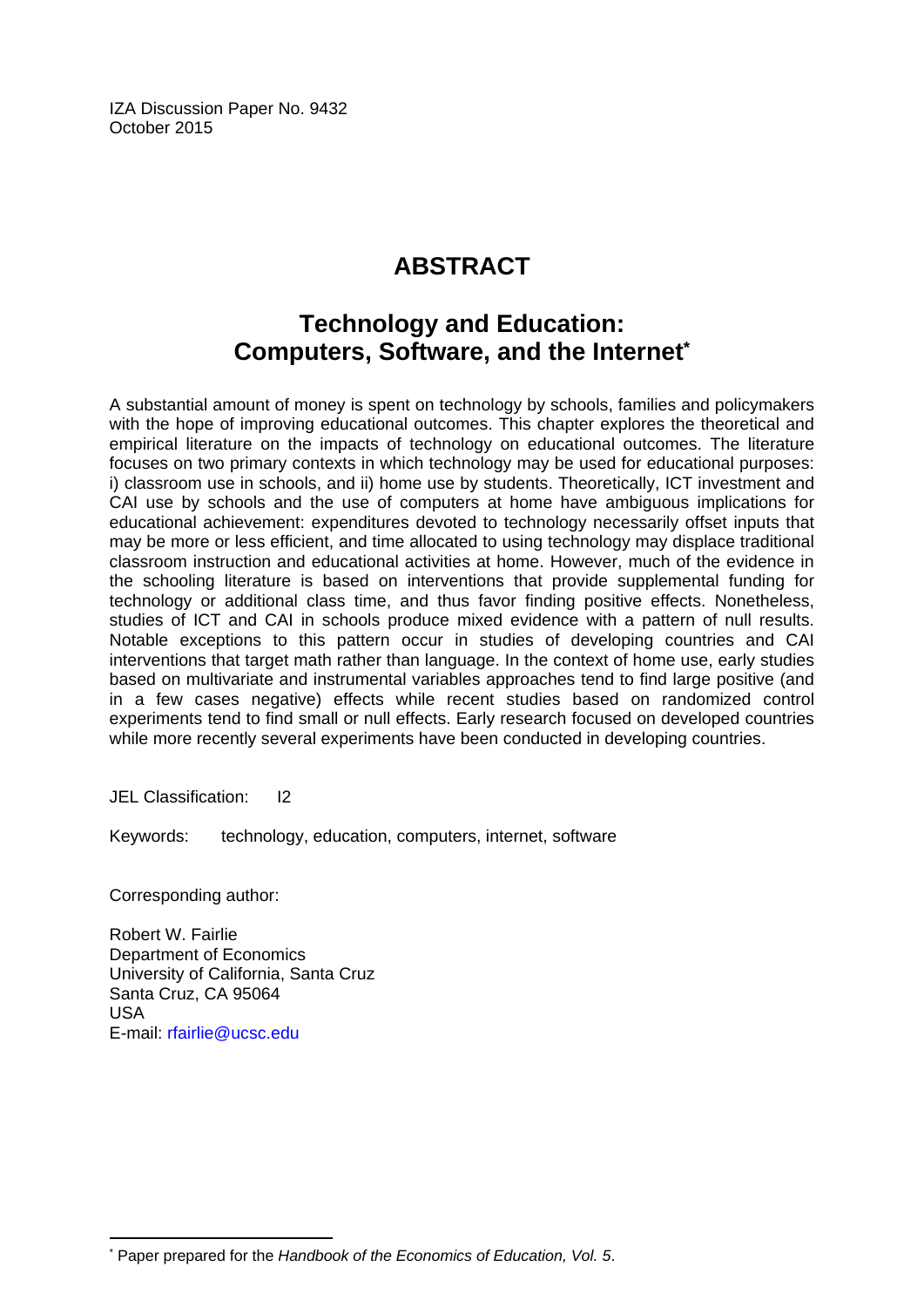IZA Discussion Paper No. 9432
October 2015

# ABSTRACT

## Technology and Education: Computers, Software, and the Internet*

A substantial amount of money is spent on technology by schools, families and policymakers with the hope of improving educational outcomes. This chapter explores the theoretical and empirical literature on the impacts of technology on educational outcomes. The literature focuses on two primary contexts in which technology may be used for educational purposes: i) classroom use in schools, and ii) home use by students. Theoretically, ICT investment and CAI use by schools and the use of computers at home have ambiguous implications for educational achievement: expenditures devoted to technology necessarily offset inputs that may be more or less efficient, and time allocated to using technology may displace traditional classroom instruction and educational activities at home. However, much of the evidence in the schooling literature is based on interventions that provide supplemental funding for technology or additional class time, and thus favor finding positive effects. Nonetheless, studies of ICT and CAI in schools produce mixed evidence with a pattern of null results. Notable exceptions to this pattern occur in studies of developing countries and CAI interventions that target math rather than language. In the context of home use, early studies based on multivariate and instrumental variables approaches tend to find large positive (and in a few cases negative) effects while recent studies based on randomized control experiments tend to find small or null effects. Early research focused on developed countries while more recently several experiments have been conducted in developing countries.

JEL Classification: I2

Keywords: technology, education, computers, internet, software

Corresponding author:

Robert W. Fairlie
Department of Economics
University of California, Santa Cruz
Santa Cruz, CA 95064
USA
E-mail: rfairlie@ucsc.edu

---

* Paper prepared for the *Handbook of the Economics of Education, Vol. 5*.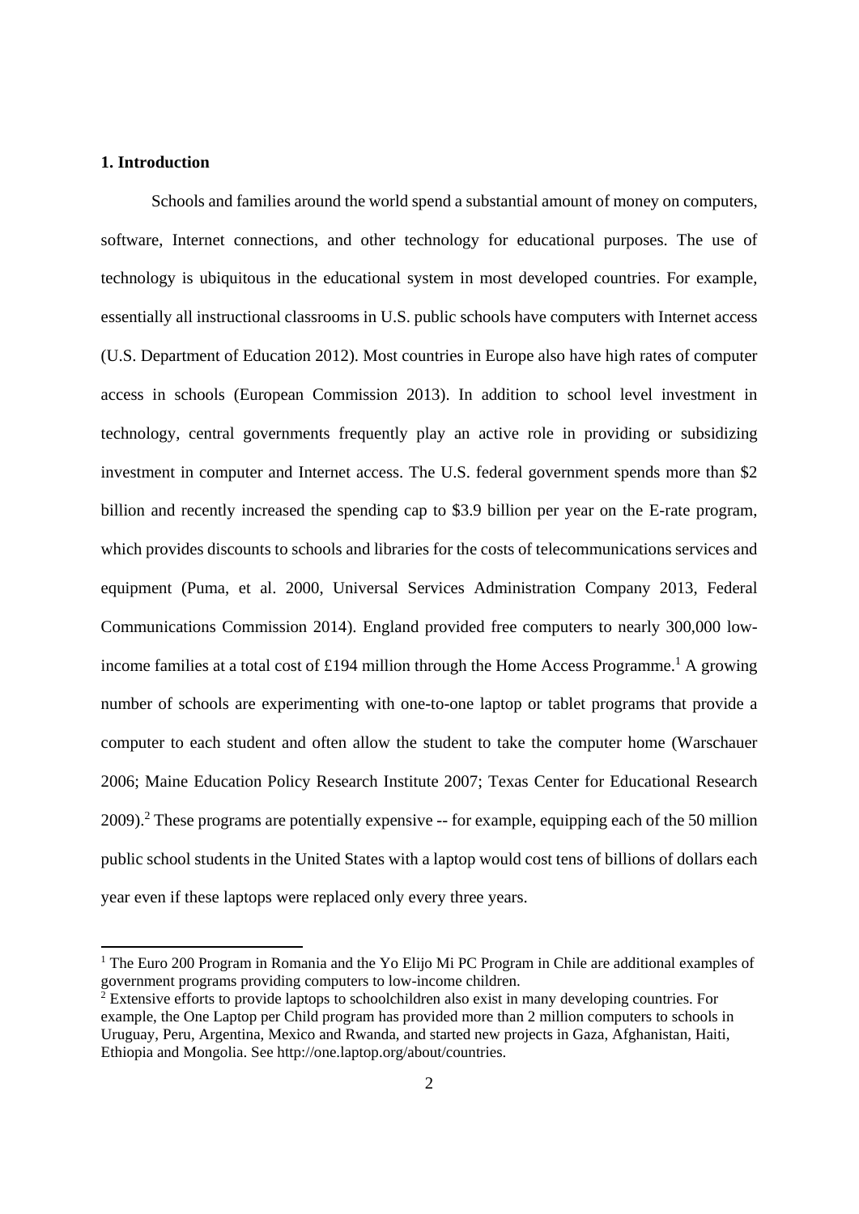## 1. Introduction

Schools and families around the world spend a substantial amount of money on computers, software, Internet connections, and other technology for educational purposes. The use of technology is ubiquitous in the educational system in most developed countries. For example, essentially all instructional classrooms in U.S. public schools have computers with Internet access (U.S. Department of Education 2012). Most countries in Europe also have high rates of computer access in schools (European Commission 2013). In addition to school level investment in technology, central governments frequently play an active role in providing or subsidizing investment in computer and Internet access. The U.S. federal government spends more than \$2 billion and recently increased the spending cap to \$3.9 billion per year on the E-rate program, which provides discounts to schools and libraries for the costs of telecommunications services and equipment (Puma, et al. 2000, Universal Services Administration Company 2013, Federal Communications Commission 2014). England provided free computers to nearly 300,000 low-income families at a total cost of £194 million through the Home Access Programme.[1] A growing number of schools are experimenting with one-to-one laptop or tablet programs that provide a computer to each student and often allow the student to take the computer home (Warschauer 2006; Maine Education Policy Research Institute 2007; Texas Center for Educational Research 2009).[2] These programs are potentially expensive -- for example, equipping each of the 50 million public school students in the United States with a laptop would cost tens of billions of dollars each year even if these laptops were replaced only every three years.

---

[1] The Euro 200 Program in Romania and the Yo Elijo Mi PC Program in Chile are additional examples of government programs providing computers to low-income children.

[2] Extensive efforts to provide laptops to schoolchildren also exist in many developing countries. For example, the One Laptop per Child program has provided more than 2 million computers to schools in Uruguay, Peru, Argentina, Mexico and Rwanda, and started new projects in Gaza, Afghanistan, Haiti, Ethiopia and Mongolia. See http://one.laptop.org/about/countries.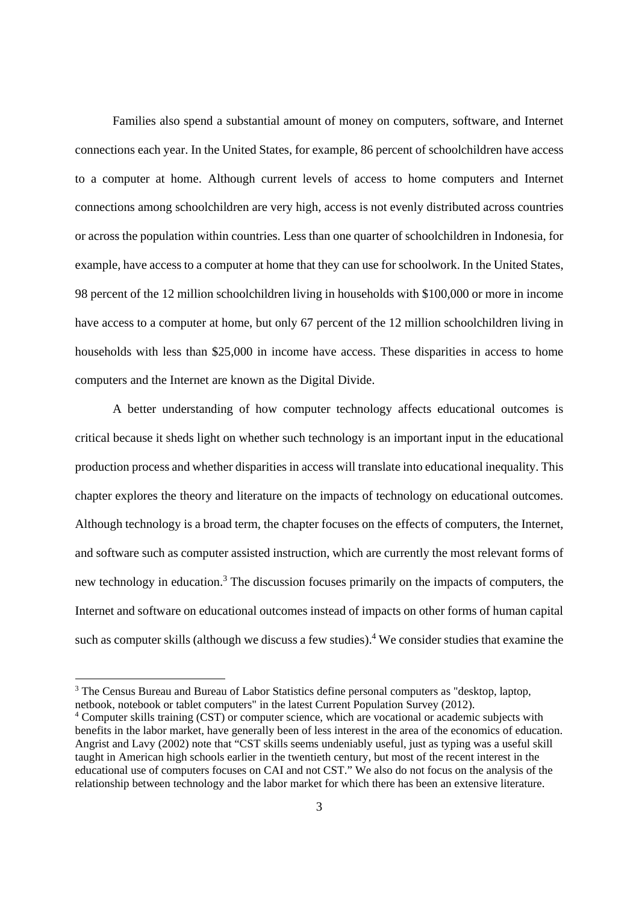Families also spend a substantial amount of money on computers, software, and Internet connections each year. In the United States, for example, 86 percent of schoolchildren have access to a computer at home. Although current levels of access to home computers and Internet connections among schoolchildren are very high, access is not evenly distributed across countries or across the population within countries. Less than one quarter of schoolchildren in Indonesia, for example, have access to a computer at home that they can use for schoolwork. In the United States, 98 percent of the 12 million schoolchildren living in households with $100,000 or more in income have access to a computer at home, but only 67 percent of the 12 million schoolchildren living in households with less than $25,000 in income have access. These disparities in access to home computers and the Internet are known as the Digital Divide.

A better understanding of how computer technology affects educational outcomes is critical because it sheds light on whether such technology is an important input in the educational production process and whether disparities in access will translate into educational inequality. This chapter explores the theory and literature on the impacts of technology on educational outcomes. Although technology is a broad term, the chapter focuses on the effects of computers, the Internet, and software such as computer assisted instruction, which are currently the most relevant forms of new technology in education.[3] The discussion focuses primarily on the impacts of computers, the Internet and software on educational outcomes instead of impacts on other forms of human capital such as computer skills (although we discuss a few studies).[4] We consider studies that examine the

---

[3] The Census Bureau and Bureau of Labor Statistics define personal computers as "desktop, laptop, netbook, notebook or tablet computers" in the latest Current Population Survey (2012).

[4] Computer skills training (CST) or computer science, which are vocational or academic subjects with benefits in the labor market, have generally been of less interest in the area of the economics of education. Angrist and Lavy (2002) note that "CST skills seems undeniably useful, just as typing was a useful skill taught in American high schools earlier in the twentieth century, but most of the recent interest in the educational use of computers focuses on CAI and not CST." We also do not focus on the analysis of the relationship between technology and the labor market for which there has been an extensive literature.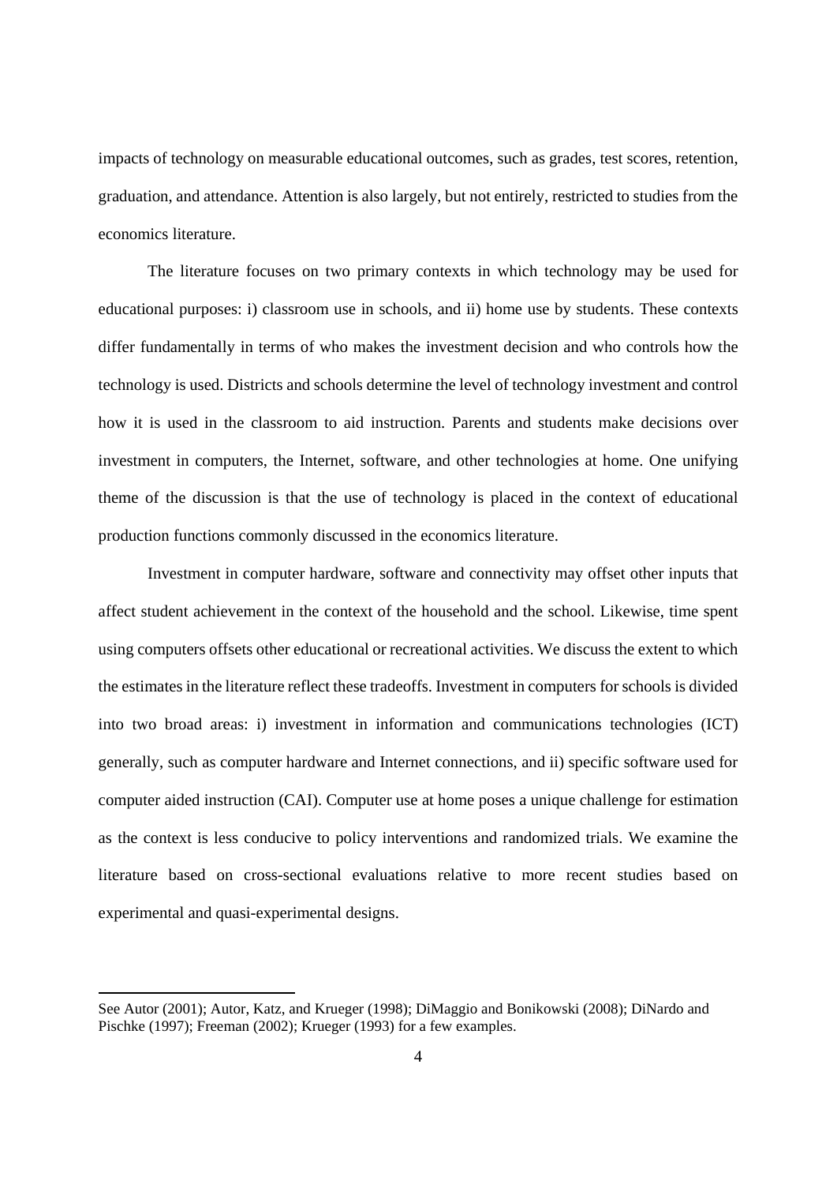impacts of technology on measurable educational outcomes, such as grades, test scores, retention, graduation, and attendance. Attention is also largely, but not entirely, restricted to studies from the economics literature.

The literature focuses on two primary contexts in which technology may be used for educational purposes: i) classroom use in schools, and ii) home use by students. These contexts differ fundamentally in terms of who makes the investment decision and who controls how the technology is used. Districts and schools determine the level of technology investment and control how it is used in the classroom to aid instruction. Parents and students make decisions over investment in computers, the Internet, software, and other technologies at home. One unifying theme of the discussion is that the use of technology is placed in the context of educational production functions commonly discussed in the economics literature.

Investment in computer hardware, software and connectivity may offset other inputs that affect student achievement in the context of the household and the school. Likewise, time spent using computers offsets other educational or recreational activities. We discuss the extent to which the estimates in the literature reflect these tradeoffs. Investment in computers for schools is divided into two broad areas: i) investment in information and communications technologies (ICT) generally, such as computer hardware and Internet connections, and ii) specific software used for computer aided instruction (CAI). Computer use at home poses a unique challenge for estimation as the context is less conducive to policy interventions and randomized trials. We examine the literature based on cross-sectional evaluations relative to more recent studies based on experimental and quasi-experimental designs.

---

See Autor (2001); Autor, Katz, and Krueger (1998); DiMaggio and Bonikowski (2008); DiNardo and Pischke (1997); Freeman (2002); Krueger (1993) for a few examples.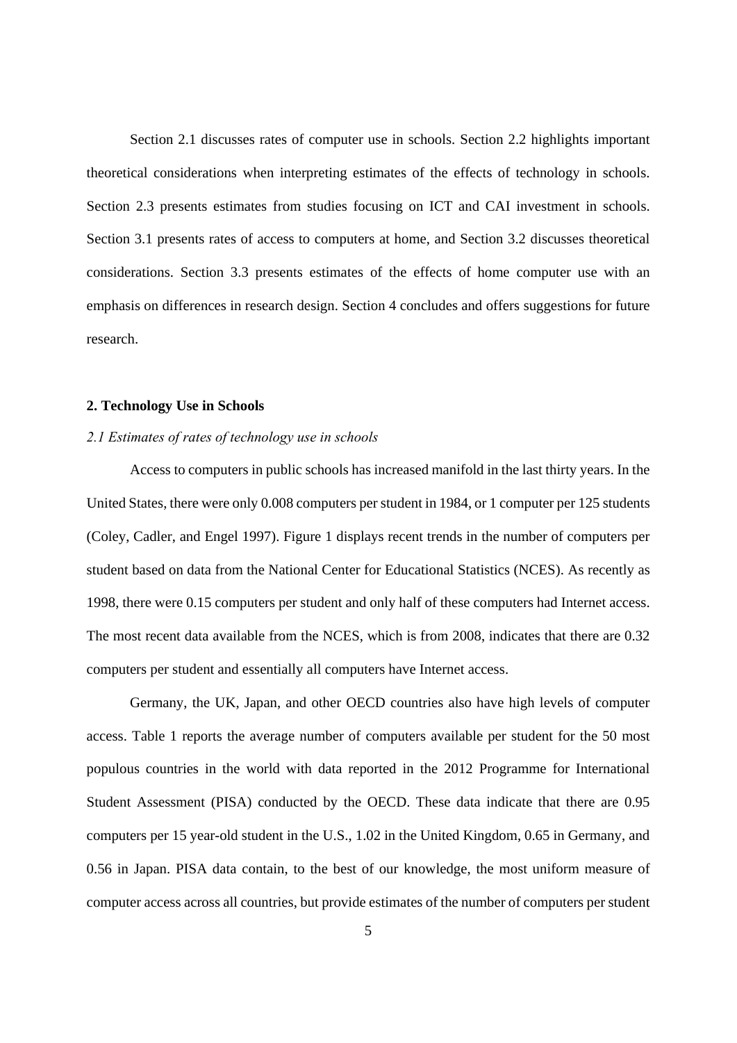Section 2.1 discusses rates of computer use in schools. Section 2.2 highlights important theoretical considerations when interpreting estimates of the effects of technology in schools. Section 2.3 presents estimates from studies focusing on ICT and CAI investment in schools. Section 3.1 presents rates of access to computers at home, and Section 3.2 discusses theoretical considerations. Section 3.3 presents estimates of the effects of home computer use with an emphasis on differences in research design. Section 4 concludes and offers suggestions for future research.

## 2. Technology Use in Schools

### *2.1 Estimates of rates of technology use in schools*

Access to computers in public schools has increased manifold in the last thirty years. In the United States, there were only 0.008 computers per student in 1984, or 1 computer per 125 students (Coley, Cadler, and Engel 1997). Figure 1 displays recent trends in the number of computers per student based on data from the National Center for Educational Statistics (NCES). As recently as 1998, there were 0.15 computers per student and only half of these computers had Internet access. The most recent data available from the NCES, which is from 2008, indicates that there are 0.32 computers per student and essentially all computers have Internet access.

Germany, the UK, Japan, and other OECD countries also have high levels of computer access. Table 1 reports the average number of computers available per student for the 50 most populous countries in the world with data reported in the 2012 Programme for International Student Assessment (PISA) conducted by the OECD. These data indicate that there are 0.95 computers per 15 year-old student in the U.S., 1.02 in the United Kingdom, 0.65 in Germany, and 0.56 in Japan. PISA data contain, to the best of our knowledge, the most uniform measure of computer access across all countries, but provide estimates of the number of computers per student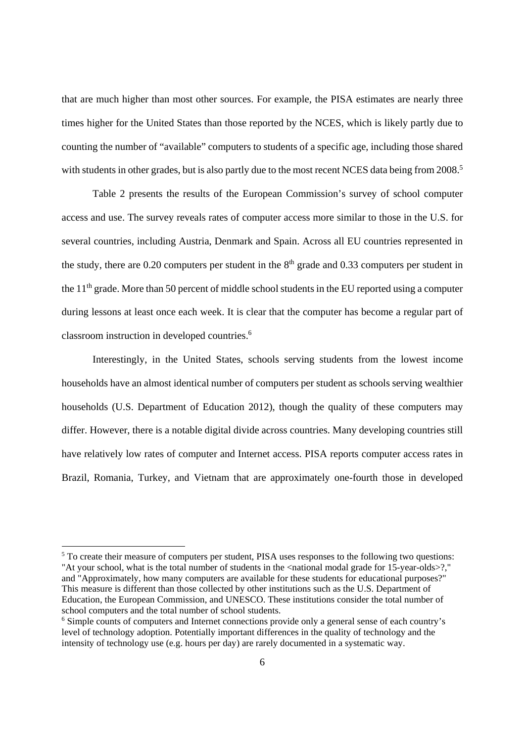that are much higher than most other sources. For example, the PISA estimates are nearly three times higher for the United States than those reported by the NCES, which is likely partly due to counting the number of "available" computers to students of a specific age, including those shared with students in other grades, but is also partly due to the most recent NCES data being from 2008.[5]

Table 2 presents the results of the European Commission's survey of school computer access and use. The survey reveals rates of computer access more similar to those in the U.S. for several countries, including Austria, Denmark and Spain. Across all EU countries represented in the study, there are 0.20 computers per student in the 8th grade and 0.33 computers per student in the 11th grade. More than 50 percent of middle school students in the EU reported using a computer during lessons at least once each week. It is clear that the computer has become a regular part of classroom instruction in developed countries.[6]

Interestingly, in the United States, schools serving students from the lowest income households have an almost identical number of computers per student as schools serving wealthier households (U.S. Department of Education 2012), though the quality of these computers may differ. However, there is a notable digital divide across countries. Many developing countries still have relatively low rates of computer and Internet access. PISA reports computer access rates in Brazil, Romania, Turkey, and Vietnam that are approximately one-fourth those in developed

---

[5] To create their measure of computers per student, PISA uses responses to the following two questions: "At your school, what is the total number of students in the <national modal grade for 15-year-olds>?," and "Approximately, how many computers are available for these students for educational purposes?" This measure is different than those collected by other institutions such as the U.S. Department of Education, the European Commission, and UNESCO. These institutions consider the total number of school computers and the total number of school students.

[6] Simple counts of computers and Internet connections provide only a general sense of each country's level of technology adoption. Potentially important differences in the quality of technology and the intensity of technology use (e.g. hours per day) are rarely documented in a systematic way.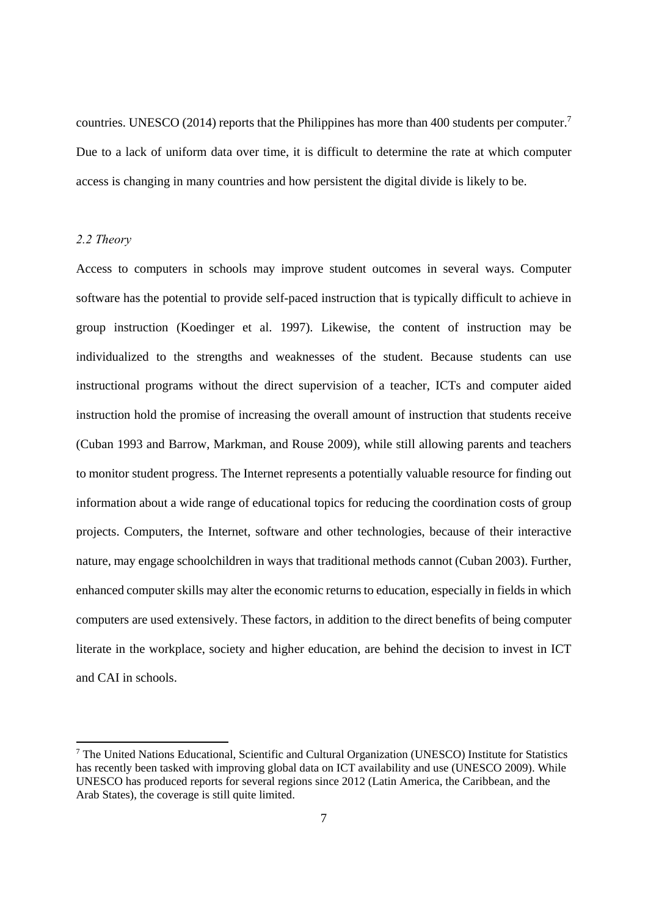countries. UNESCO (2014) reports that the Philippines has more than 400 students per computer.[7] Due to a lack of uniform data over time, it is difficult to determine the rate at which computer access is changing in many countries and how persistent the digital divide is likely to be.

### *2.2 Theory*

Access to computers in schools may improve student outcomes in several ways. Computer software has the potential to provide self-paced instruction that is typically difficult to achieve in group instruction (Koedinger et al. 1997). Likewise, the content of instruction may be individualized to the strengths and weaknesses of the student. Because students can use instructional programs without the direct supervision of a teacher, ICTs and computer aided instruction hold the promise of increasing the overall amount of instruction that students receive (Cuban 1993 and Barrow, Markman, and Rouse 2009), while still allowing parents and teachers to monitor student progress. The Internet represents a potentially valuable resource for finding out information about a wide range of educational topics for reducing the coordination costs of group projects. Computers, the Internet, software and other technologies, because of their interactive nature, may engage schoolchildren in ways that traditional methods cannot (Cuban 2003). Further, enhanced computer skills may alter the economic returns to education, especially in fields in which computers are used extensively. These factors, in addition to the direct benefits of being computer literate in the workplace, society and higher education, are behind the decision to invest in ICT and CAI in schools.

[7] The United Nations Educational, Scientific and Cultural Organization (UNESCO) Institute for Statistics has recently been tasked with improving global data on ICT availability and use (UNESCO 2009). While UNESCO has produced reports for several regions since 2012 (Latin America, the Caribbean, and the Arab States), the coverage is still quite limited.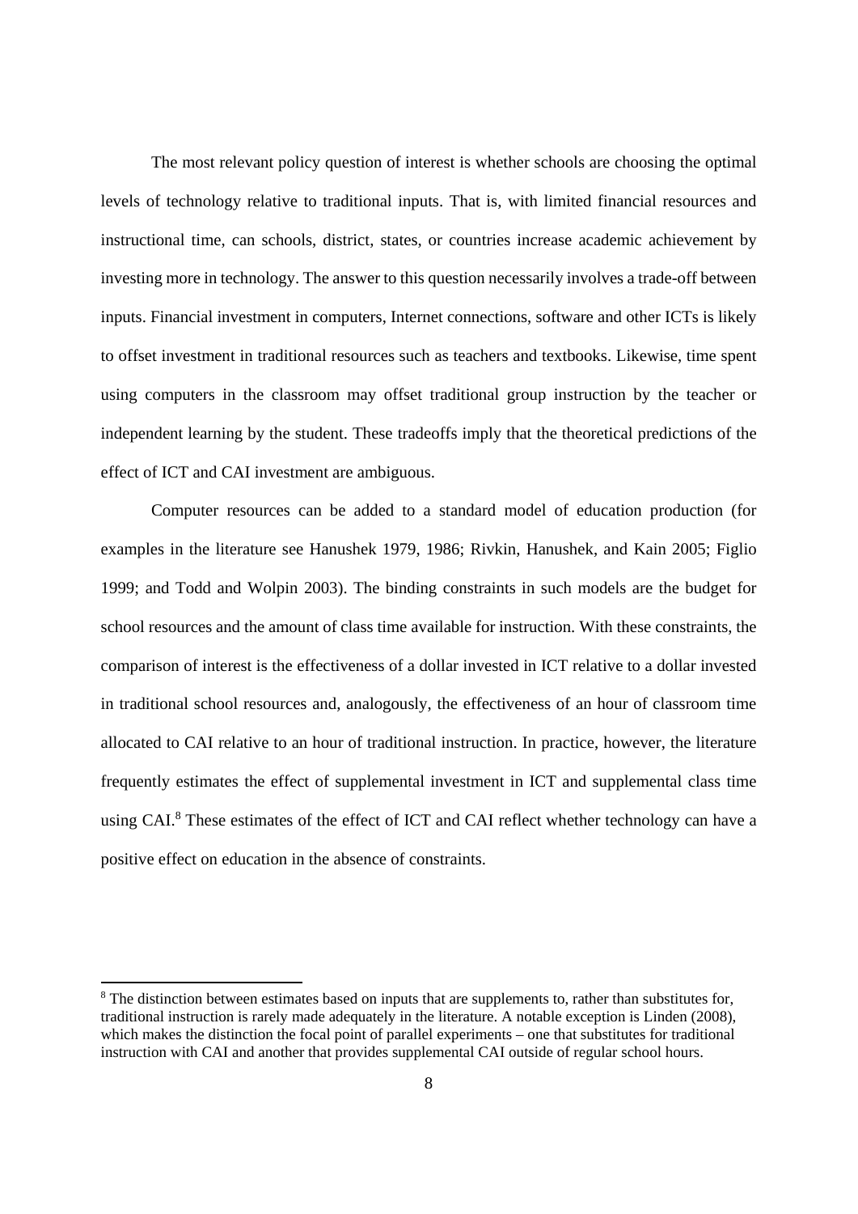The most relevant policy question of interest is whether schools are choosing the optimal levels of technology relative to traditional inputs. That is, with limited financial resources and instructional time, can schools, district, states, or countries increase academic achievement by investing more in technology. The answer to this question necessarily involves a trade-off between inputs. Financial investment in computers, Internet connections, software and other ICTs is likely to offset investment in traditional resources such as teachers and textbooks. Likewise, time spent using computers in the classroom may offset traditional group instruction by the teacher or independent learning by the student. These tradeoffs imply that the theoretical predictions of the effect of ICT and CAI investment are ambiguous.

Computer resources can be added to a standard model of education production (for examples in the literature see Hanushek 1979, 1986; Rivkin, Hanushek, and Kain 2005; Figlio 1999; and Todd and Wolpin 2003). The binding constraints in such models are the budget for school resources and the amount of class time available for instruction. With these constraints, the comparison of interest is the effectiveness of a dollar invested in ICT relative to a dollar invested in traditional school resources and, analogously, the effectiveness of an hour of classroom time allocated to CAI relative to an hour of traditional instruction. In practice, however, the literature frequently estimates the effect of supplemental investment in ICT and supplemental class time using CAI.[8] These estimates of the effect of ICT and CAI reflect whether technology can have a positive effect on education in the absence of constraints.

---

[8] The distinction between estimates based on inputs that are supplements to, rather than substitutes for, traditional instruction is rarely made adequately in the literature. A notable exception is Linden (2008), which makes the distinction the focal point of parallel experiments – one that substitutes for traditional instruction with CAI and another that provides supplemental CAI outside of regular school hours.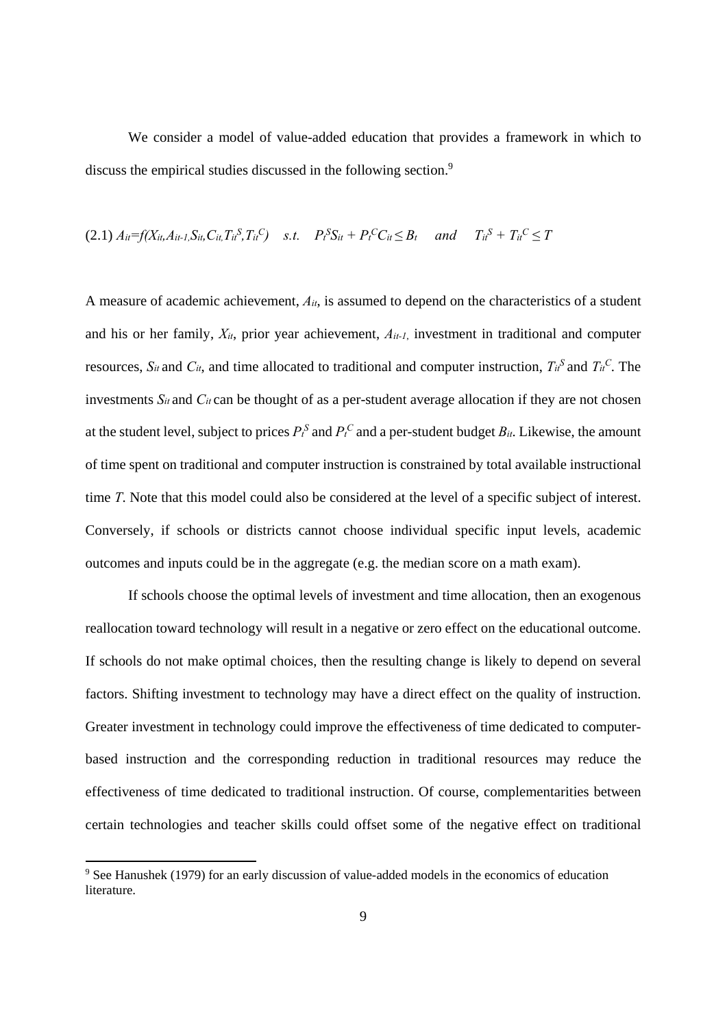We consider a model of value-added education that provides a framework in which to discuss the empirical studies discussed in the following section.[9]

$$(2.1)\ A_{it}=f(X_{it},A_{it-1},S_{it},C_{it},T_{it}^{S},T_{it}^{C}) \quad s.t. \quad P_t^S S_{it} + P_t^C C_{it} \leq B_t \quad and \quad T_{it}^S + T_{it}^C \leq T$$

A measure of academic achievement, $A_{it}$, is assumed to depend on the characteristics of a student and his or her family, $X_{it}$, prior year achievement, $A_{it-1}$, investment in traditional and computer resources, $S_{it}$ and $C_{it}$, and time allocated to traditional and computer instruction, $T_{it}^S$ and $T_{it}^C$. The investments $S_{it}$ and $C_{it}$ can be thought of as a per-student average allocation if they are not chosen at the student level, subject to prices $P_t^S$ and $P_t^C$ and a per-student budget $B_{it}$. Likewise, the amount of time spent on traditional and computer instruction is constrained by total available instructional time $T$. Note that this model could also be considered at the level of a specific subject of interest. Conversely, if schools or districts cannot choose individual specific input levels, academic outcomes and inputs could be in the aggregate (e.g. the median score on a math exam).

If schools choose the optimal levels of investment and time allocation, then an exogenous reallocation toward technology will result in a negative or zero effect on the educational outcome. If schools do not make optimal choices, then the resulting change is likely to depend on several factors. Shifting investment to technology may have a direct effect on the quality of instruction. Greater investment in technology could improve the effectiveness of time dedicated to computer-based instruction and the corresponding reduction in traditional resources may reduce the effectiveness of time dedicated to traditional instruction. Of course, complementarities between certain technologies and teacher skills could offset some of the negative effect on traditional

[9] See Hanushek (1979) for an early discussion of value-added models in the economics of education literature.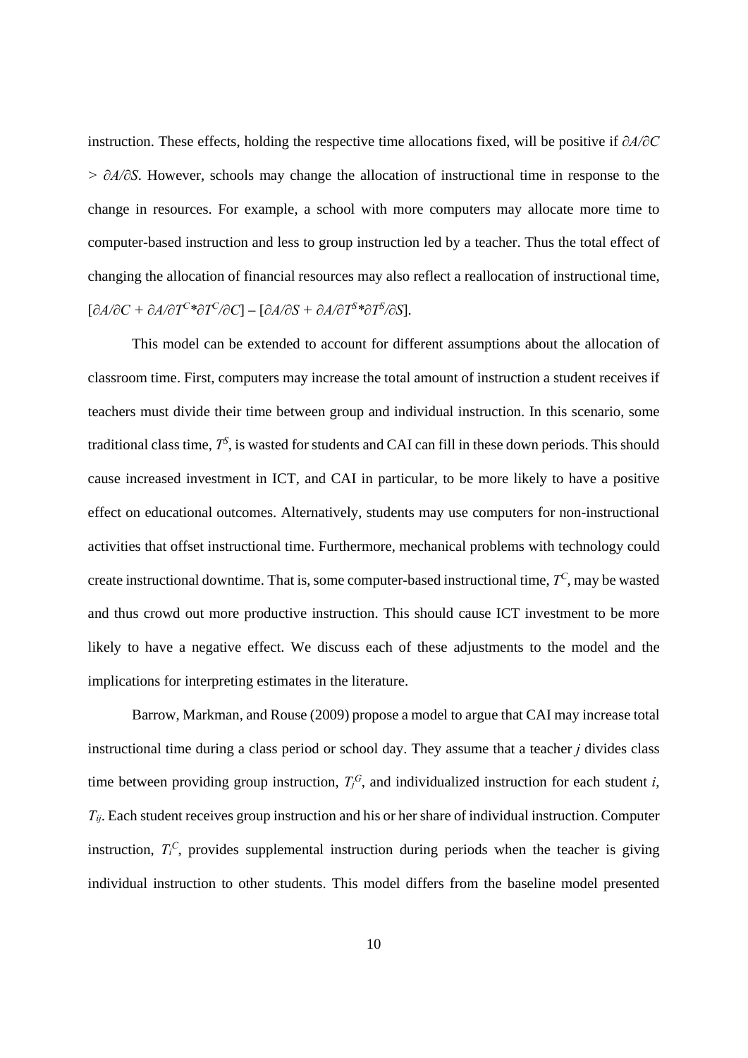instruction. These effects, holding the respective time allocations fixed, will be positive if $\partial A/\partial C > \partial A/\partial S$. However, schools may change the allocation of instructional time in response to the change in resources. For example, a school with more computers may allocate more time to computer-based instruction and less to group instruction led by a teacher. Thus the total effect of changing the allocation of financial resources may also reflect a reallocation of instructional time, $[\partial A/\partial C + \partial A/\partial T^C * \partial T^C/\partial C] - [\partial A/\partial S + \partial A/\partial T^S * \partial T^S/\partial S]$.

This model can be extended to account for different assumptions about the allocation of classroom time. First, computers may increase the total amount of instruction a student receives if teachers must divide their time between group and individual instruction. In this scenario, some traditional class time, $T^S$, is wasted for students and CAI can fill in these down periods. This should cause increased investment in ICT, and CAI in particular, to be more likely to have a positive effect on educational outcomes. Alternatively, students may use computers for non-instructional activities that offset instructional time. Furthermore, mechanical problems with technology could create instructional downtime. That is, some computer-based instructional time, $T^C$, may be wasted and thus crowd out more productive instruction. This should cause ICT investment to be more likely to have a negative effect. We discuss each of these adjustments to the model and the implications for interpreting estimates in the literature.

Barrow, Markman, and Rouse (2009) propose a model to argue that CAI may increase total instructional time during a class period or school day. They assume that a teacher *j* divides class time between providing group instruction, $T_j^G$, and individualized instruction for each student *i*, $T_{ij}$. Each student receives group instruction and his or her share of individual instruction. Computer instruction, $T_i^C$, provides supplemental instruction during periods when the teacher is giving individual instruction to other students. This model differs from the baseline model presented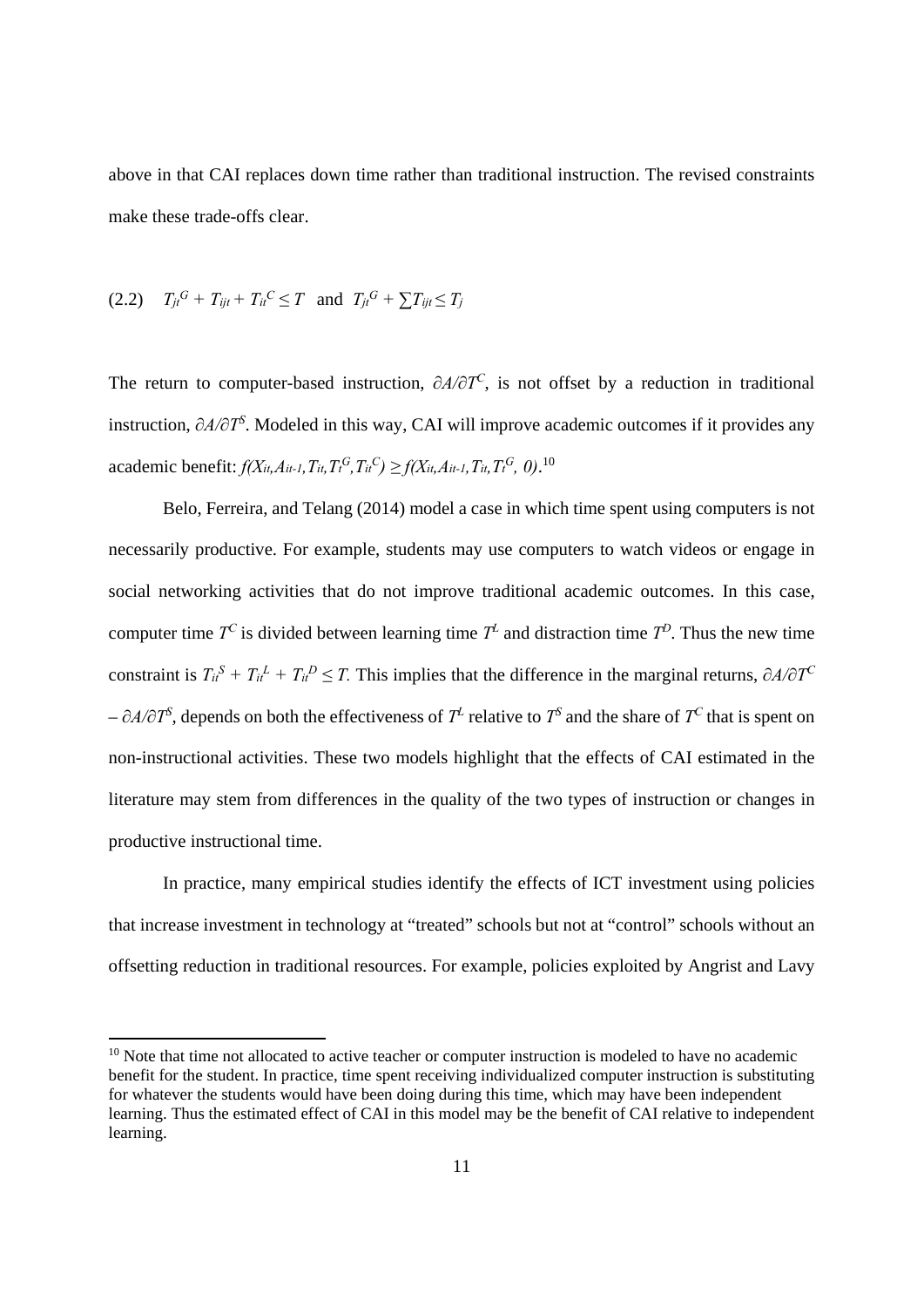above in that CAI replaces down time rather than traditional instruction. The revised constraints make these trade-offs clear.

$$(2.2) \quad T_{jt}^{G} + T_{ijt} + T_{it}^{C} \leq T \;\; \text{and} \;\; T_{jt}^{G} + \sum T_{ijt} \leq T_j$$

The return to computer-based instruction, $\partial A/\partial T^C$, is not offset by a reduction in traditional instruction, $\partial A/\partial T^S$. Modeled in this way, CAI will improve academic outcomes if it provides any academic benefit: $f(X_{it}, A_{it-1}, T_{it}, T_t^G, T_{it}^C) \geq f(X_{it}, A_{it-1}, T_{it}, T_t^G, 0)$.[10]

Belo, Ferreira, and Telang (2014) model a case in which time spent using computers is not necessarily productive. For example, students may use computers to watch videos or engage in social networking activities that do not improve traditional academic outcomes. In this case, computer time $T^C$ is divided between learning time $T^L$ and distraction time $T^D$. Thus the new time constraint is $T_{it}^S + T_{it}^L + T_{it}^D \leq T$. This implies that the difference in the marginal returns, $\partial A/\partial T^C - \partial A/\partial T^S$, depends on both the effectiveness of $T^L$ relative to $T^S$ and the share of $T^C$ that is spent on non-instructional activities. These two models highlight that the effects of CAI estimated in the literature may stem from differences in the quality of the two types of instruction or changes in productive instructional time.

In practice, many empirical studies identify the effects of ICT investment using policies that increase investment in technology at "treated" schools but not at "control" schools without an offsetting reduction in traditional resources. For example, policies exploited by Angrist and Lavy

[10] Note that time not allocated to active teacher or computer instruction is modeled to have no academic benefit for the student. In practice, time spent receiving individualized computer instruction is substituting for whatever the students would have been doing during this time, which may have been independent learning. Thus the estimated effect of CAI in this model may be the benefit of CAI relative to independent learning.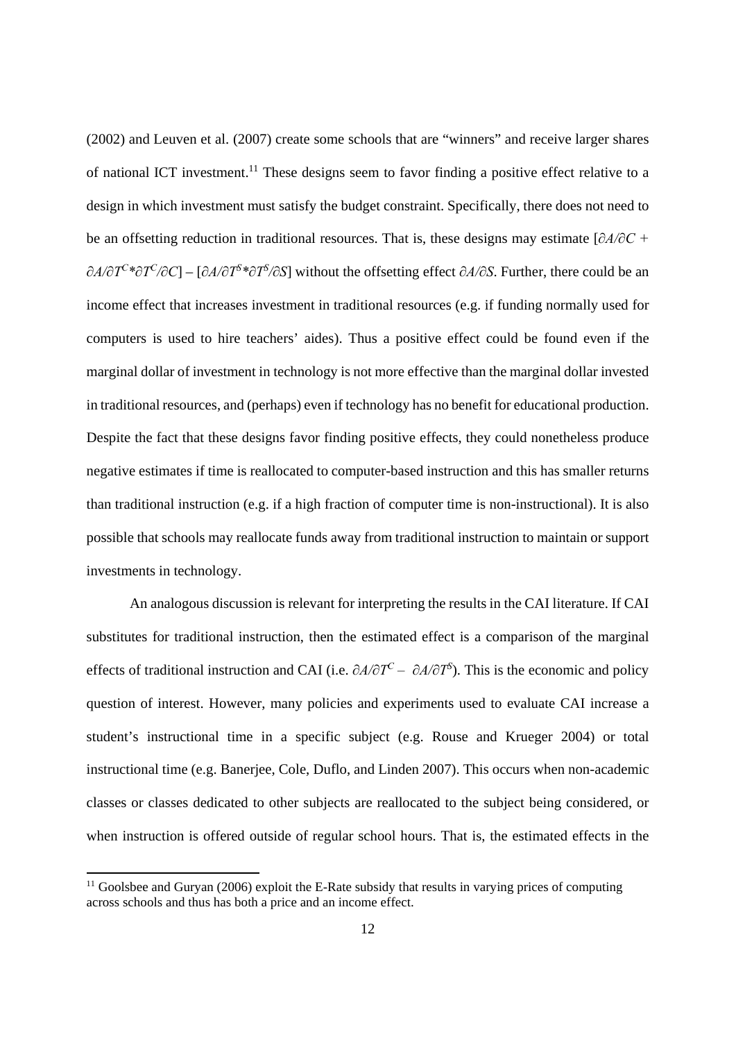(2002) and Leuven et al. (2007) create some schools that are "winners" and receive larger shares of national ICT investment.[11] These designs seem to favor finding a positive effect relative to a design in which investment must satisfy the budget constraint. Specifically, there does not need to be an offsetting reduction in traditional resources. That is, these designs may estimate $[\partial A/\partial C + \partial A/\partial T^C * \partial T^C/\partial C] - [\partial A/\partial T^S * \partial T^S/\partial S]$ without the offsetting effect $\partial A/\partial S$. Further, there could be an income effect that increases investment in traditional resources (e.g. if funding normally used for computers is used to hire teachers' aides). Thus a positive effect could be found even if the marginal dollar of investment in technology is not more effective than the marginal dollar invested in traditional resources, and (perhaps) even if technology has no benefit for educational production. Despite the fact that these designs favor finding positive effects, they could nonetheless produce negative estimates if time is reallocated to computer-based instruction and this has smaller returns than traditional instruction (e.g. if a high fraction of computer time is non-instructional). It is also possible that schools may reallocate funds away from traditional instruction to maintain or support investments in technology.

An analogous discussion is relevant for interpreting the results in the CAI literature. If CAI substitutes for traditional instruction, then the estimated effect is a comparison of the marginal effects of traditional instruction and CAI (i.e. $\partial A/\partial T^C - \partial A/\partial T^S$). This is the economic and policy question of interest. However, many policies and experiments used to evaluate CAI increase a student's instructional time in a specific subject (e.g. Rouse and Krueger 2004) or total instructional time (e.g. Banerjee, Cole, Duflo, and Linden 2007). This occurs when non-academic classes or classes dedicated to other subjects are reallocated to the subject being considered, or when instruction is offered outside of regular school hours. That is, the estimated effects in the

[11] Goolsbee and Guryan (2006) exploit the E-Rate subsidy that results in varying prices of computing across schools and thus has both a price and an income effect.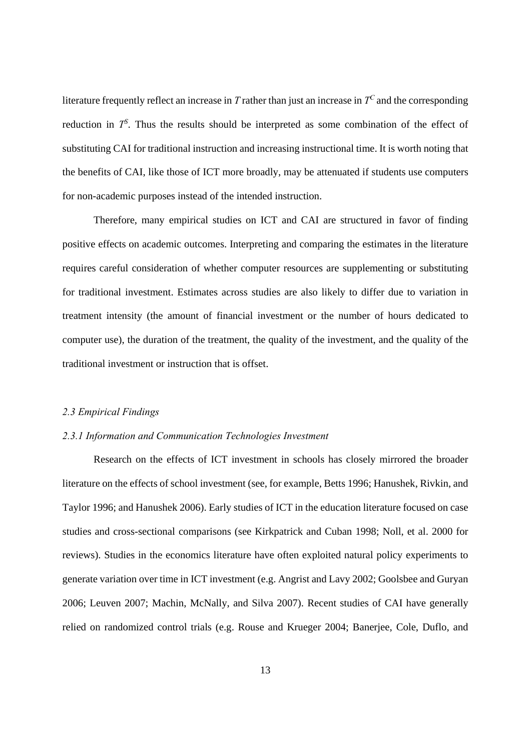literature frequently reflect an increase in $T$ rather than just an increase in $T^C$ and the corresponding reduction in $T^S$. Thus the results should be interpreted as some combination of the effect of substituting CAI for traditional instruction and increasing instructional time. It is worth noting that the benefits of CAI, like those of ICT more broadly, may be attenuated if students use computers for non-academic purposes instead of the intended instruction.

Therefore, many empirical studies on ICT and CAI are structured in favor of finding positive effects on academic outcomes. Interpreting and comparing the estimates in the literature requires careful consideration of whether computer resources are supplementing or substituting for traditional investment. Estimates across studies are also likely to differ due to variation in treatment intensity (the amount of financial investment or the number of hours dedicated to computer use), the duration of the treatment, the quality of the investment, and the quality of the traditional investment or instruction that is offset.

### *2.3 Empirical Findings*

#### *2.3.1 Information and Communication Technologies Investment*

Research on the effects of ICT investment in schools has closely mirrored the broader literature on the effects of school investment (see, for example, Betts 1996; Hanushek, Rivkin, and Taylor 1996; and Hanushek 2006). Early studies of ICT in the education literature focused on case studies and cross-sectional comparisons (see Kirkpatrick and Cuban 1998; Noll, et al. 2000 for reviews). Studies in the economics literature have often exploited natural policy experiments to generate variation over time in ICT investment (e.g. Angrist and Lavy 2002; Goolsbee and Guryan 2006; Leuven 2007; Machin, McNally, and Silva 2007). Recent studies of CAI have generally relied on randomized control trials (e.g. Rouse and Krueger 2004; Banerjee, Cole, Duflo, and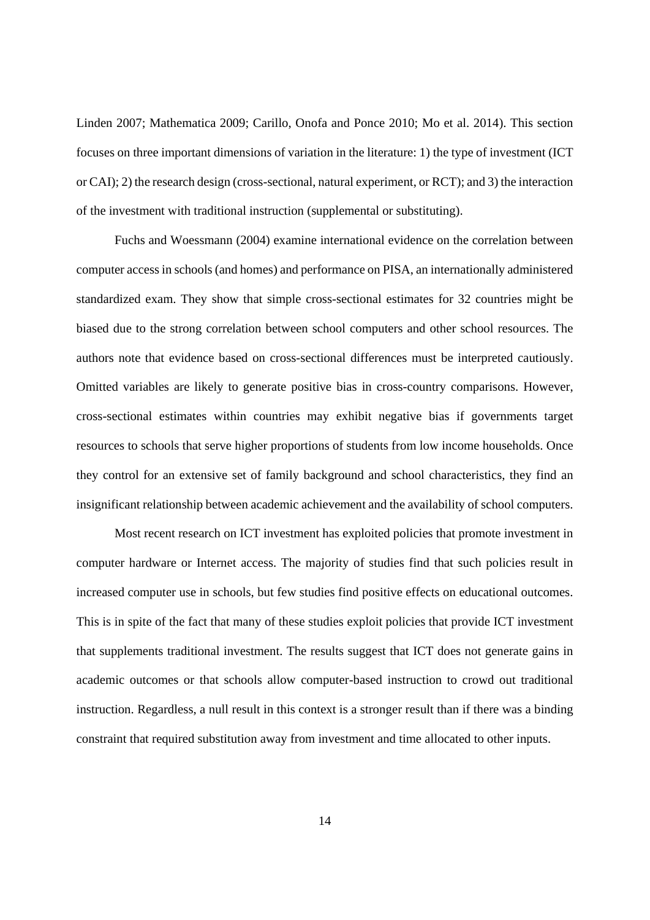Linden 2007; Mathematica 2009; Carillo, Onofa and Ponce 2010; Mo et al. 2014). This section focuses on three important dimensions of variation in the literature: 1) the type of investment (ICT or CAI); 2) the research design (cross-sectional, natural experiment, or RCT); and 3) the interaction of the investment with traditional instruction (supplemental or substituting).

Fuchs and Woessmann (2004) examine international evidence on the correlation between computer access in schools (and homes) and performance on PISA, an internationally administered standardized exam. They show that simple cross-sectional estimates for 32 countries might be biased due to the strong correlation between school computers and other school resources. The authors note that evidence based on cross-sectional differences must be interpreted cautiously. Omitted variables are likely to generate positive bias in cross-country comparisons. However, cross-sectional estimates within countries may exhibit negative bias if governments target resources to schools that serve higher proportions of students from low income households. Once they control for an extensive set of family background and school characteristics, they find an insignificant relationship between academic achievement and the availability of school computers.

Most recent research on ICT investment has exploited policies that promote investment in computer hardware or Internet access. The majority of studies find that such policies result in increased computer use in schools, but few studies find positive effects on educational outcomes. This is in spite of the fact that many of these studies exploit policies that provide ICT investment that supplements traditional investment. The results suggest that ICT does not generate gains in academic outcomes or that schools allow computer-based instruction to crowd out traditional instruction. Regardless, a null result in this context is a stronger result than if there was a binding constraint that required substitution away from investment and time allocated to other inputs.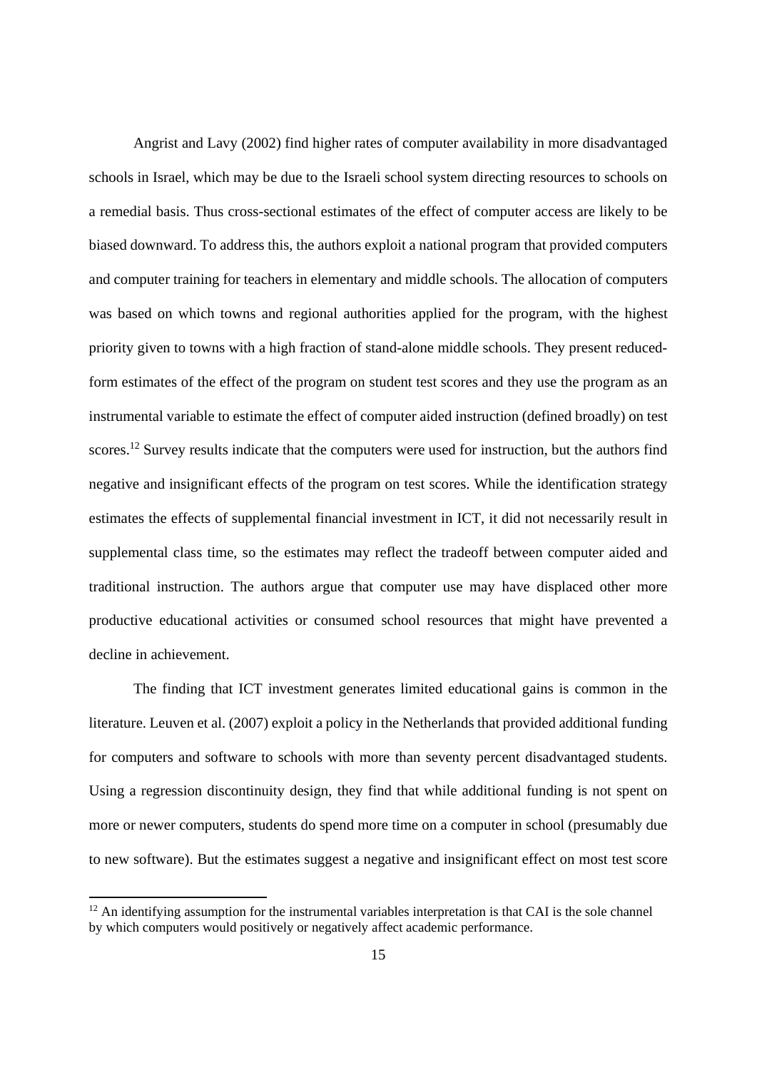Angrist and Lavy (2002) find higher rates of computer availability in more disadvantaged schools in Israel, which may be due to the Israeli school system directing resources to schools on a remedial basis. Thus cross-sectional estimates of the effect of computer access are likely to be biased downward. To address this, the authors exploit a national program that provided computers and computer training for teachers in elementary and middle schools. The allocation of computers was based on which towns and regional authorities applied for the program, with the highest priority given to towns with a high fraction of stand-alone middle schools. They present reduced-form estimates of the effect of the program on student test scores and they use the program as an instrumental variable to estimate the effect of computer aided instruction (defined broadly) on test scores.[12] Survey results indicate that the computers were used for instruction, but the authors find negative and insignificant effects of the program on test scores. While the identification strategy estimates the effects of supplemental financial investment in ICT, it did not necessarily result in supplemental class time, so the estimates may reflect the tradeoff between computer aided and traditional instruction. The authors argue that computer use may have displaced other more productive educational activities or consumed school resources that might have prevented a decline in achievement.

The finding that ICT investment generates limited educational gains is common in the literature. Leuven et al. (2007) exploit a policy in the Netherlands that provided additional funding for computers and software to schools with more than seventy percent disadvantaged students. Using a regression discontinuity design, they find that while additional funding is not spent on more or newer computers, students do spend more time on a computer in school (presumably due to new software). But the estimates suggest a negative and insignificant effect on most test score

[12] An identifying assumption for the instrumental variables interpretation is that CAI is the sole channel by which computers would positively or negatively affect academic performance.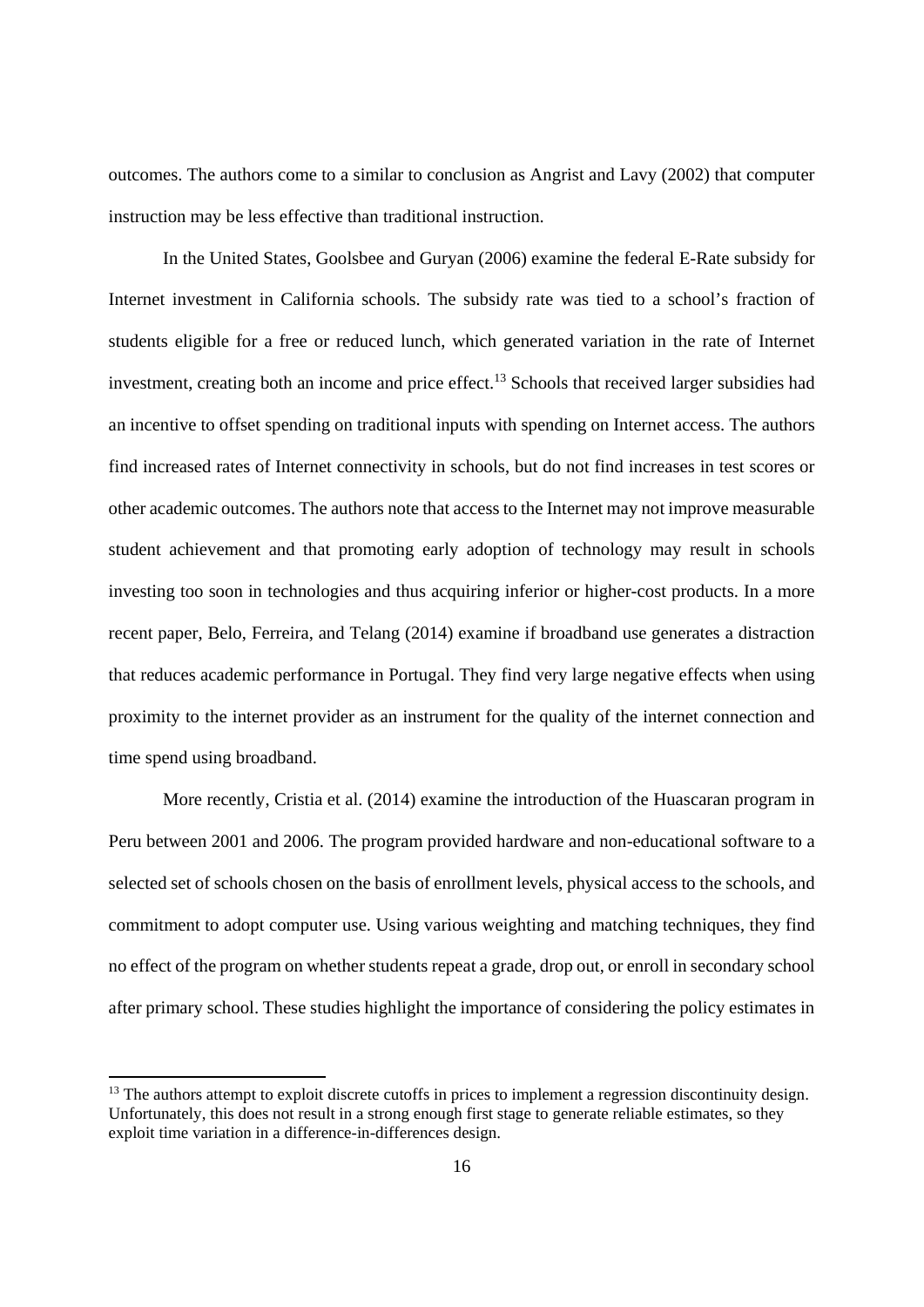outcomes. The authors come to a similar to conclusion as Angrist and Lavy (2002) that computer instruction may be less effective than traditional instruction.

In the United States, Goolsbee and Guryan (2006) examine the federal E-Rate subsidy for Internet investment in California schools. The subsidy rate was tied to a school's fraction of students eligible for a free or reduced lunch, which generated variation in the rate of Internet investment, creating both an income and price effect.[13] Schools that received larger subsidies had an incentive to offset spending on traditional inputs with spending on Internet access. The authors find increased rates of Internet connectivity in schools, but do not find increases in test scores or other academic outcomes. The authors note that access to the Internet may not improve measurable student achievement and that promoting early adoption of technology may result in schools investing too soon in technologies and thus acquiring inferior or higher-cost products. In a more recent paper, Belo, Ferreira, and Telang (2014) examine if broadband use generates a distraction that reduces academic performance in Portugal. They find very large negative effects when using proximity to the internet provider as an instrument for the quality of the internet connection and time spend using broadband.

More recently, Cristia et al. (2014) examine the introduction of the Huascaran program in Peru between 2001 and 2006. The program provided hardware and non-educational software to a selected set of schools chosen on the basis of enrollment levels, physical access to the schools, and commitment to adopt computer use. Using various weighting and matching techniques, they find no effect of the program on whether students repeat a grade, drop out, or enroll in secondary school after primary school. These studies highlight the importance of considering the policy estimates in

[13] The authors attempt to exploit discrete cutoffs in prices to implement a regression discontinuity design. Unfortunately, this does not result in a strong enough first stage to generate reliable estimates, so they exploit time variation in a difference-in-differences design.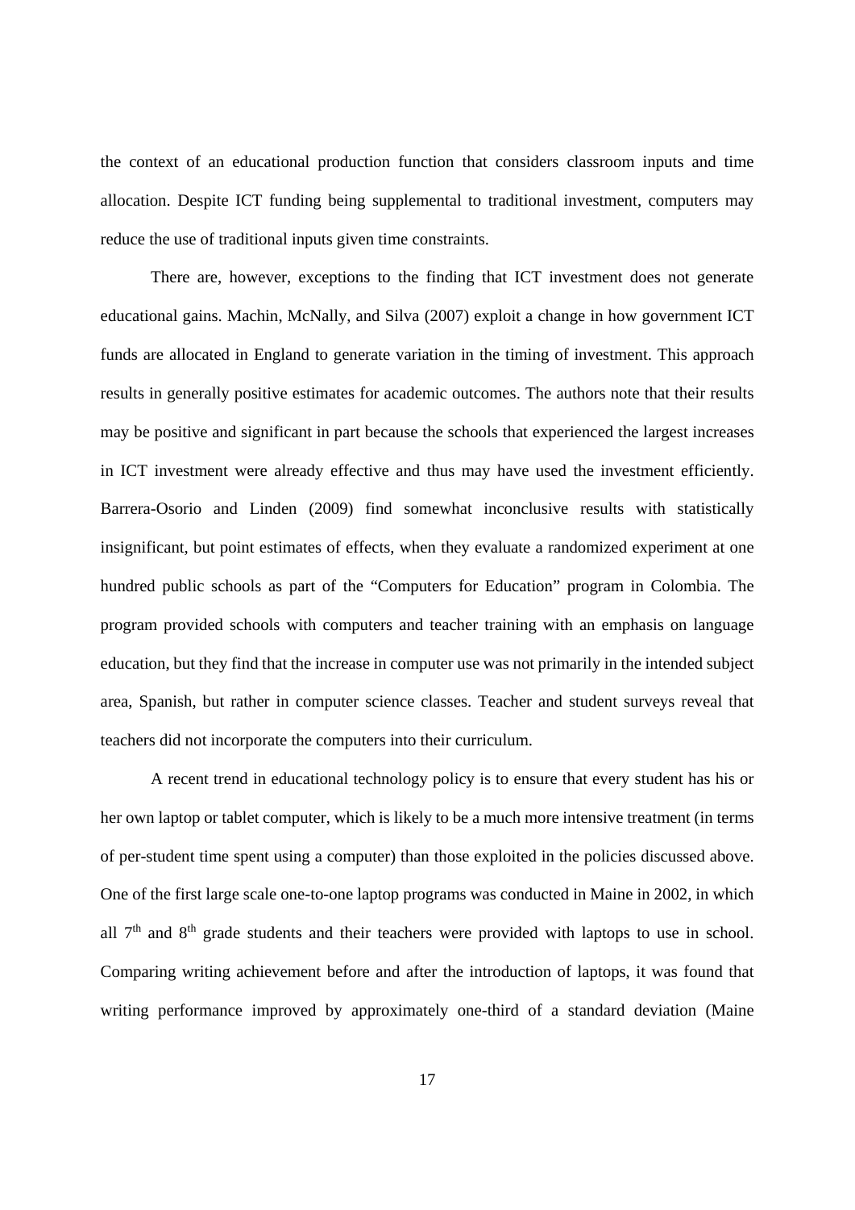the context of an educational production function that considers classroom inputs and time allocation. Despite ICT funding being supplemental to traditional investment, computers may reduce the use of traditional inputs given time constraints.

There are, however, exceptions to the finding that ICT investment does not generate educational gains. Machin, McNally, and Silva (2007) exploit a change in how government ICT funds are allocated in England to generate variation in the timing of investment. This approach results in generally positive estimates for academic outcomes. The authors note that their results may be positive and significant in part because the schools that experienced the largest increases in ICT investment were already effective and thus may have used the investment efficiently. Barrera-Osorio and Linden (2009) find somewhat inconclusive results with statistically insignificant, but point estimates of effects, when they evaluate a randomized experiment at one hundred public schools as part of the "Computers for Education" program in Colombia. The program provided schools with computers and teacher training with an emphasis on language education, but they find that the increase in computer use was not primarily in the intended subject area, Spanish, but rather in computer science classes. Teacher and student surveys reveal that teachers did not incorporate the computers into their curriculum.

A recent trend in educational technology policy is to ensure that every student has his or her own laptop or tablet computer, which is likely to be a much more intensive treatment (in terms of per-student time spent using a computer) than those exploited in the policies discussed above. One of the first large scale one-to-one laptop programs was conducted in Maine in 2002, in which all 7th and 8th grade students and their teachers were provided with laptops to use in school. Comparing writing achievement before and after the introduction of laptops, it was found that writing performance improved by approximately one-third of a standard deviation (Maine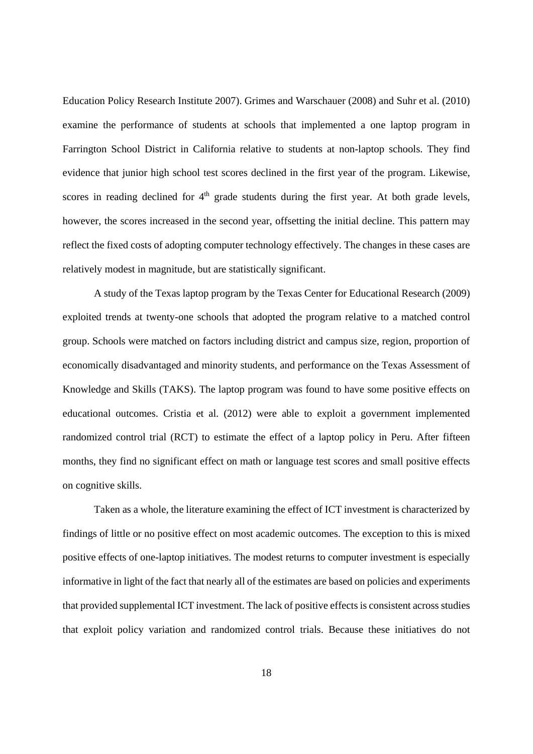Education Policy Research Institute 2007). Grimes and Warschauer (2008) and Suhr et al. (2010) examine the performance of students at schools that implemented a one laptop program in Farrington School District in California relative to students at non-laptop schools. They find evidence that junior high school test scores declined in the first year of the program. Likewise, scores in reading declined for 4th grade students during the first year. At both grade levels, however, the scores increased in the second year, offsetting the initial decline. This pattern may reflect the fixed costs of adopting computer technology effectively. The changes in these cases are relatively modest in magnitude, but are statistically significant.

A study of the Texas laptop program by the Texas Center for Educational Research (2009) exploited trends at twenty-one schools that adopted the program relative to a matched control group. Schools were matched on factors including district and campus size, region, proportion of economically disadvantaged and minority students, and performance on the Texas Assessment of Knowledge and Skills (TAKS). The laptop program was found to have some positive effects on educational outcomes. Cristia et al. (2012) were able to exploit a government implemented randomized control trial (RCT) to estimate the effect of a laptop policy in Peru. After fifteen months, they find no significant effect on math or language test scores and small positive effects on cognitive skills.

Taken as a whole, the literature examining the effect of ICT investment is characterized by findings of little or no positive effect on most academic outcomes. The exception to this is mixed positive effects of one-laptop initiatives. The modest returns to computer investment is especially informative in light of the fact that nearly all of the estimates are based on policies and experiments that provided supplemental ICT investment. The lack of positive effects is consistent across studies that exploit policy variation and randomized control trials. Because these initiatives do not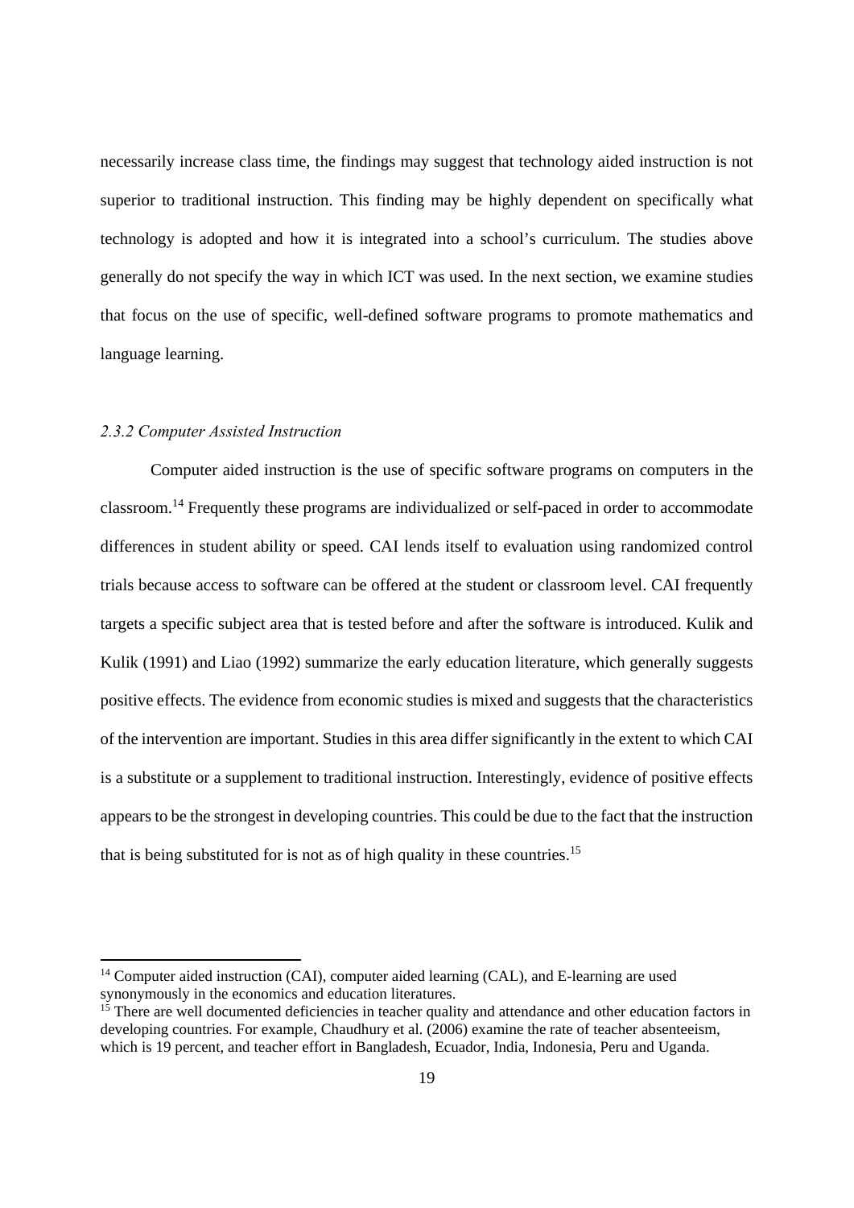necessarily increase class time, the findings may suggest that technology aided instruction is not superior to traditional instruction. This finding may be highly dependent on specifically what technology is adopted and how it is integrated into a school's curriculum. The studies above generally do not specify the way in which ICT was used. In the next section, we examine studies that focus on the use of specific, well-defined software programs to promote mathematics and language learning.

### *2.3.2 Computer Assisted Instruction*

Computer aided instruction is the use of specific software programs on computers in the classroom.[14] Frequently these programs are individualized or self-paced in order to accommodate differences in student ability or speed. CAI lends itself to evaluation using randomized control trials because access to software can be offered at the student or classroom level. CAI frequently targets a specific subject area that is tested before and after the software is introduced. Kulik and Kulik (1991) and Liao (1992) summarize the early education literature, which generally suggests positive effects. The evidence from economic studies is mixed and suggests that the characteristics of the intervention are important. Studies in this area differ significantly in the extent to which CAI is a substitute or a supplement to traditional instruction. Interestingly, evidence of positive effects appears to be the strongest in developing countries. This could be due to the fact that the instruction that is being substituted for is not as of high quality in these countries.[15]

---

[14] Computer aided instruction (CAI), computer aided learning (CAL), and E-learning are used synonymously in the economics and education literatures.

[15] There are well documented deficiencies in teacher quality and attendance and other education factors in developing countries. For example, Chaudhury et al. (2006) examine the rate of teacher absenteeism, which is 19 percent, and teacher effort in Bangladesh, Ecuador, India, Indonesia, Peru and Uganda.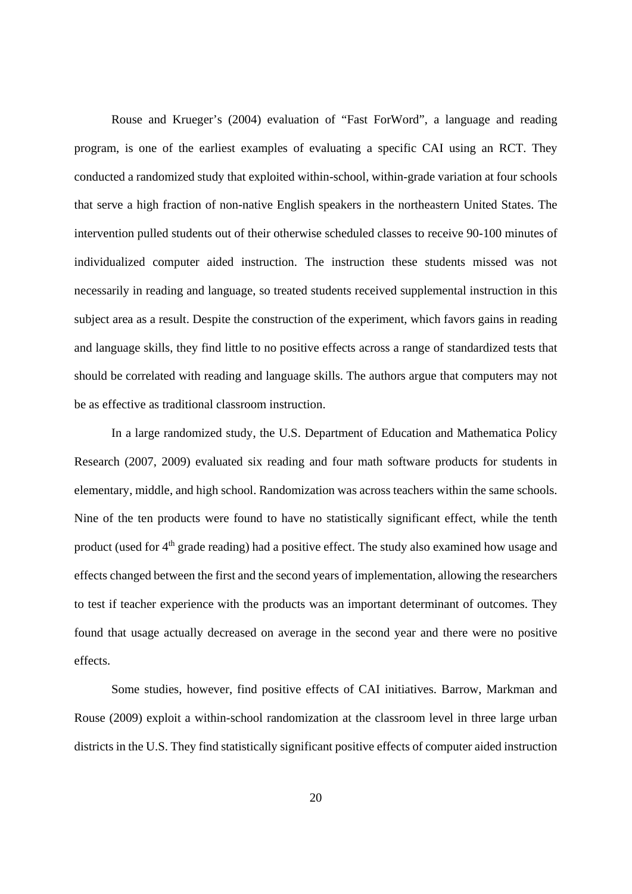Rouse and Krueger's (2004) evaluation of "Fast ForWord", a language and reading program, is one of the earliest examples of evaluating a specific CAI using an RCT. They conducted a randomized study that exploited within-school, within-grade variation at four schools that serve a high fraction of non-native English speakers in the northeastern United States. The intervention pulled students out of their otherwise scheduled classes to receive 90-100 minutes of individualized computer aided instruction. The instruction these students missed was not necessarily in reading and language, so treated students received supplemental instruction in this subject area as a result. Despite the construction of the experiment, which favors gains in reading and language skills, they find little to no positive effects across a range of standardized tests that should be correlated with reading and language skills. The authors argue that computers may not be as effective as traditional classroom instruction.

In a large randomized study, the U.S. Department of Education and Mathematica Policy Research (2007, 2009) evaluated six reading and four math software products for students in elementary, middle, and high school. Randomization was across teachers within the same schools. Nine of the ten products were found to have no statistically significant effect, while the tenth product (used for 4th grade reading) had a positive effect. The study also examined how usage and effects changed between the first and the second years of implementation, allowing the researchers to test if teacher experience with the products was an important determinant of outcomes. They found that usage actually decreased on average in the second year and there were no positive effects.

Some studies, however, find positive effects of CAI initiatives. Barrow, Markman and Rouse (2009) exploit a within-school randomization at the classroom level in three large urban districts in the U.S. They find statistically significant positive effects of computer aided instruction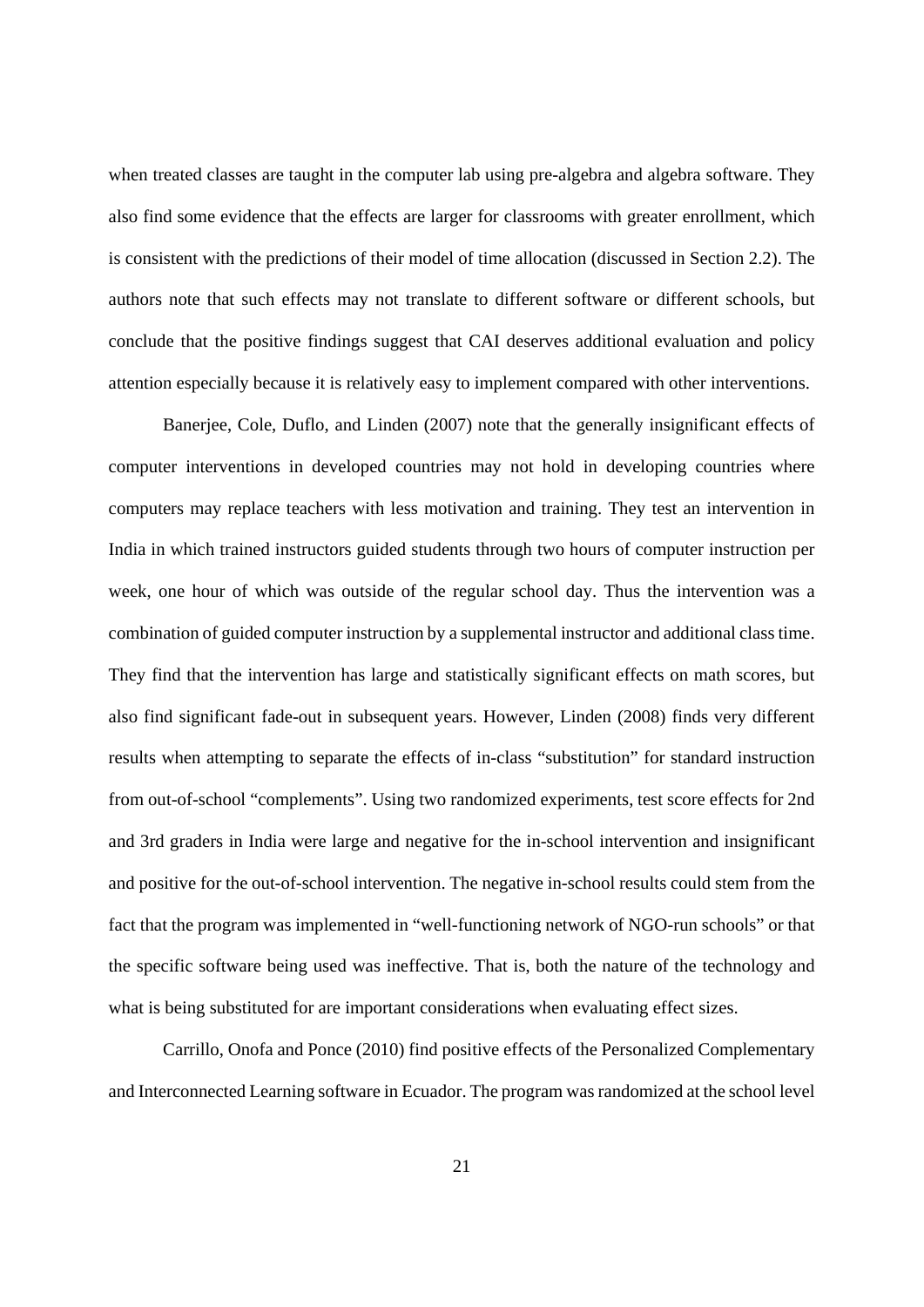when treated classes are taught in the computer lab using pre-algebra and algebra software. They also find some evidence that the effects are larger for classrooms with greater enrollment, which is consistent with the predictions of their model of time allocation (discussed in Section 2.2). The authors note that such effects may not translate to different software or different schools, but conclude that the positive findings suggest that CAI deserves additional evaluation and policy attention especially because it is relatively easy to implement compared with other interventions.

Banerjee, Cole, Duflo, and Linden (2007) note that the generally insignificant effects of computer interventions in developed countries may not hold in developing countries where computers may replace teachers with less motivation and training. They test an intervention in India in which trained instructors guided students through two hours of computer instruction per week, one hour of which was outside of the regular school day. Thus the intervention was a combination of guided computer instruction by a supplemental instructor and additional class time. They find that the intervention has large and statistically significant effects on math scores, but also find significant fade-out in subsequent years. However, Linden (2008) finds very different results when attempting to separate the effects of in-class "substitution" for standard instruction from out-of-school "complements". Using two randomized experiments, test score effects for 2nd and 3rd graders in India were large and negative for the in-school intervention and insignificant and positive for the out-of-school intervention. The negative in-school results could stem from the fact that the program was implemented in "well-functioning network of NGO-run schools" or that the specific software being used was ineffective. That is, both the nature of the technology and what is being substituted for are important considerations when evaluating effect sizes.

Carrillo, Onofa and Ponce (2010) find positive effects of the Personalized Complementary and Interconnected Learning software in Ecuador. The program was randomized at the school level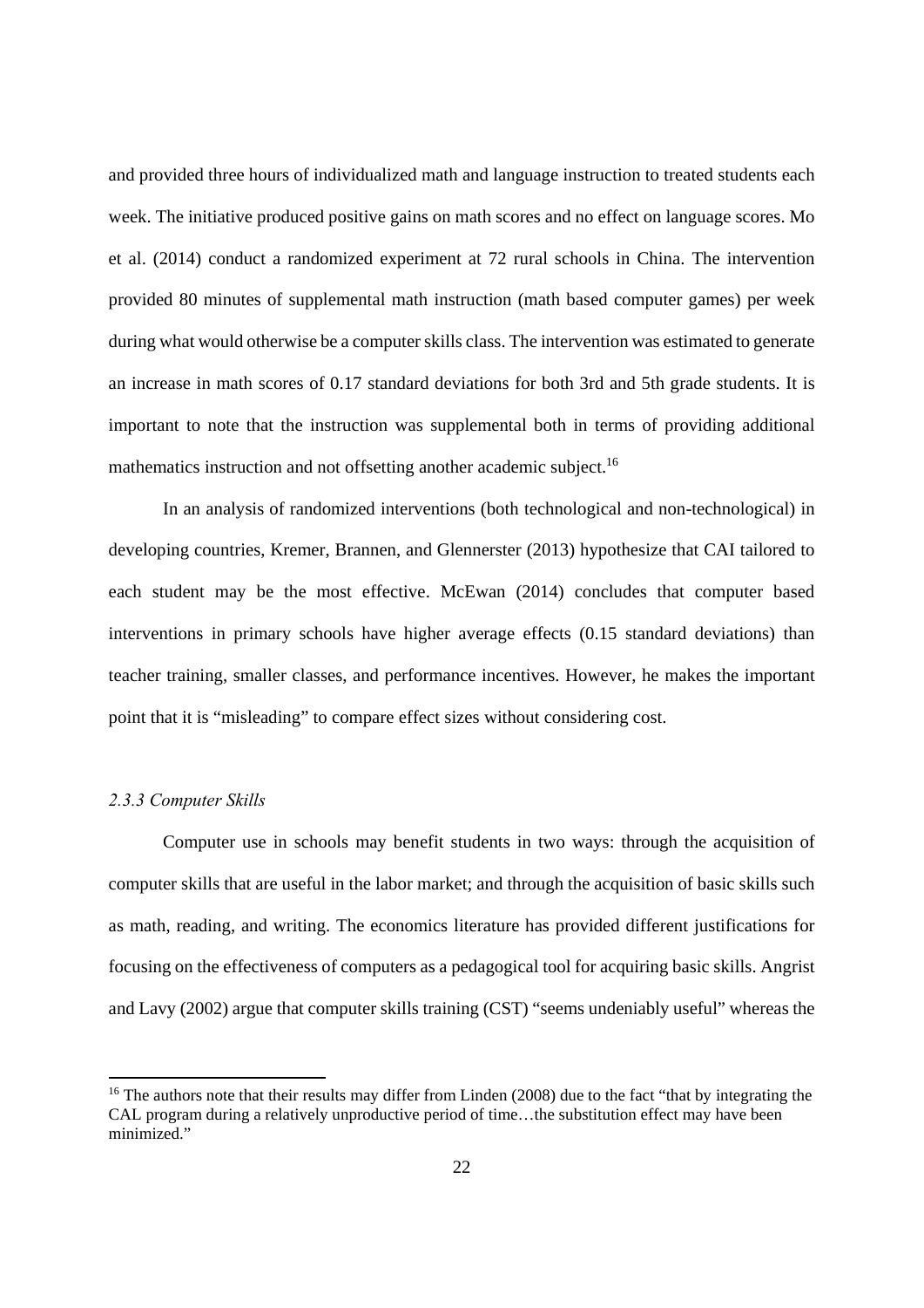and provided three hours of individualized math and language instruction to treated students each week. The initiative produced positive gains on math scores and no effect on language scores. Mo et al. (2014) conduct a randomized experiment at 72 rural schools in China. The intervention provided 80 minutes of supplemental math instruction (math based computer games) per week during what would otherwise be a computer skills class. The intervention was estimated to generate an increase in math scores of 0.17 standard deviations for both 3rd and 5th grade students. It is important to note that the instruction was supplemental both in terms of providing additional mathematics instruction and not offsetting another academic subject.[16]

In an analysis of randomized interventions (both technological and non-technological) in developing countries, Kremer, Brannen, and Glennerster (2013) hypothesize that CAI tailored to each student may be the most effective. McEwan (2014) concludes that computer based interventions in primary schools have higher average effects (0.15 standard deviations) than teacher training, smaller classes, and performance incentives. However, he makes the important point that it is "misleading" to compare effect sizes without considering cost.

### *2.3.3 Computer Skills*

Computer use in schools may benefit students in two ways: through the acquisition of computer skills that are useful in the labor market; and through the acquisition of basic skills such as math, reading, and writing. The economics literature has provided different justifications for focusing on the effectiveness of computers as a pedagogical tool for acquiring basic skills. Angrist and Lavy (2002) argue that computer skills training (CST) "seems undeniably useful" whereas the

---

[16] The authors note that their results may differ from Linden (2008) due to the fact "that by integrating the CAL program during a relatively unproductive period of time…the substitution effect may have been minimized."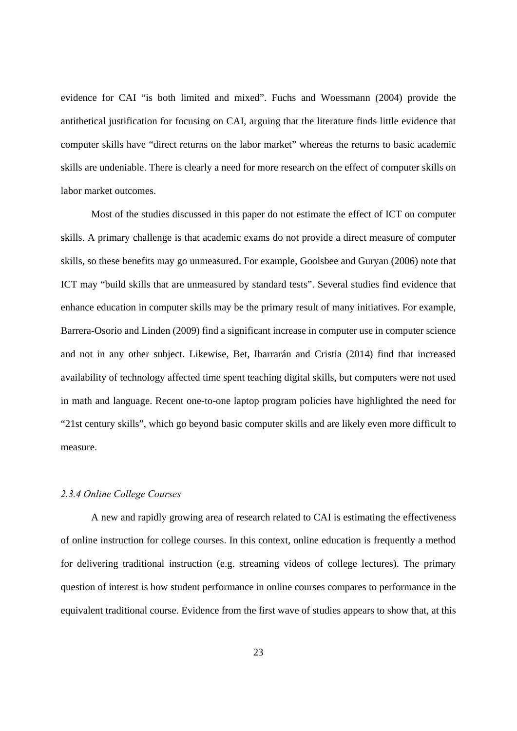evidence for CAI "is both limited and mixed". Fuchs and Woessmann (2004) provide the antithetical justification for focusing on CAI, arguing that the literature finds little evidence that computer skills have "direct returns on the labor market" whereas the returns to basic academic skills are undeniable. There is clearly a need for more research on the effect of computer skills on labor market outcomes.

Most of the studies discussed in this paper do not estimate the effect of ICT on computer skills. A primary challenge is that academic exams do not provide a direct measure of computer skills, so these benefits may go unmeasured. For example, Goolsbee and Guryan (2006) note that ICT may "build skills that are unmeasured by standard tests". Several studies find evidence that enhance education in computer skills may be the primary result of many initiatives. For example, Barrera-Osorio and Linden (2009) find a significant increase in computer use in computer science and not in any other subject. Likewise, Bet, Ibarrarán and Cristia (2014) find that increased availability of technology affected time spent teaching digital skills, but computers were not used in math and language. Recent one-to-one laptop program policies have highlighted the need for "21st century skills", which go beyond basic computer skills and are likely even more difficult to measure.

#### *2.3.4 Online College Courses*

A new and rapidly growing area of research related to CAI is estimating the effectiveness of online instruction for college courses. In this context, online education is frequently a method for delivering traditional instruction (e.g. streaming videos of college lectures). The primary question of interest is how student performance in online courses compares to performance in the equivalent traditional course. Evidence from the first wave of studies appears to show that, at this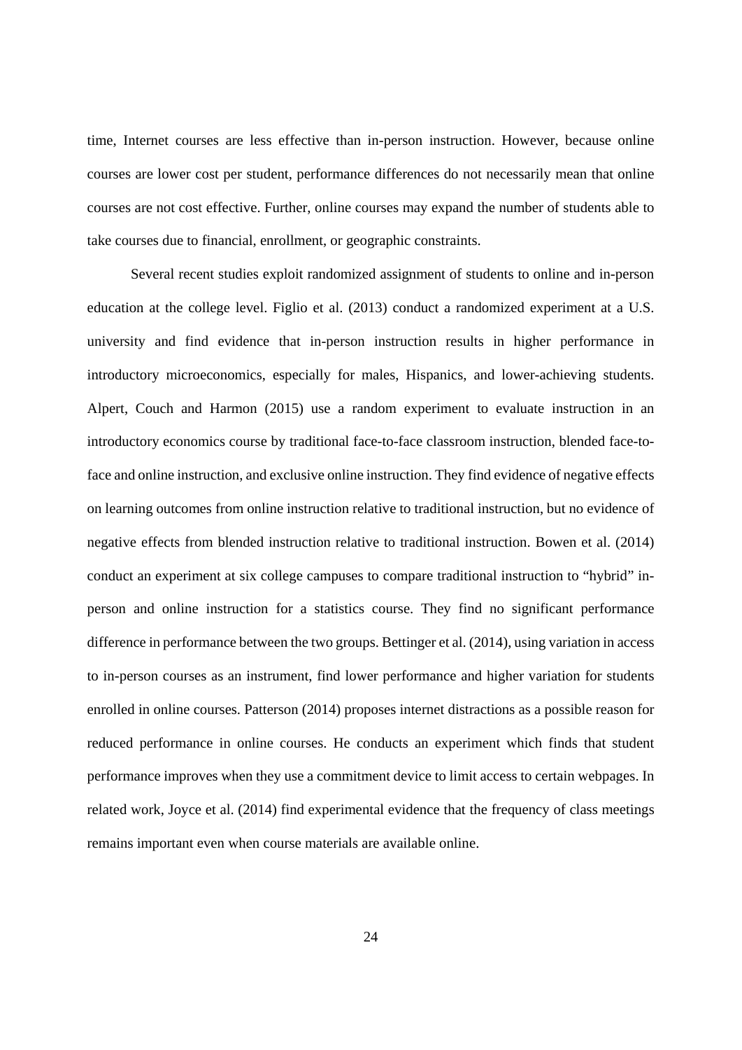time, Internet courses are less effective than in-person instruction. However, because online courses are lower cost per student, performance differences do not necessarily mean that online courses are not cost effective. Further, online courses may expand the number of students able to take courses due to financial, enrollment, or geographic constraints.

Several recent studies exploit randomized assignment of students to online and in-person education at the college level. Figlio et al. (2013) conduct a randomized experiment at a U.S. university and find evidence that in-person instruction results in higher performance in introductory microeconomics, especially for males, Hispanics, and lower-achieving students. Alpert, Couch and Harmon (2015) use a random experiment to evaluate instruction in an introductory economics course by traditional face-to-face classroom instruction, blended face-to-face and online instruction, and exclusive online instruction. They find evidence of negative effects on learning outcomes from online instruction relative to traditional instruction, but no evidence of negative effects from blended instruction relative to traditional instruction. Bowen et al. (2014) conduct an experiment at six college campuses to compare traditional instruction to "hybrid" in-person and online instruction for a statistics course. They find no significant performance difference in performance between the two groups. Bettinger et al. (2014), using variation in access to in-person courses as an instrument, find lower performance and higher variation for students enrolled in online courses. Patterson (2014) proposes internet distractions as a possible reason for reduced performance in online courses. He conducts an experiment which finds that student performance improves when they use a commitment device to limit access to certain webpages. In related work, Joyce et al. (2014) find experimental evidence that the frequency of class meetings remains important even when course materials are available online.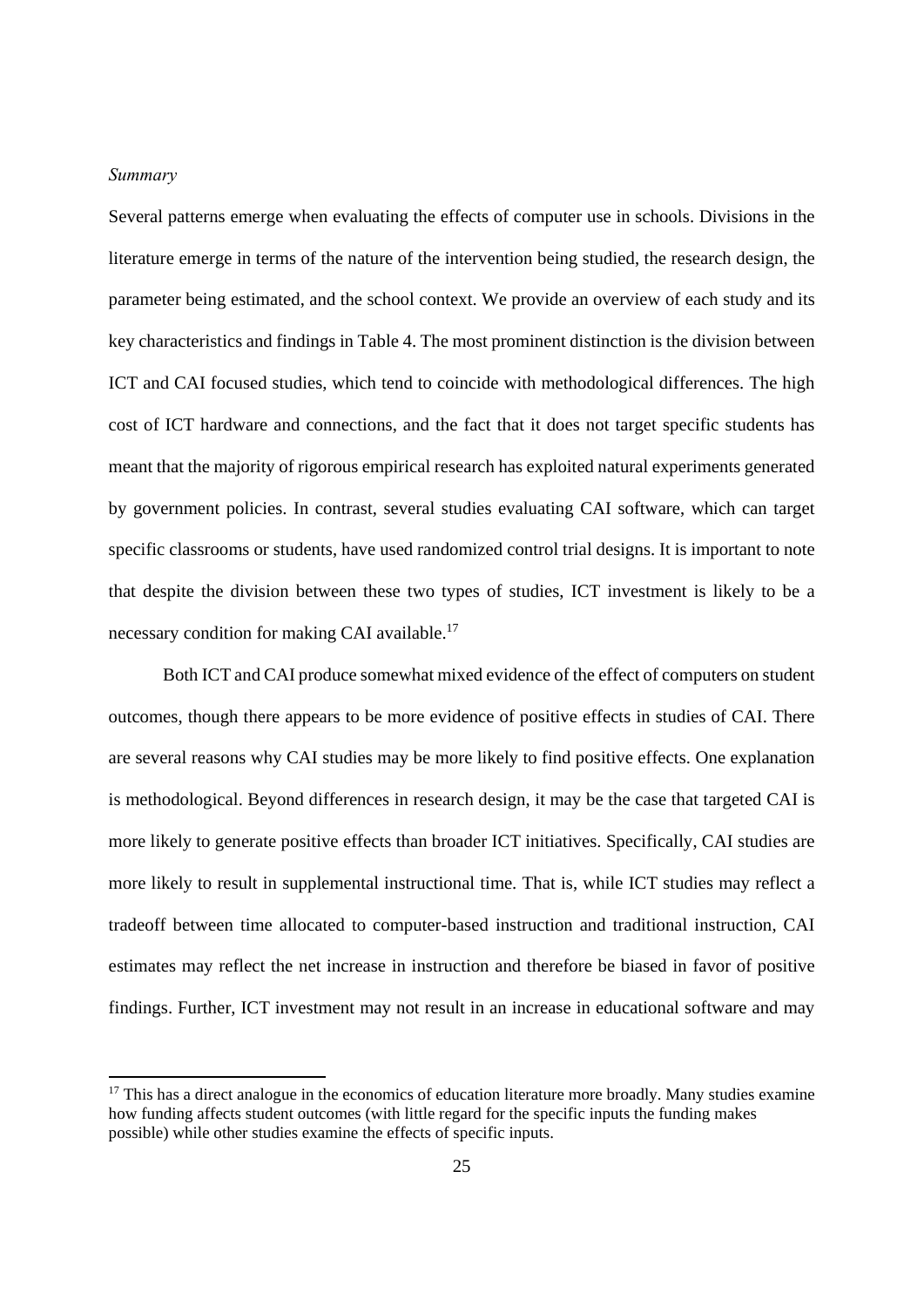*Summary*

Several patterns emerge when evaluating the effects of computer use in schools. Divisions in the literature emerge in terms of the nature of the intervention being studied, the research design, the parameter being estimated, and the school context. We provide an overview of each study and its key characteristics and findings in Table 4. The most prominent distinction is the division between ICT and CAI focused studies, which tend to coincide with methodological differences. The high cost of ICT hardware and connections, and the fact that it does not target specific students has meant that the majority of rigorous empirical research has exploited natural experiments generated by government policies. In contrast, several studies evaluating CAI software, which can target specific classrooms or students, have used randomized control trial designs. It is important to note that despite the division between these two types of studies, ICT investment is likely to be a necessary condition for making CAI available.[17]

Both ICT and CAI produce somewhat mixed evidence of the effect of computers on student outcomes, though there appears to be more evidence of positive effects in studies of CAI. There are several reasons why CAI studies may be more likely to find positive effects. One explanation is methodological. Beyond differences in research design, it may be the case that targeted CAI is more likely to generate positive effects than broader ICT initiatives. Specifically, CAI studies are more likely to result in supplemental instructional time. That is, while ICT studies may reflect a tradeoff between time allocated to computer-based instruction and traditional instruction, CAI estimates may reflect the net increase in instruction and therefore be biased in favor of positive findings. Further, ICT investment may not result in an increase in educational software and may

[17] This has a direct analogue in the economics of education literature more broadly. Many studies examine how funding affects student outcomes (with little regard for the specific inputs the funding makes possible) while other studies examine the effects of specific inputs.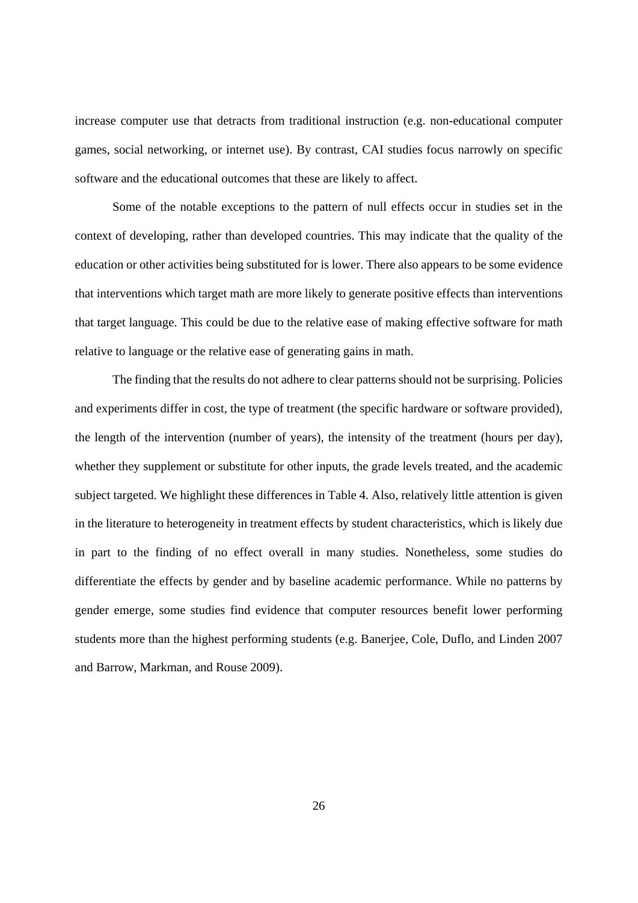increase computer use that detracts from traditional instruction (e.g. non-educational computer games, social networking, or internet use). By contrast, CAI studies focus narrowly on specific software and the educational outcomes that these are likely to affect.

Some of the notable exceptions to the pattern of null effects occur in studies set in the context of developing, rather than developed countries. This may indicate that the quality of the education or other activities being substituted for is lower. There also appears to be some evidence that interventions which target math are more likely to generate positive effects than interventions that target language. This could be due to the relative ease of making effective software for math relative to language or the relative ease of generating gains in math.

The finding that the results do not adhere to clear patterns should not be surprising. Policies and experiments differ in cost, the type of treatment (the specific hardware or software provided), the length of the intervention (number of years), the intensity of the treatment (hours per day), whether they supplement or substitute for other inputs, the grade levels treated, and the academic subject targeted. We highlight these differences in Table 4. Also, relatively little attention is given in the literature to heterogeneity in treatment effects by student characteristics, which is likely due in part to the finding of no effect overall in many studies. Nonetheless, some studies do differentiate the effects by gender and by baseline academic performance. While no patterns by gender emerge, some studies find evidence that computer resources benefit lower performing students more than the highest performing students (e.g. Banerjee, Cole, Duflo, and Linden 2007 and Barrow, Markman, and Rouse 2009).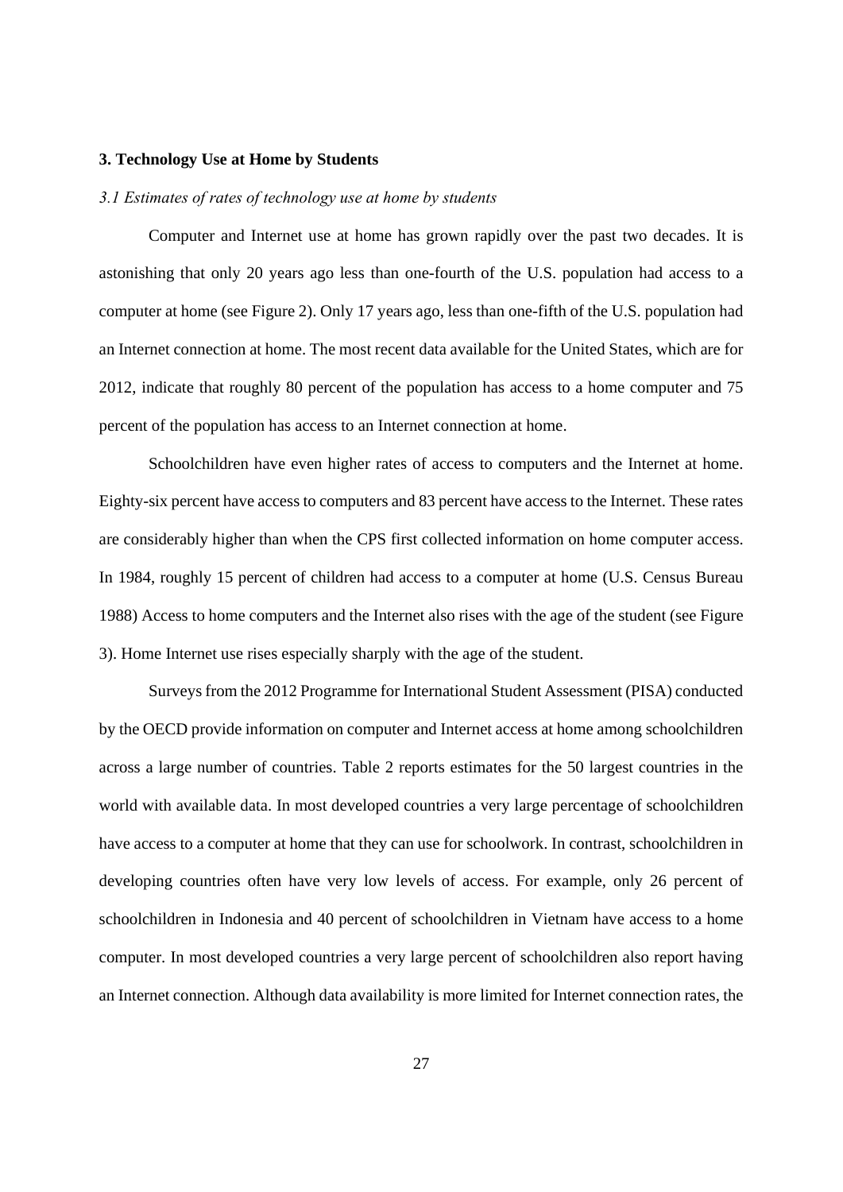## 3. Technology Use at Home by Students

### *3.1 Estimates of rates of technology use at home by students*

Computer and Internet use at home has grown rapidly over the past two decades. It is astonishing that only 20 years ago less than one-fourth of the U.S. population had access to a computer at home (see Figure 2). Only 17 years ago, less than one-fifth of the U.S. population had an Internet connection at home. The most recent data available for the United States, which are for 2012, indicate that roughly 80 percent of the population has access to a home computer and 75 percent of the population has access to an Internet connection at home.

Schoolchildren have even higher rates of access to computers and the Internet at home. Eighty-six percent have access to computers and 83 percent have access to the Internet. These rates are considerably higher than when the CPS first collected information on home computer access. In 1984, roughly 15 percent of children had access to a computer at home (U.S. Census Bureau 1988) Access to home computers and the Internet also rises with the age of the student (see Figure 3). Home Internet use rises especially sharply with the age of the student.

Surveys from the 2012 Programme for International Student Assessment (PISA) conducted by the OECD provide information on computer and Internet access at home among schoolchildren across a large number of countries. Table 2 reports estimates for the 50 largest countries in the world with available data. In most developed countries a very large percentage of schoolchildren have access to a computer at home that they can use for schoolwork. In contrast, schoolchildren in developing countries often have very low levels of access. For example, only 26 percent of schoolchildren in Indonesia and 40 percent of schoolchildren in Vietnam have access to a home computer. In most developed countries a very large percent of schoolchildren also report having an Internet connection. Although data availability is more limited for Internet connection rates, the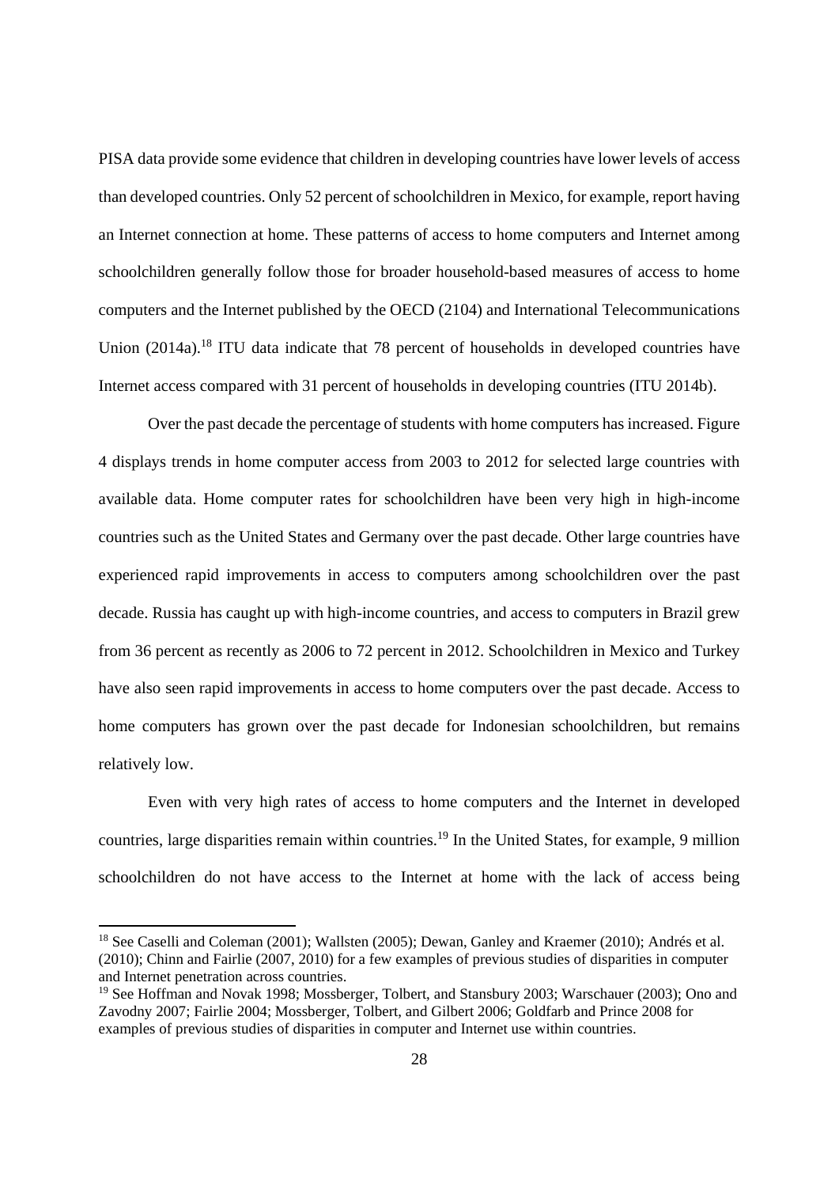PISA data provide some evidence that children in developing countries have lower levels of access than developed countries. Only 52 percent of schoolchildren in Mexico, for example, report having an Internet connection at home. These patterns of access to home computers and Internet among schoolchildren generally follow those for broader household-based measures of access to home computers and the Internet published by the OECD (2104) and International Telecommunications Union (2014a).[18] ITU data indicate that 78 percent of households in developed countries have Internet access compared with 31 percent of households in developing countries (ITU 2014b).

Over the past decade the percentage of students with home computers has increased. Figure 4 displays trends in home computer access from 2003 to 2012 for selected large countries with available data. Home computer rates for schoolchildren have been very high in high-income countries such as the United States and Germany over the past decade. Other large countries have experienced rapid improvements in access to computers among schoolchildren over the past decade. Russia has caught up with high-income countries, and access to computers in Brazil grew from 36 percent as recently as 2006 to 72 percent in 2012. Schoolchildren in Mexico and Turkey have also seen rapid improvements in access to home computers over the past decade. Access to home computers has grown over the past decade for Indonesian schoolchildren, but remains relatively low.

Even with very high rates of access to home computers and the Internet in developed countries, large disparities remain within countries.[19] In the United States, for example, 9 million schoolchildren do not have access to the Internet at home with the lack of access being

---

[18] See Caselli and Coleman (2001); Wallsten (2005); Dewan, Ganley and Kraemer (2010); Andrés et al. (2010); Chinn and Fairlie (2007, 2010) for a few examples of previous studies of disparities in computer and Internet penetration across countries.

[19] See Hoffman and Novak 1998; Mossberger, Tolbert, and Stansbury 2003; Warschauer (2003); Ono and Zavodny 2007; Fairlie 2004; Mossberger, Tolbert, and Gilbert 2006; Goldfarb and Prince 2008 for examples of previous studies of disparities in computer and Internet use within countries.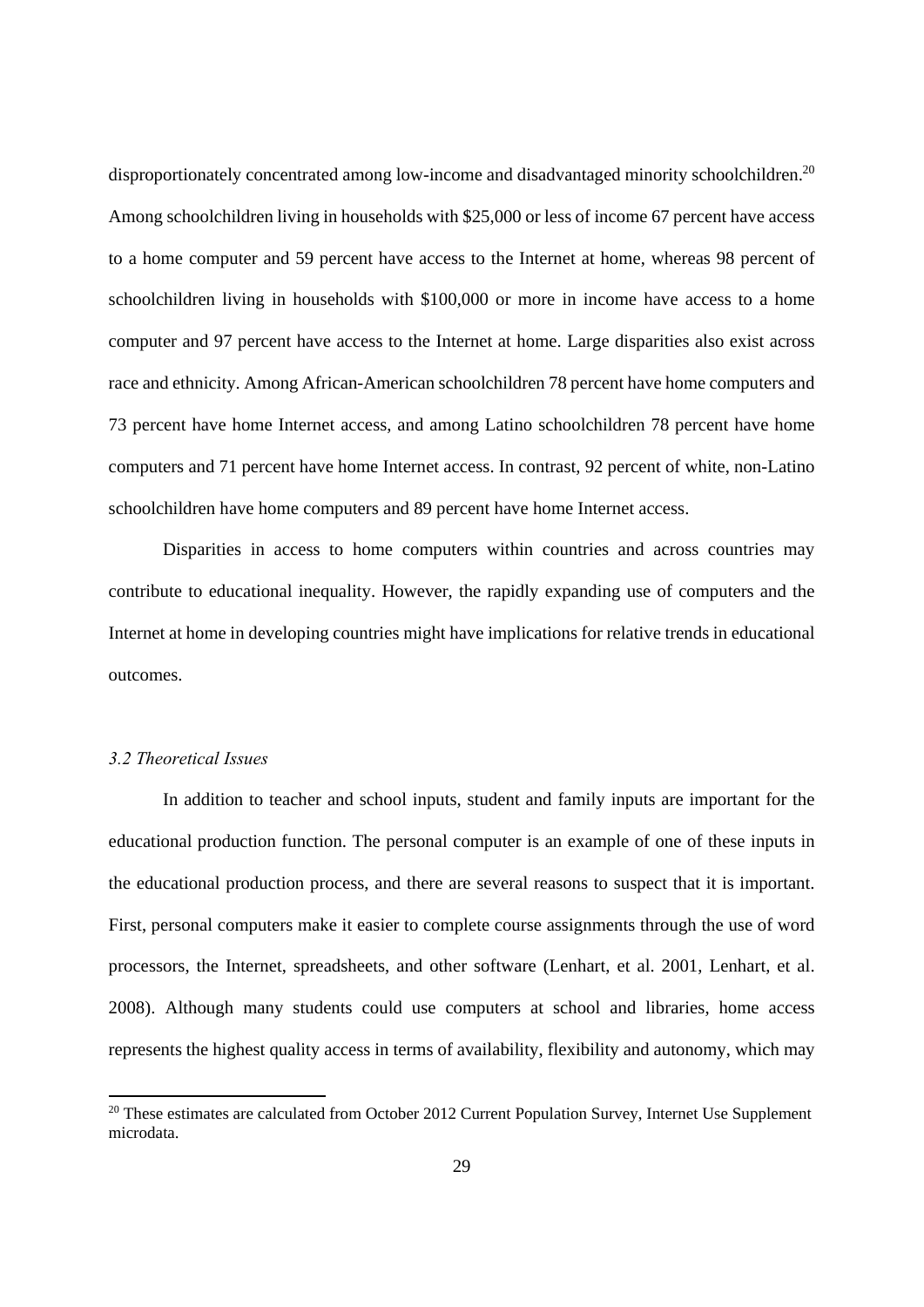disproportionately concentrated among low-income and disadvantaged minority schoolchildren.[20] Among schoolchildren living in households with $25,000 or less of income 67 percent have access to a home computer and 59 percent have access to the Internet at home, whereas 98 percent of schoolchildren living in households with $100,000 or more in income have access to a home computer and 97 percent have access to the Internet at home. Large disparities also exist across race and ethnicity. Among African-American schoolchildren 78 percent have home computers and 73 percent have home Internet access, and among Latino schoolchildren 78 percent have home computers and 71 percent have home Internet access. In contrast, 92 percent of white, non-Latino schoolchildren have home computers and 89 percent have home Internet access.

Disparities in access to home computers within countries and across countries may contribute to educational inequality. However, the rapidly expanding use of computers and the Internet at home in developing countries might have implications for relative trends in educational outcomes.

### *3.2 Theoretical Issues*

In addition to teacher and school inputs, student and family inputs are important for the educational production function. The personal computer is an example of one of these inputs in the educational production process, and there are several reasons to suspect that it is important. First, personal computers make it easier to complete course assignments through the use of word processors, the Internet, spreadsheets, and other software (Lenhart, et al. 2001, Lenhart, et al. 2008). Although many students could use computers at school and libraries, home access represents the highest quality access in terms of availability, flexibility and autonomy, which may

[20] These estimates are calculated from October 2012 Current Population Survey, Internet Use Supplement microdata.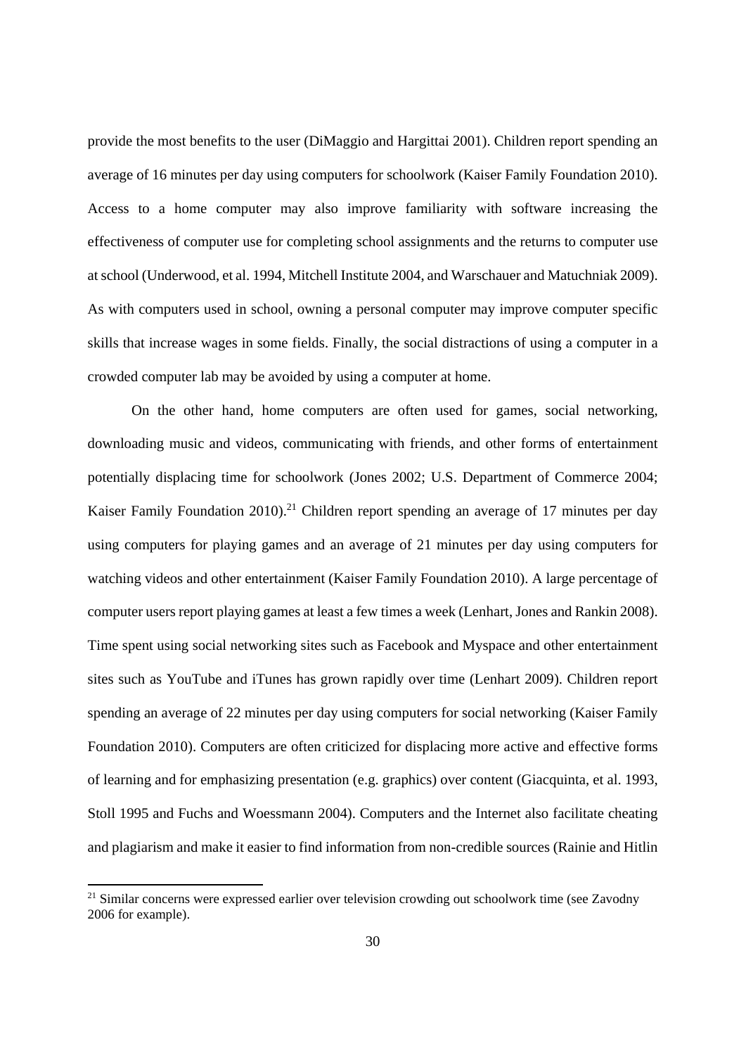provide the most benefits to the user (DiMaggio and Hargittai 2001). Children report spending an average of 16 minutes per day using computers for schoolwork (Kaiser Family Foundation 2010). Access to a home computer may also improve familiarity with software increasing the effectiveness of computer use for completing school assignments and the returns to computer use at school (Underwood, et al. 1994, Mitchell Institute 2004, and Warschauer and Matuchniak 2009). As with computers used in school, owning a personal computer may improve computer specific skills that increase wages in some fields. Finally, the social distractions of using a computer in a crowded computer lab may be avoided by using a computer at home.

On the other hand, home computers are often used for games, social networking, downloading music and videos, communicating with friends, and other forms of entertainment potentially displacing time for schoolwork (Jones 2002; U.S. Department of Commerce 2004; Kaiser Family Foundation 2010).[21] Children report spending an average of 17 minutes per day using computers for playing games and an average of 21 minutes per day using computers for watching videos and other entertainment (Kaiser Family Foundation 2010). A large percentage of computer users report playing games at least a few times a week (Lenhart, Jones and Rankin 2008). Time spent using social networking sites such as Facebook and Myspace and other entertainment sites such as YouTube and iTunes has grown rapidly over time (Lenhart 2009). Children report spending an average of 22 minutes per day using computers for social networking (Kaiser Family Foundation 2010). Computers are often criticized for displacing more active and effective forms of learning and for emphasizing presentation (e.g. graphics) over content (Giacquinta, et al. 1993, Stoll 1995 and Fuchs and Woessmann 2004). Computers and the Internet also facilitate cheating and plagiarism and make it easier to find information from non-credible sources (Rainie and Hitlin

[21] Similar concerns were expressed earlier over television crowding out schoolwork time (see Zavodny 2006 for example).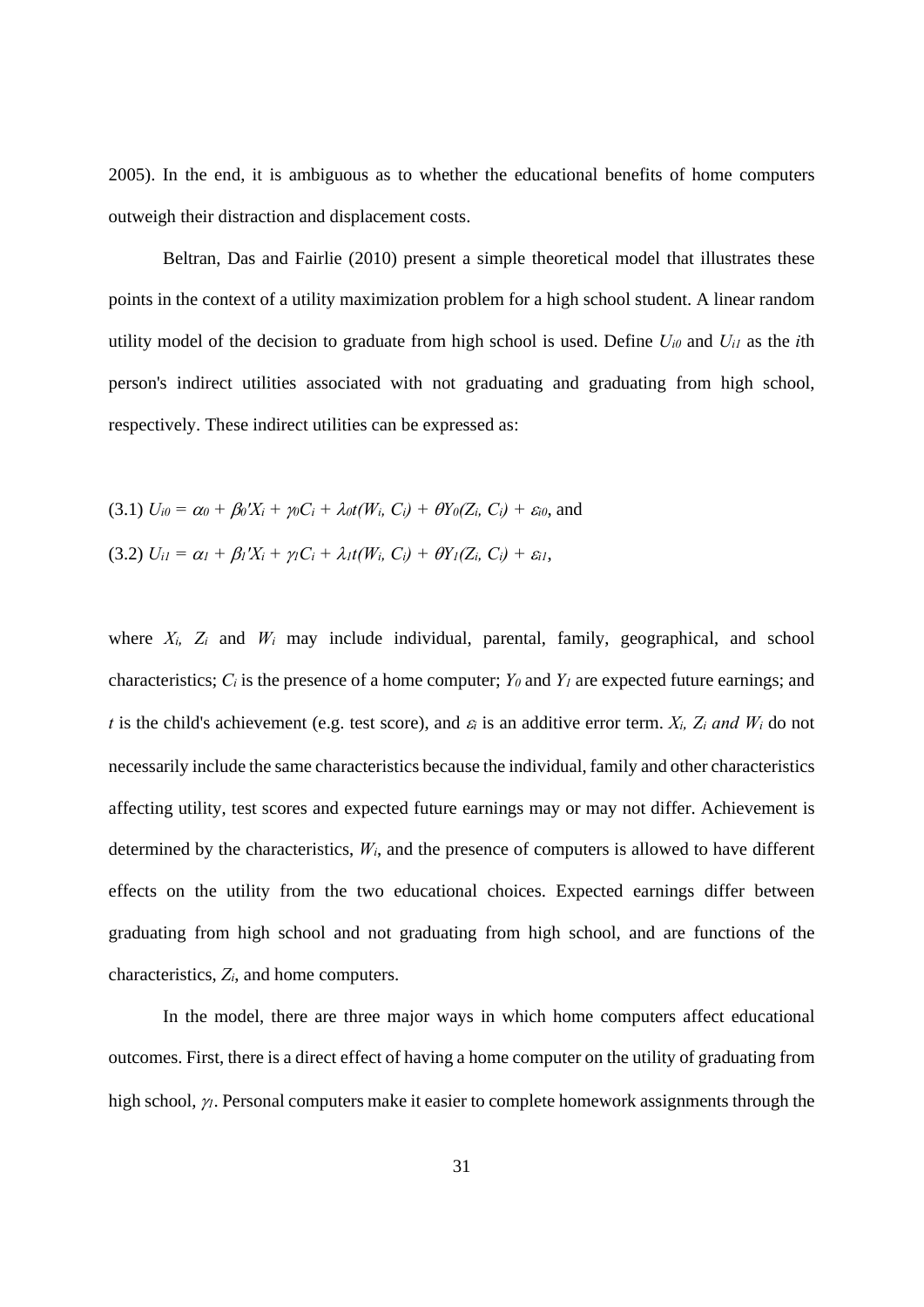2005). In the end, it is ambiguous as to whether the educational benefits of home computers outweigh their distraction and displacement costs.

Beltran, Das and Fairlie (2010) present a simple theoretical model that illustrates these points in the context of a utility maximization problem for a high school student. A linear random utility model of the decision to graduate from high school is used. Define $U_{i0}$ and $U_{i1}$ as the $i$th person's indirect utilities associated with not graduating and graduating from high school, respectively. These indirect utilities can be expressed as:

(3.1) $U_{i0} = \alpha_0 + \beta_0'X_i + \gamma_0 C_i + \lambda_0 t(W_i, C_i) + \theta Y_0(Z_i, C_i) + \varepsilon_{i0}$, and

(3.2) $U_{i1} = \alpha_1 + \beta_1'X_i + \gamma_1 C_i + \lambda_1 t(W_i, C_i) + \theta Y_1(Z_i, C_i) + \varepsilon_{i1}$,

where $X_i$, $Z_i$ and $W_i$ may include individual, parental, family, geographical, and school characteristics; $C_i$ is the presence of a home computer; $Y_0$ and $Y_1$ are expected future earnings; and $t$ is the child's achievement (e.g. test score), and $\varepsilon_i$ is an additive error term. $X_i$, $Z_i$ *and* $W_i$ do not necessarily include the same characteristics because the individual, family and other characteristics affecting utility, test scores and expected future earnings may or may not differ. Achievement is determined by the characteristics, $W_i$, and the presence of computers is allowed to have different effects on the utility from the two educational choices. Expected earnings differ between graduating from high school and not graduating from high school, and are functions of the characteristics, $Z_i$, and home computers.

In the model, there are three major ways in which home computers affect educational outcomes. First, there is a direct effect of having a home computer on the utility of graduating from high school, $\gamma_1$. Personal computers make it easier to complete homework assignments through the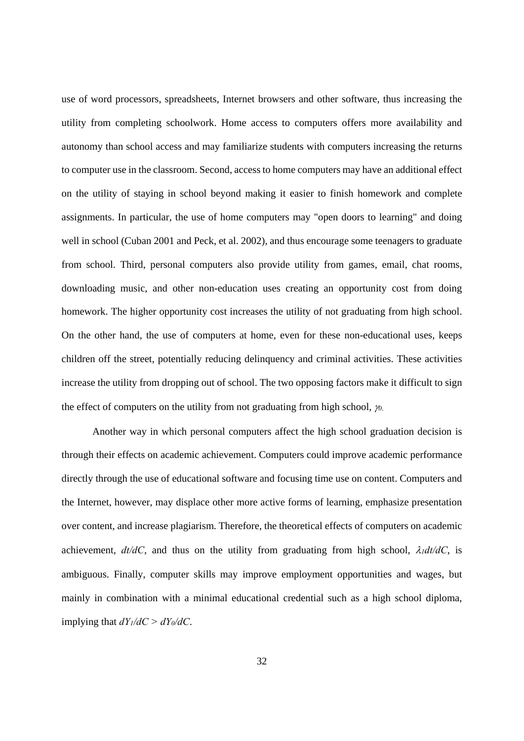use of word processors, spreadsheets, Internet browsers and other software, thus increasing the utility from completing schoolwork. Home access to computers offers more availability and autonomy than school access and may familiarize students with computers increasing the returns to computer use in the classroom. Second, access to home computers may have an additional effect on the utility of staying in school beyond making it easier to finish homework and complete assignments. In particular, the use of home computers may "open doors to learning" and doing well in school (Cuban 2001 and Peck, et al. 2002), and thus encourage some teenagers to graduate from school. Third, personal computers also provide utility from games, email, chat rooms, downloading music, and other non-education uses creating an opportunity cost from doing homework. The higher opportunity cost increases the utility of not graduating from high school. On the other hand, the use of computers at home, even for these non-educational uses, keeps children off the street, potentially reducing delinquency and criminal activities. These activities increase the utility from dropping out of school. The two opposing factors make it difficult to sign the effect of computers on the utility from not graduating from high school, $\gamma_0$.

Another way in which personal computers affect the high school graduation decision is through their effects on academic achievement. Computers could improve academic performance directly through the use of educational software and focusing time use on content. Computers and the Internet, however, may displace other more active forms of learning, emphasize presentation over content, and increase plagiarism. Therefore, the theoretical effects of computers on academic achievement, $dt/dC$, and thus on the utility from graduating from high school, $\lambda_1 dt/dC$, is ambiguous. Finally, computer skills may improve employment opportunities and wages, but mainly in combination with a minimal educational credential such as a high school diploma, implying that $dY_1/dC > dY_0/dC$.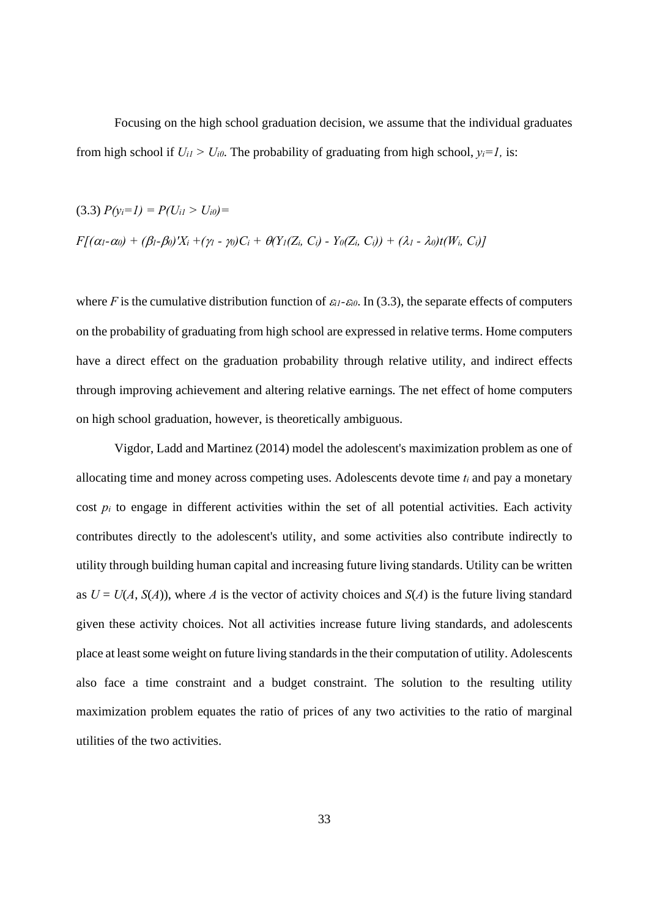Focusing on the high school graduation decision, we assume that the individual graduates from high school if $U_{i1} > U_{i0}$. The probability of graduating from high school, $y_i = 1$, is:

$$(3.3)\ P(y_i=1) = P(U_{i1} > U_{i0}) =$$

$$F[(\alpha_1-\alpha_0) + (\beta_1-\beta_0)'X_i + (\gamma_1 - \gamma_0)C_i + \theta(Y_1(Z_i, C_i) - Y_0(Z_i, C_i)) + (\lambda_1 - \lambda_0)t(W_i, C_i)]$$

where $F$ is the cumulative distribution function of $\varepsilon_{i1}$-$\varepsilon_{i0}$. In (3.3), the separate effects of computers on the probability of graduating from high school are expressed in relative terms. Home computers have a direct effect on the graduation probability through relative utility, and indirect effects through improving achievement and altering relative earnings. The net effect of home computers on high school graduation, however, is theoretically ambiguous.

Vigdor, Ladd and Martinez (2014) model the adolescent's maximization problem as one of allocating time and money across competing uses. Adolescents devote time $t_i$ and pay a monetary cost $p_i$ to engage in different activities within the set of all potential activities. Each activity contributes directly to the adolescent's utility, and some activities also contribute indirectly to utility through building human capital and increasing future living standards. Utility can be written as $U = U(A, S(A))$, where $A$ is the vector of activity choices and $S(A)$ is the future living standard given these activity choices. Not all activities increase future living standards, and adolescents place at least some weight on future living standards in the their computation of utility. Adolescents also face a time constraint and a budget constraint. The solution to the resulting utility maximization problem equates the ratio of prices of any two activities to the ratio of marginal utilities of the two activities.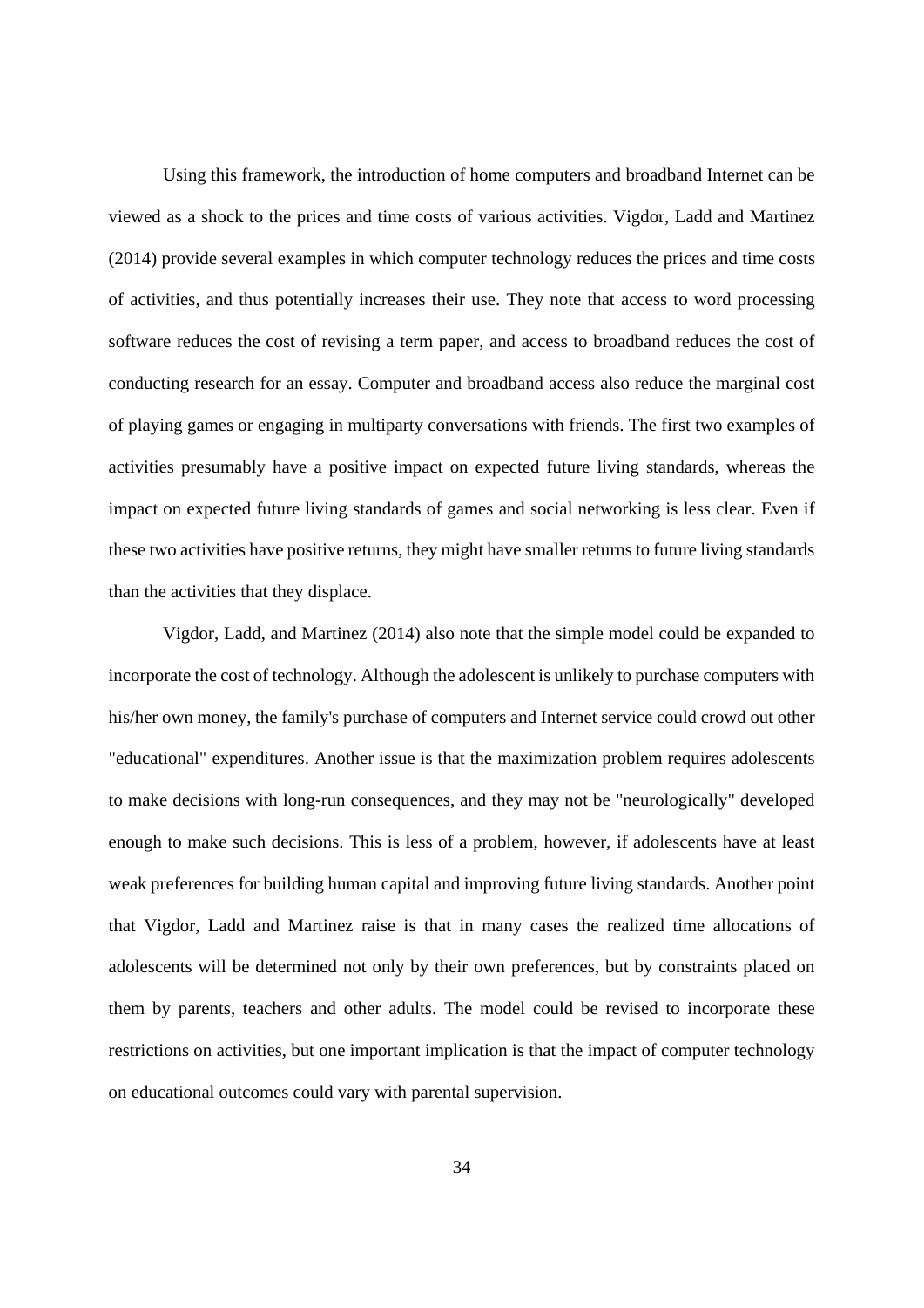Using this framework, the introduction of home computers and broadband Internet can be viewed as a shock to the prices and time costs of various activities. Vigdor, Ladd and Martinez (2014) provide several examples in which computer technology reduces the prices and time costs of activities, and thus potentially increases their use. They note that access to word processing software reduces the cost of revising a term paper, and access to broadband reduces the cost of conducting research for an essay. Computer and broadband access also reduce the marginal cost of playing games or engaging in multiparty conversations with friends. The first two examples of activities presumably have a positive impact on expected future living standards, whereas the impact on expected future living standards of games and social networking is less clear. Even if these two activities have positive returns, they might have smaller returns to future living standards than the activities that they displace.

Vigdor, Ladd, and Martinez (2014) also note that the simple model could be expanded to incorporate the cost of technology. Although the adolescent is unlikely to purchase computers with his/her own money, the family's purchase of computers and Internet service could crowd out other "educational" expenditures. Another issue is that the maximization problem requires adolescents to make decisions with long-run consequences, and they may not be "neurologically" developed enough to make such decisions. This is less of a problem, however, if adolescents have at least weak preferences for building human capital and improving future living standards. Another point that Vigdor, Ladd and Martinez raise is that in many cases the realized time allocations of adolescents will be determined not only by their own preferences, but by constraints placed on them by parents, teachers and other adults. The model could be revised to incorporate these restrictions on activities, but one important implication is that the impact of computer technology on educational outcomes could vary with parental supervision.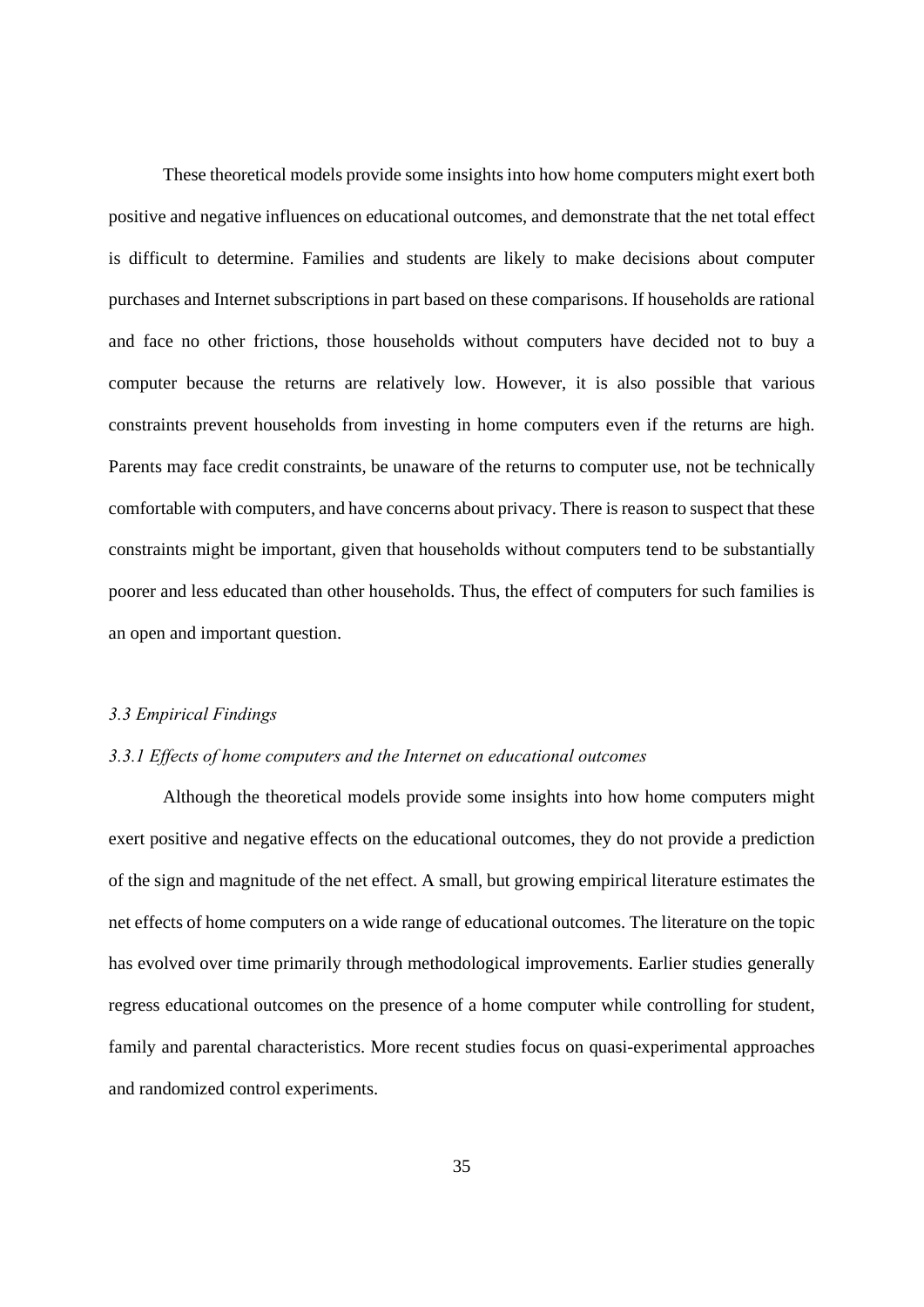These theoretical models provide some insights into how home computers might exert both positive and negative influences on educational outcomes, and demonstrate that the net total effect is difficult to determine. Families and students are likely to make decisions about computer purchases and Internet subscriptions in part based on these comparisons. If households are rational and face no other frictions, those households without computers have decided not to buy a computer because the returns are relatively low. However, it is also possible that various constraints prevent households from investing in home computers even if the returns are high. Parents may face credit constraints, be unaware of the returns to computer use, not be technically comfortable with computers, and have concerns about privacy. There is reason to suspect that these constraints might be important, given that households without computers tend to be substantially poorer and less educated than other households. Thus, the effect of computers for such families is an open and important question.

### *3.3 Empirical Findings*

#### *3.3.1 Effects of home computers and the Internet on educational outcomes*

Although the theoretical models provide some insights into how home computers might exert positive and negative effects on the educational outcomes, they do not provide a prediction of the sign and magnitude of the net effect. A small, but growing empirical literature estimates the net effects of home computers on a wide range of educational outcomes. The literature on the topic has evolved over time primarily through methodological improvements. Earlier studies generally regress educational outcomes on the presence of a home computer while controlling for student, family and parental characteristics. More recent studies focus on quasi-experimental approaches and randomized control experiments.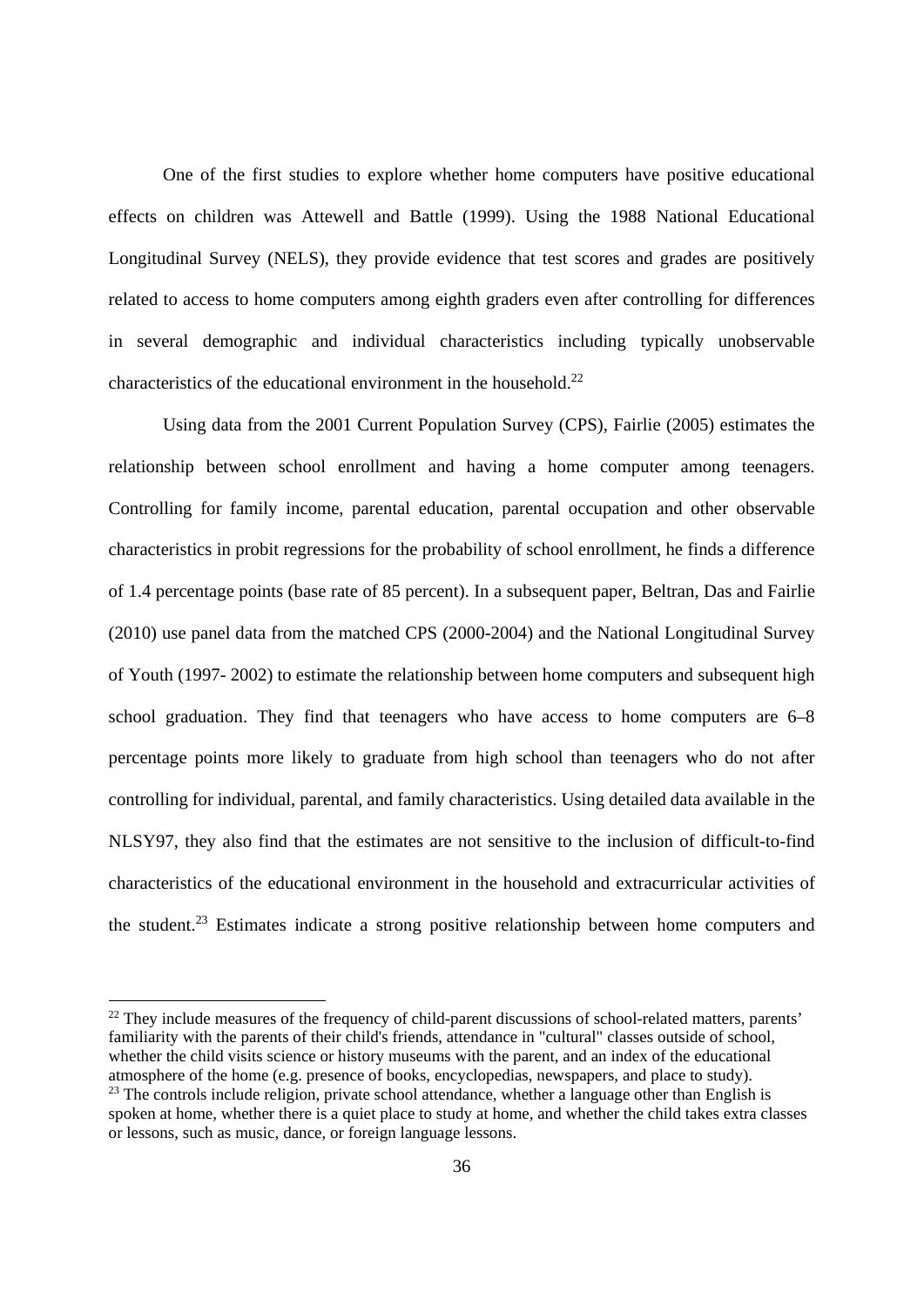One of the first studies to explore whether home computers have positive educational effects on children was Attewell and Battle (1999). Using the 1988 National Educational Longitudinal Survey (NELS), they provide evidence that test scores and grades are positively related to access to home computers among eighth graders even after controlling for differences in several demographic and individual characteristics including typically unobservable characteristics of the educational environment in the household.[22]

Using data from the 2001 Current Population Survey (CPS), Fairlie (2005) estimates the relationship between school enrollment and having a home computer among teenagers. Controlling for family income, parental education, parental occupation and other observable characteristics in probit regressions for the probability of school enrollment, he finds a difference of 1.4 percentage points (base rate of 85 percent). In a subsequent paper, Beltran, Das and Fairlie (2010) use panel data from the matched CPS (2000-2004) and the National Longitudinal Survey of Youth (1997- 2002) to estimate the relationship between home computers and subsequent high school graduation. They find that teenagers who have access to home computers are 6–8 percentage points more likely to graduate from high school than teenagers who do not after controlling for individual, parental, and family characteristics. Using detailed data available in the NLSY97, they also find that the estimates are not sensitive to the inclusion of difficult-to-find characteristics of the educational environment in the household and extracurricular activities of the student.[23] Estimates indicate a strong positive relationship between home computers and

---

[22] They include measures of the frequency of child-parent discussions of school-related matters, parents' familiarity with the parents of their child's friends, attendance in "cultural" classes outside of school, whether the child visits science or history museums with the parent, and an index of the educational atmosphere of the home (e.g. presence of books, encyclopedias, newspapers, and place to study).

[23] The controls include religion, private school attendance, whether a language other than English is spoken at home, whether there is a quiet place to study at home, and whether the child takes extra classes or lessons, such as music, dance, or foreign language lessons.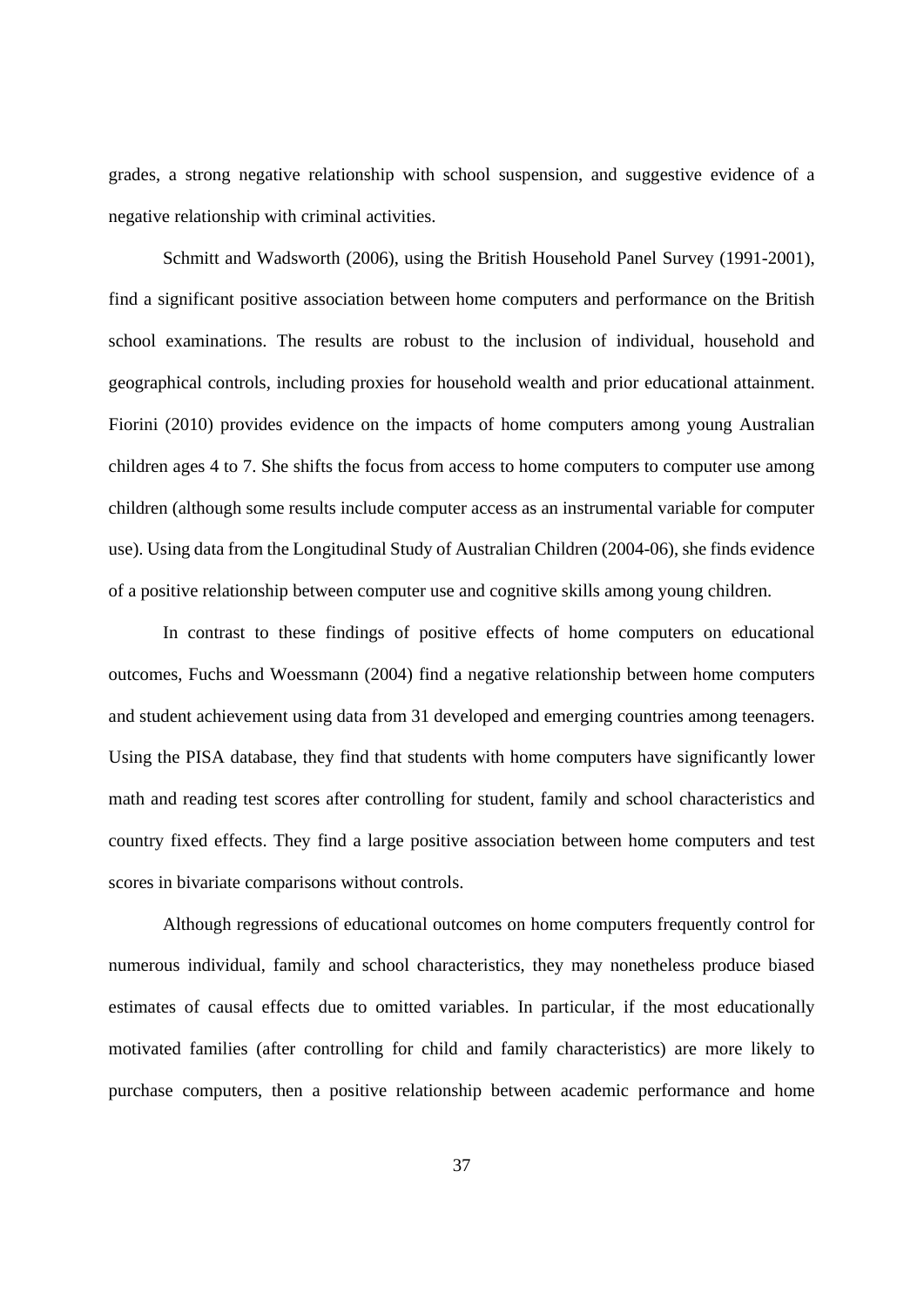grades, a strong negative relationship with school suspension, and suggestive evidence of a negative relationship with criminal activities.

Schmitt and Wadsworth (2006), using the British Household Panel Survey (1991-2001), find a significant positive association between home computers and performance on the British school examinations. The results are robust to the inclusion of individual, household and geographical controls, including proxies for household wealth and prior educational attainment. Fiorini (2010) provides evidence on the impacts of home computers among young Australian children ages 4 to 7. She shifts the focus from access to home computers to computer use among children (although some results include computer access as an instrumental variable for computer use). Using data from the Longitudinal Study of Australian Children (2004-06), she finds evidence of a positive relationship between computer use and cognitive skills among young children.

In contrast to these findings of positive effects of home computers on educational outcomes, Fuchs and Woessmann (2004) find a negative relationship between home computers and student achievement using data from 31 developed and emerging countries among teenagers. Using the PISA database, they find that students with home computers have significantly lower math and reading test scores after controlling for student, family and school characteristics and country fixed effects. They find a large positive association between home computers and test scores in bivariate comparisons without controls.

Although regressions of educational outcomes on home computers frequently control for numerous individual, family and school characteristics, they may nonetheless produce biased estimates of causal effects due to omitted variables. In particular, if the most educationally motivated families (after controlling for child and family characteristics) are more likely to purchase computers, then a positive relationship between academic performance and home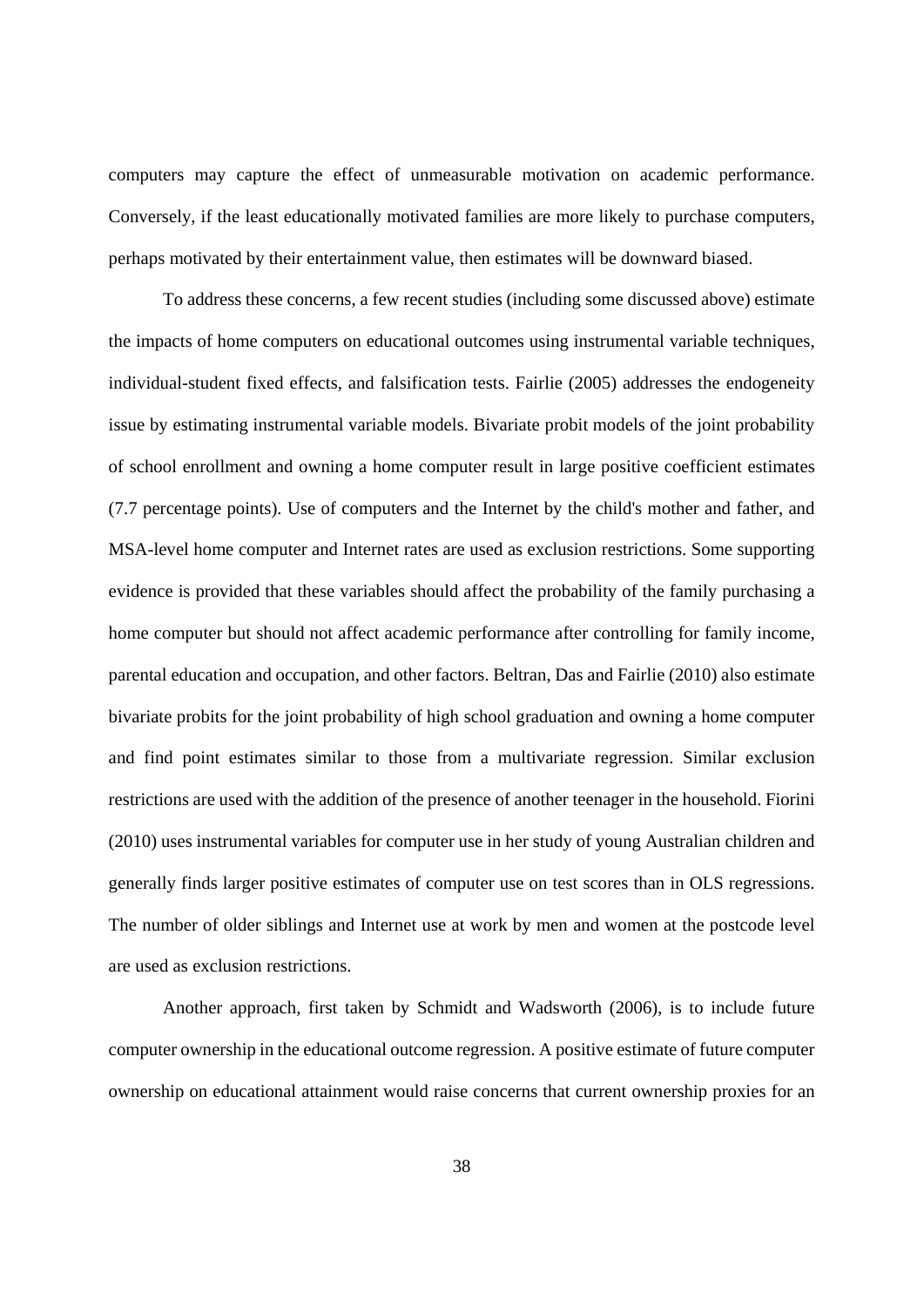computers may capture the effect of unmeasurable motivation on academic performance. Conversely, if the least educationally motivated families are more likely to purchase computers, perhaps motivated by their entertainment value, then estimates will be downward biased.

To address these concerns, a few recent studies (including some discussed above) estimate the impacts of home computers on educational outcomes using instrumental variable techniques, individual-student fixed effects, and falsification tests. Fairlie (2005) addresses the endogeneity issue by estimating instrumental variable models. Bivariate probit models of the joint probability of school enrollment and owning a home computer result in large positive coefficient estimates (7.7 percentage points). Use of computers and the Internet by the child's mother and father, and MSA-level home computer and Internet rates are used as exclusion restrictions. Some supporting evidence is provided that these variables should affect the probability of the family purchasing a home computer but should not affect academic performance after controlling for family income, parental education and occupation, and other factors. Beltran, Das and Fairlie (2010) also estimate bivariate probits for the joint probability of high school graduation and owning a home computer and find point estimates similar to those from a multivariate regression. Similar exclusion restrictions are used with the addition of the presence of another teenager in the household. Fiorini (2010) uses instrumental variables for computer use in her study of young Australian children and generally finds larger positive estimates of computer use on test scores than in OLS regressions. The number of older siblings and Internet use at work by men and women at the postcode level are used as exclusion restrictions.

Another approach, first taken by Schmidt and Wadsworth (2006), is to include future computer ownership in the educational outcome regression. A positive estimate of future computer ownership on educational attainment would raise concerns that current ownership proxies for an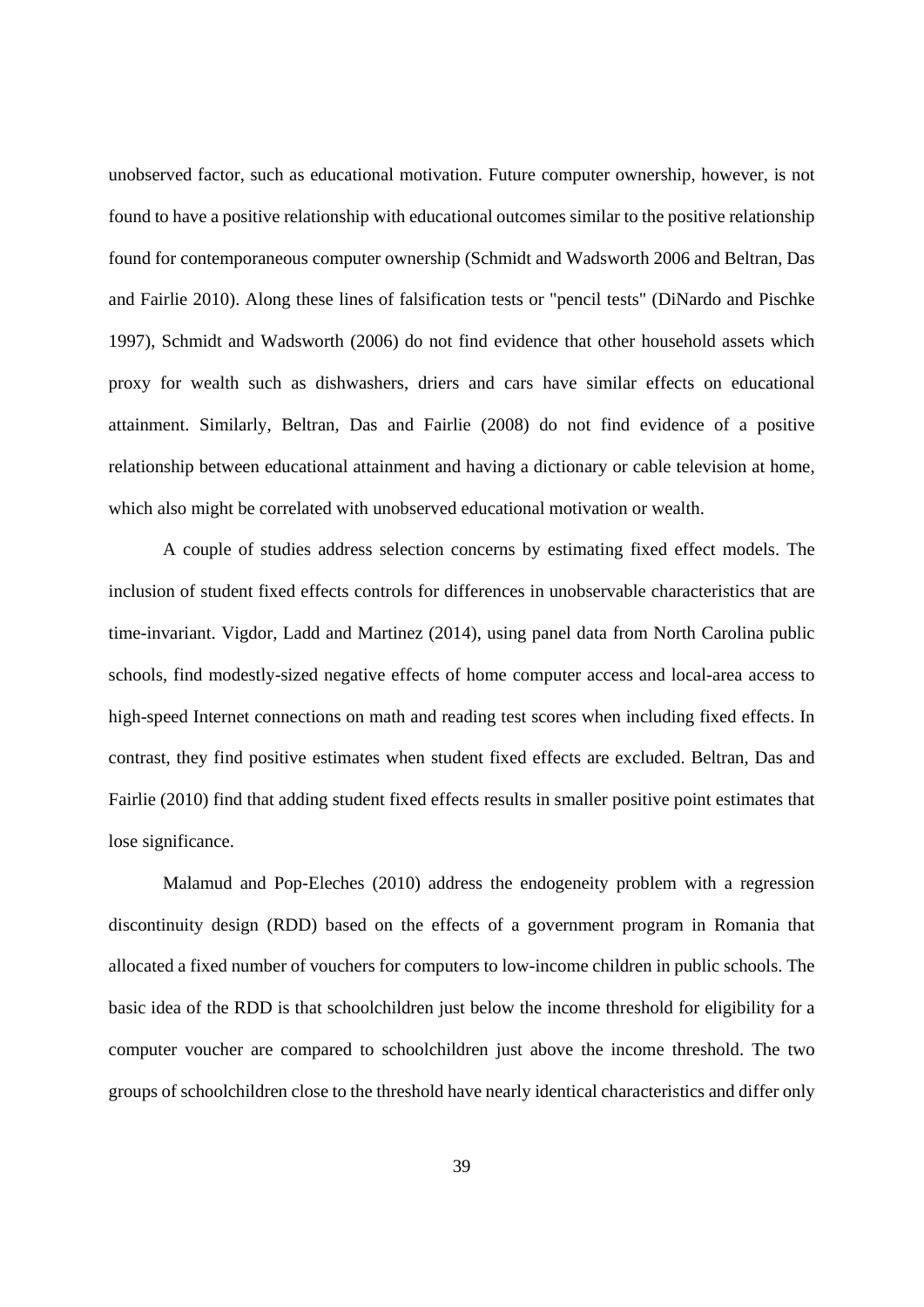unobserved factor, such as educational motivation. Future computer ownership, however, is not found to have a positive relationship with educational outcomes similar to the positive relationship found for contemporaneous computer ownership (Schmidt and Wadsworth 2006 and Beltran, Das and Fairlie 2010). Along these lines of falsification tests or "pencil tests" (DiNardo and Pischke 1997), Schmidt and Wadsworth (2006) do not find evidence that other household assets which proxy for wealth such as dishwashers, driers and cars have similar effects on educational attainment. Similarly, Beltran, Das and Fairlie (2008) do not find evidence of a positive relationship between educational attainment and having a dictionary or cable television at home, which also might be correlated with unobserved educational motivation or wealth.

A couple of studies address selection concerns by estimating fixed effect models. The inclusion of student fixed effects controls for differences in unobservable characteristics that are time-invariant. Vigdor, Ladd and Martinez (2014), using panel data from North Carolina public schools, find modestly-sized negative effects of home computer access and local-area access to high-speed Internet connections on math and reading test scores when including fixed effects. In contrast, they find positive estimates when student fixed effects are excluded. Beltran, Das and Fairlie (2010) find that adding student fixed effects results in smaller positive point estimates that lose significance.

Malamud and Pop-Eleches (2010) address the endogeneity problem with a regression discontinuity design (RDD) based on the effects of a government program in Romania that allocated a fixed number of vouchers for computers to low-income children in public schools. The basic idea of the RDD is that schoolchildren just below the income threshold for eligibility for a computer voucher are compared to schoolchildren just above the income threshold. The two groups of schoolchildren close to the threshold have nearly identical characteristics and differ only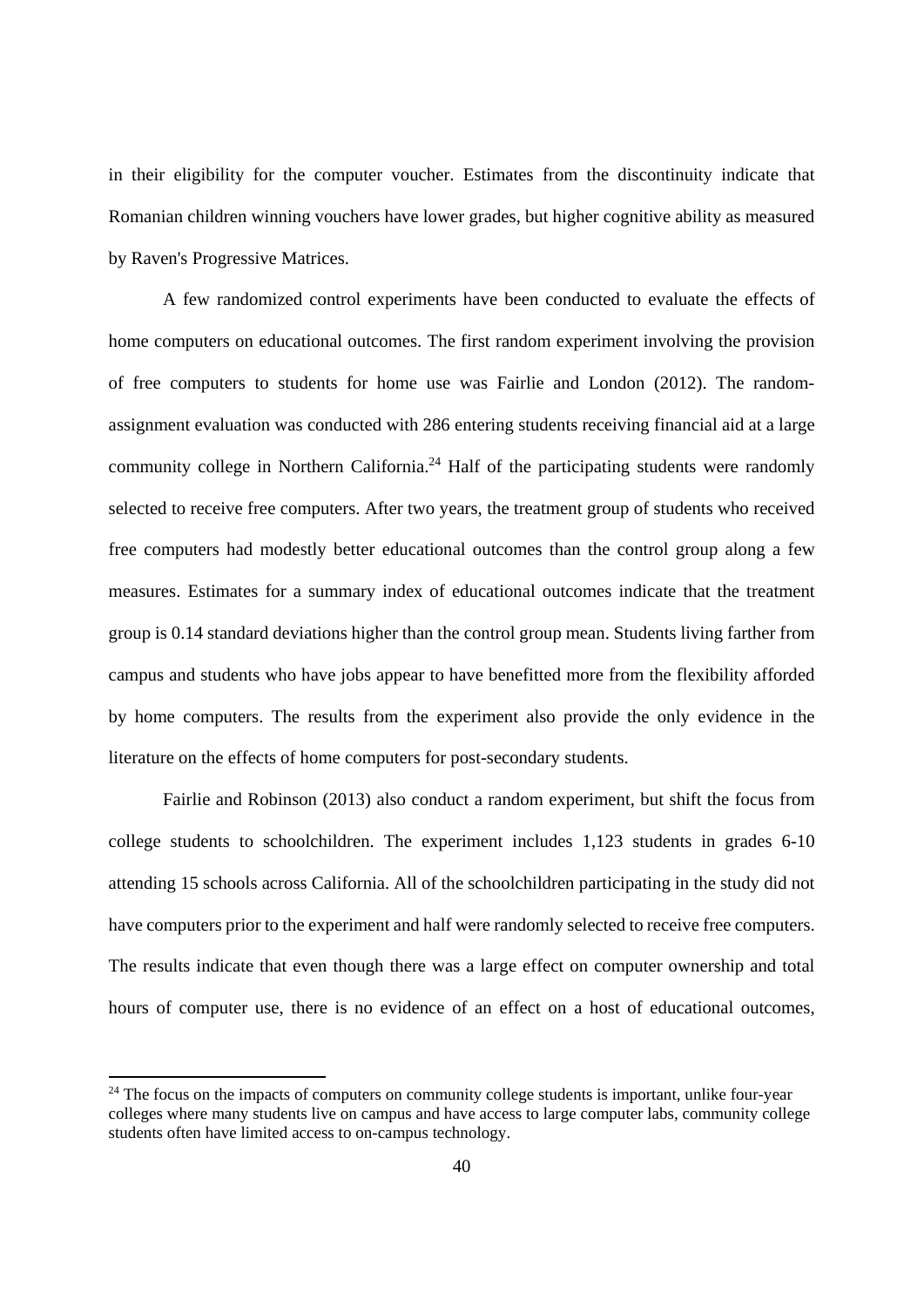in their eligibility for the computer voucher. Estimates from the discontinuity indicate that Romanian children winning vouchers have lower grades, but higher cognitive ability as measured by Raven's Progressive Matrices.

A few randomized control experiments have been conducted to evaluate the effects of home computers on educational outcomes. The first random experiment involving the provision of free computers to students for home use was Fairlie and London (2012). The random-assignment evaluation was conducted with 286 entering students receiving financial aid at a large community college in Northern California.[24] Half of the participating students were randomly selected to receive free computers. After two years, the treatment group of students who received free computers had modestly better educational outcomes than the control group along a few measures. Estimates for a summary index of educational outcomes indicate that the treatment group is 0.14 standard deviations higher than the control group mean. Students living farther from campus and students who have jobs appear to have benefitted more from the flexibility afforded by home computers. The results from the experiment also provide the only evidence in the literature on the effects of home computers for post-secondary students.

Fairlie and Robinson (2013) also conduct a random experiment, but shift the focus from college students to schoolchildren. The experiment includes 1,123 students in grades 6-10 attending 15 schools across California. All of the schoolchildren participating in the study did not have computers prior to the experiment and half were randomly selected to receive free computers. The results indicate that even though there was a large effect on computer ownership and total hours of computer use, there is no evidence of an effect on a host of educational outcomes,

[24] The focus on the impacts of computers on community college students is important, unlike four-year colleges where many students live on campus and have access to large computer labs, community college students often have limited access to on-campus technology.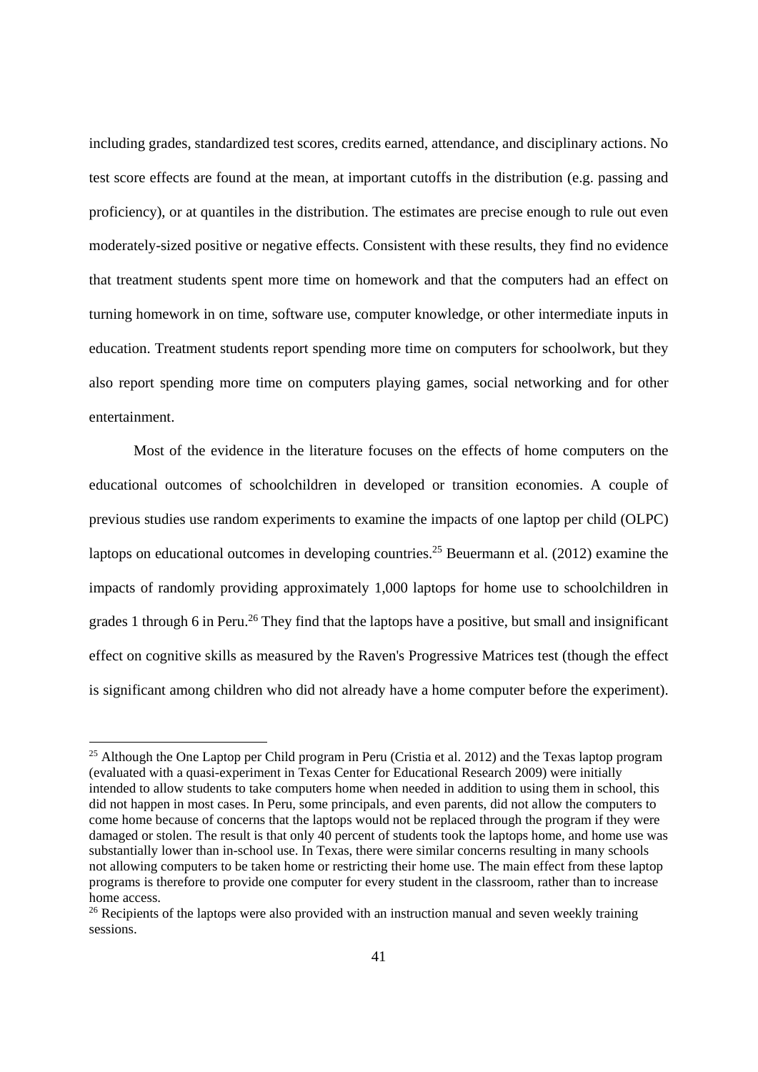including grades, standardized test scores, credits earned, attendance, and disciplinary actions. No test score effects are found at the mean, at important cutoffs in the distribution (e.g. passing and proficiency), or at quantiles in the distribution. The estimates are precise enough to rule out even moderately-sized positive or negative effects. Consistent with these results, they find no evidence that treatment students spent more time on homework and that the computers had an effect on turning homework in on time, software use, computer knowledge, or other intermediate inputs in education. Treatment students report spending more time on computers for schoolwork, but they also report spending more time on computers playing games, social networking and for other entertainment.

Most of the evidence in the literature focuses on the effects of home computers on the educational outcomes of schoolchildren in developed or transition economies. A couple of previous studies use random experiments to examine the impacts of one laptop per child (OLPC) laptops on educational outcomes in developing countries.[25] Beuermann et al. (2012) examine the impacts of randomly providing approximately 1,000 laptops for home use to schoolchildren in grades 1 through 6 in Peru.[26] They find that the laptops have a positive, but small and insignificant effect on cognitive skills as measured by the Raven's Progressive Matrices test (though the effect is significant among children who did not already have a home computer before the experiment).

---

[25] Although the One Laptop per Child program in Peru (Cristia et al. 2012) and the Texas laptop program (evaluated with a quasi-experiment in Texas Center for Educational Research 2009) were initially intended to allow students to take computers home when needed in addition to using them in school, this did not happen in most cases. In Peru, some principals, and even parents, did not allow the computers to come home because of concerns that the laptops would not be replaced through the program if they were damaged or stolen. The result is that only 40 percent of students took the laptops home, and home use was substantially lower than in-school use. In Texas, there were similar concerns resulting in many schools not allowing computers to be taken home or restricting their home use. The main effect from these laptop programs is therefore to provide one computer for every student in the classroom, rather than to increase home access.

[26] Recipients of the laptops were also provided with an instruction manual and seven weekly training sessions.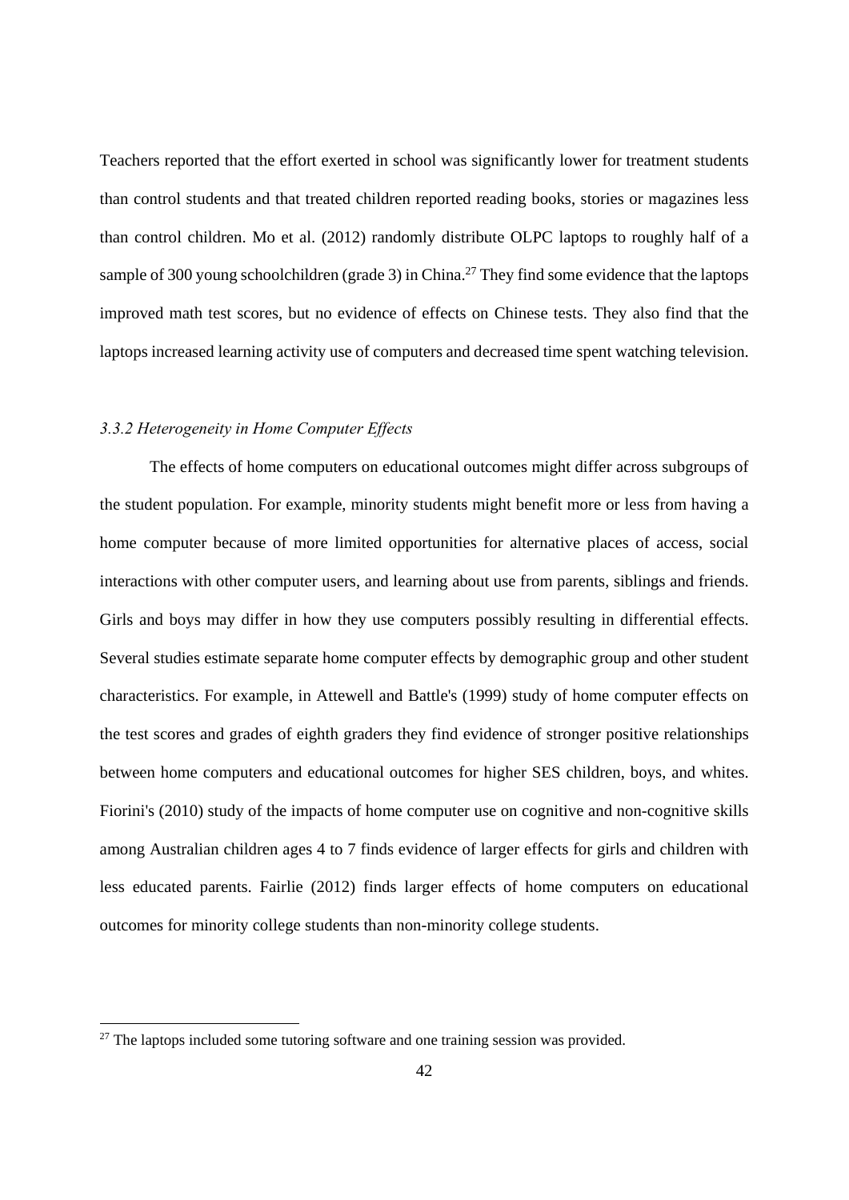Teachers reported that the effort exerted in school was significantly lower for treatment students than control students and that treated children reported reading books, stories or magazines less than control children. Mo et al. (2012) randomly distribute OLPC laptops to roughly half of a sample of 300 young schoolchildren (grade 3) in China.[27] They find some evidence that the laptops improved math test scores, but no evidence of effects on Chinese tests. They also find that the laptops increased learning activity use of computers and decreased time spent watching television.

### *3.3.2 Heterogeneity in Home Computer Effects*

The effects of home computers on educational outcomes might differ across subgroups of the student population. For example, minority students might benefit more or less from having a home computer because of more limited opportunities for alternative places of access, social interactions with other computer users, and learning about use from parents, siblings and friends. Girls and boys may differ in how they use computers possibly resulting in differential effects. Several studies estimate separate home computer effects by demographic group and other student characteristics. For example, in Attewell and Battle's (1999) study of home computer effects on the test scores and grades of eighth graders they find evidence of stronger positive relationships between home computers and educational outcomes for higher SES children, boys, and whites. Fiorini's (2010) study of the impacts of home computer use on cognitive and non-cognitive skills among Australian children ages 4 to 7 finds evidence of larger effects for girls and children with less educated parents. Fairlie (2012) finds larger effects of home computers on educational outcomes for minority college students than non-minority college students.

---

[27] The laptops included some tutoring software and one training session was provided.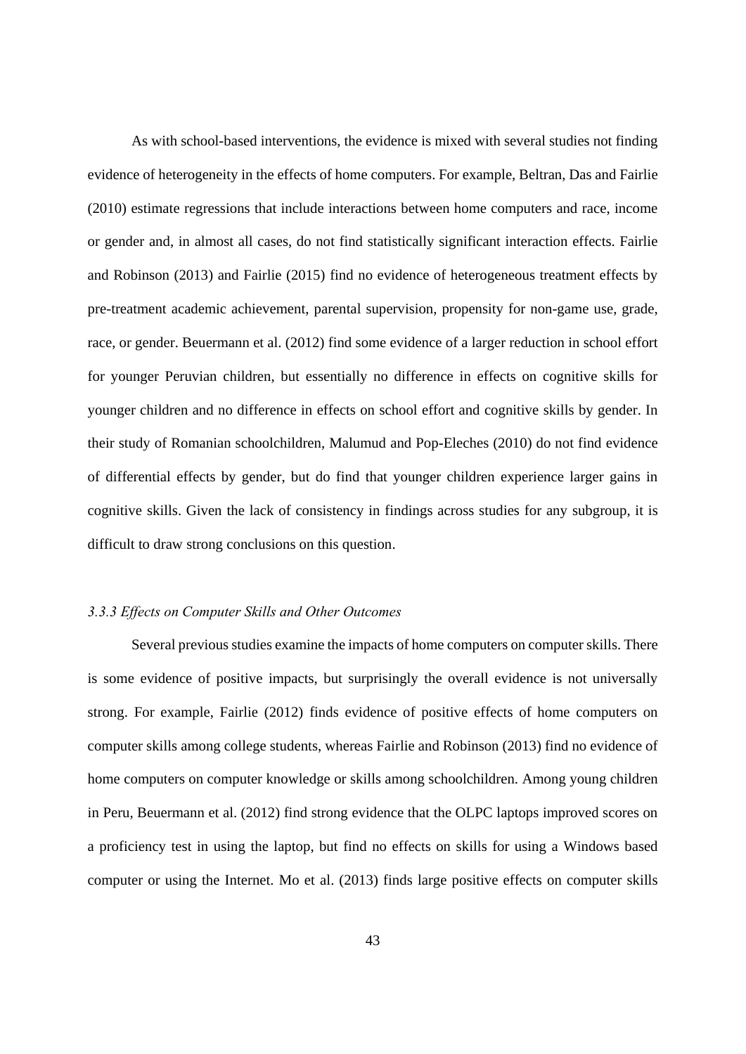As with school-based interventions, the evidence is mixed with several studies not finding evidence of heterogeneity in the effects of home computers. For example, Beltran, Das and Fairlie (2010) estimate regressions that include interactions between home computers and race, income or gender and, in almost all cases, do not find statistically significant interaction effects. Fairlie and Robinson (2013) and Fairlie (2015) find no evidence of heterogeneous treatment effects by pre-treatment academic achievement, parental supervision, propensity for non-game use, grade, race, or gender. Beuermann et al. (2012) find some evidence of a larger reduction in school effort for younger Peruvian children, but essentially no difference in effects on cognitive skills for younger children and no difference in effects on school effort and cognitive skills by gender. In their study of Romanian schoolchildren, Malumud and Pop-Eleches (2010) do not find evidence of differential effects by gender, but do find that younger children experience larger gains in cognitive skills. Given the lack of consistency in findings across studies for any subgroup, it is difficult to draw strong conclusions on this question.

### *3.3.3 Effects on Computer Skills and Other Outcomes*

Several previous studies examine the impacts of home computers on computer skills. There is some evidence of positive impacts, but surprisingly the overall evidence is not universally strong. For example, Fairlie (2012) finds evidence of positive effects of home computers on computer skills among college students, whereas Fairlie and Robinson (2013) find no evidence of home computers on computer knowledge or skills among schoolchildren. Among young children in Peru, Beuermann et al. (2012) find strong evidence that the OLPC laptops improved scores on a proficiency test in using the laptop, but find no effects on skills for using a Windows based computer or using the Internet. Mo et al. (2013) finds large positive effects on computer skills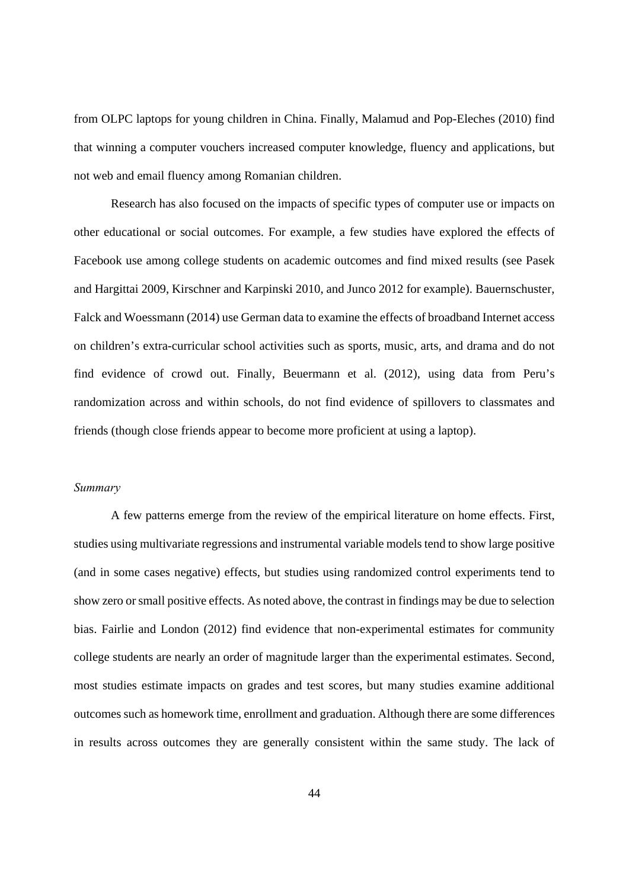from OLPC laptops for young children in China. Finally, Malamud and Pop-Eleches (2010) find that winning a computer vouchers increased computer knowledge, fluency and applications, but not web and email fluency among Romanian children.

Research has also focused on the impacts of specific types of computer use or impacts on other educational or social outcomes. For example, a few studies have explored the effects of Facebook use among college students on academic outcomes and find mixed results (see Pasek and Hargittai 2009, Kirschner and Karpinski 2010, and Junco 2012 for example). Bauernschuster, Falck and Woessmann (2014) use German data to examine the effects of broadband Internet access on children's extra-curricular school activities such as sports, music, arts, and drama and do not find evidence of crowd out. Finally, Beuermann et al. (2012), using data from Peru's randomization across and within schools, do not find evidence of spillovers to classmates and friends (though close friends appear to become more proficient at using a laptop).

*Summary*

A few patterns emerge from the review of the empirical literature on home effects. First, studies using multivariate regressions and instrumental variable models tend to show large positive (and in some cases negative) effects, but studies using randomized control experiments tend to show zero or small positive effects. As noted above, the contrast in findings may be due to selection bias. Fairlie and London (2012) find evidence that non-experimental estimates for community college students are nearly an order of magnitude larger than the experimental estimates. Second, most studies estimate impacts on grades and test scores, but many studies examine additional outcomes such as homework time, enrollment and graduation. Although there are some differences in results across outcomes they are generally consistent within the same study. The lack of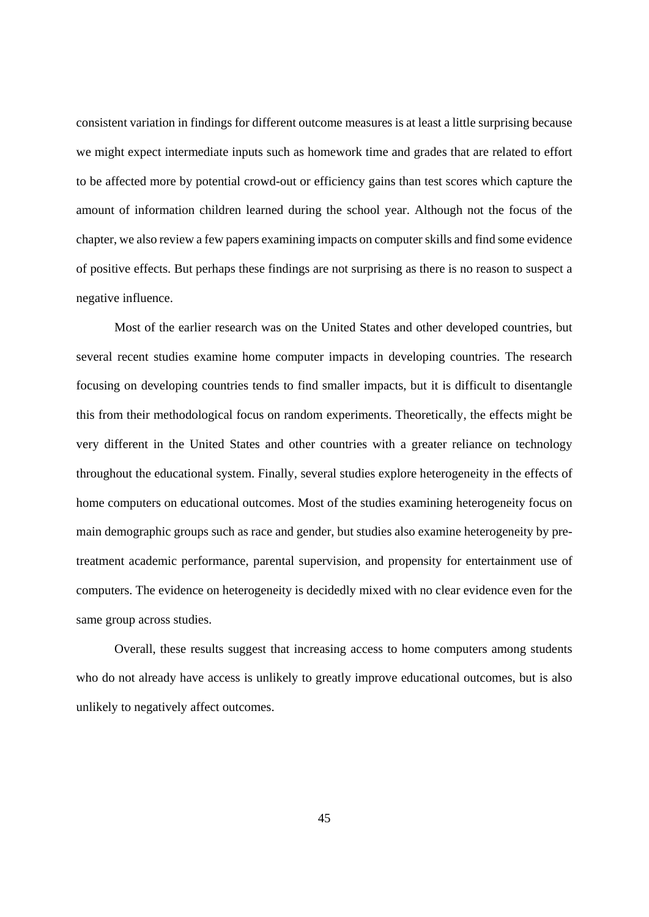consistent variation in findings for different outcome measures is at least a little surprising because we might expect intermediate inputs such as homework time and grades that are related to effort to be affected more by potential crowd-out or efficiency gains than test scores which capture the amount of information children learned during the school year. Although not the focus of the chapter, we also review a few papers examining impacts on computer skills and find some evidence of positive effects. But perhaps these findings are not surprising as there is no reason to suspect a negative influence.

Most of the earlier research was on the United States and other developed countries, but several recent studies examine home computer impacts in developing countries. The research focusing on developing countries tends to find smaller impacts, but it is difficult to disentangle this from their methodological focus on random experiments. Theoretically, the effects might be very different in the United States and other countries with a greater reliance on technology throughout the educational system. Finally, several studies explore heterogeneity in the effects of home computers on educational outcomes. Most of the studies examining heterogeneity focus on main demographic groups such as race and gender, but studies also examine heterogeneity by pre-treatment academic performance, parental supervision, and propensity for entertainment use of computers. The evidence on heterogeneity is decidedly mixed with no clear evidence even for the same group across studies.

Overall, these results suggest that increasing access to home computers among students who do not already have access is unlikely to greatly improve educational outcomes, but is also unlikely to negatively affect outcomes.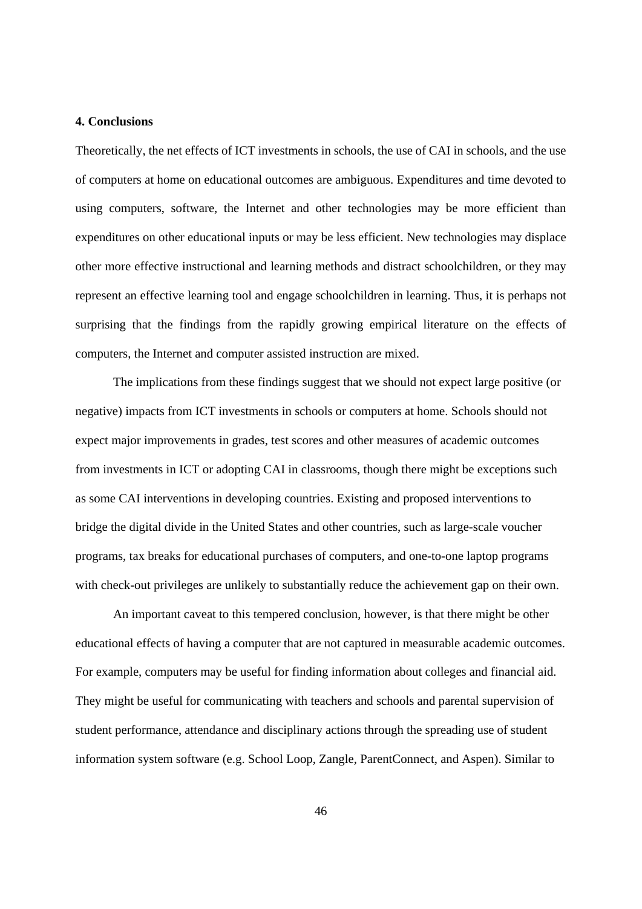## 4. Conclusions

Theoretically, the net effects of ICT investments in schools, the use of CAI in schools, and the use of computers at home on educational outcomes are ambiguous. Expenditures and time devoted to using computers, software, the Internet and other technologies may be more efficient than expenditures on other educational inputs or may be less efficient. New technologies may displace other more effective instructional and learning methods and distract schoolchildren, or they may represent an effective learning tool and engage schoolchildren in learning. Thus, it is perhaps not surprising that the findings from the rapidly growing empirical literature on the effects of computers, the Internet and computer assisted instruction are mixed.

The implications from these findings suggest that we should not expect large positive (or negative) impacts from ICT investments in schools or computers at home. Schools should not expect major improvements in grades, test scores and other measures of academic outcomes from investments in ICT or adopting CAI in classrooms, though there might be exceptions such as some CAI interventions in developing countries. Existing and proposed interventions to bridge the digital divide in the United States and other countries, such as large-scale voucher programs, tax breaks for educational purchases of computers, and one-to-one laptop programs with check-out privileges are unlikely to substantially reduce the achievement gap on their own.

An important caveat to this tempered conclusion, however, is that there might be other educational effects of having a computer that are not captured in measurable academic outcomes. For example, computers may be useful for finding information about colleges and financial aid. They might be useful for communicating with teachers and schools and parental supervision of student performance, attendance and disciplinary actions through the spreading use of student information system software (e.g. School Loop, Zangle, ParentConnect, and Aspen). Similar to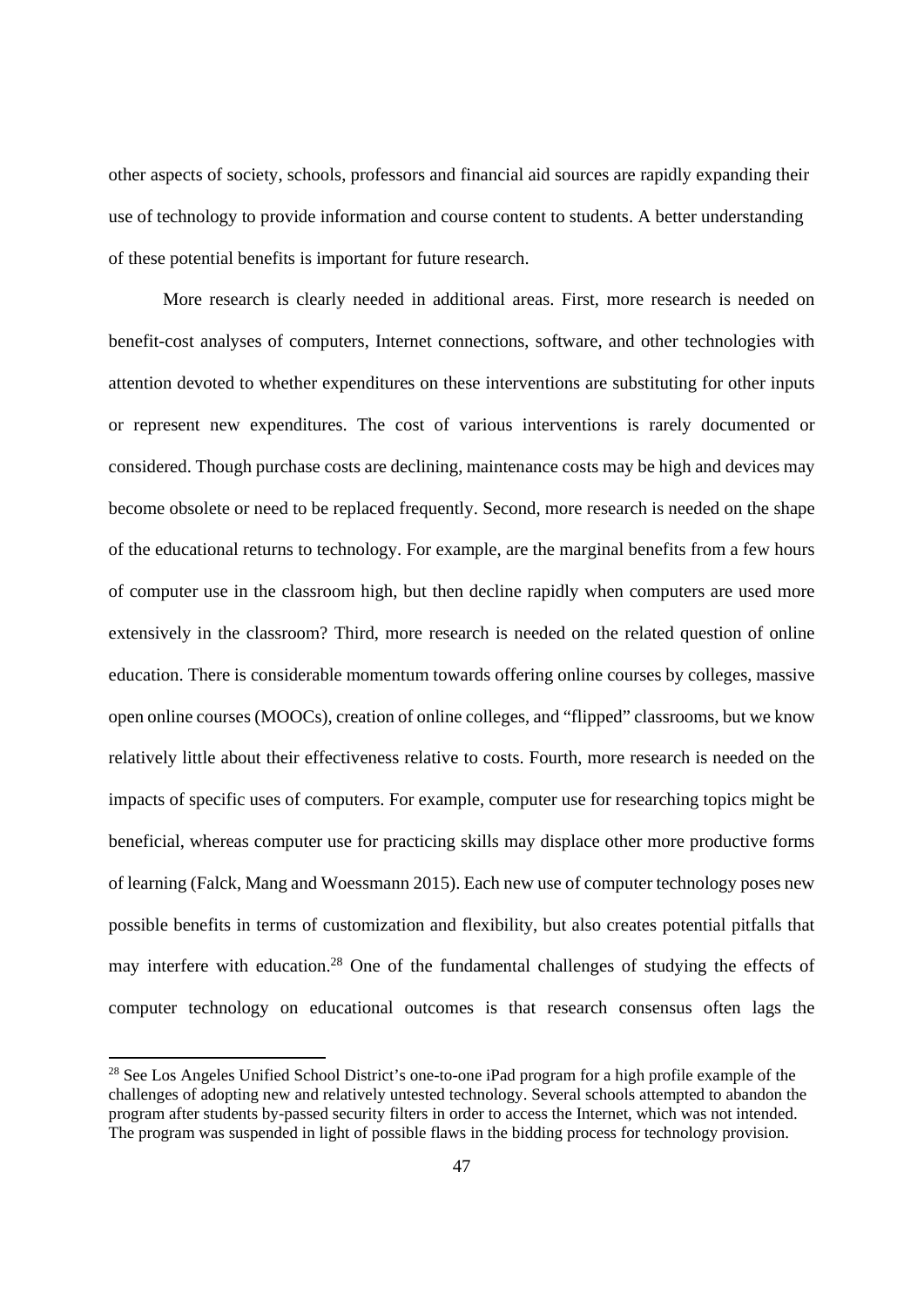other aspects of society, schools, professors and financial aid sources are rapidly expanding their use of technology to provide information and course content to students. A better understanding of these potential benefits is important for future research.

More research is clearly needed in additional areas. First, more research is needed on benefit-cost analyses of computers, Internet connections, software, and other technologies with attention devoted to whether expenditures on these interventions are substituting for other inputs or represent new expenditures. The cost of various interventions is rarely documented or considered. Though purchase costs are declining, maintenance costs may be high and devices may become obsolete or need to be replaced frequently. Second, more research is needed on the shape of the educational returns to technology. For example, are the marginal benefits from a few hours of computer use in the classroom high, but then decline rapidly when computers are used more extensively in the classroom? Third, more research is needed on the related question of online education. There is considerable momentum towards offering online courses by colleges, massive open online courses (MOOCs), creation of online colleges, and "flipped" classrooms, but we know relatively little about their effectiveness relative to costs. Fourth, more research is needed on the impacts of specific uses of computers. For example, computer use for researching topics might be beneficial, whereas computer use for practicing skills may displace other more productive forms of learning (Falck, Mang and Woessmann 2015). Each new use of computer technology poses new possible benefits in terms of customization and flexibility, but also creates potential pitfalls that may interfere with education.[28] One of the fundamental challenges of studying the effects of computer technology on educational outcomes is that research consensus often lags the

[28] See Los Angeles Unified School District's one-to-one iPad program for a high profile example of the challenges of adopting new and relatively untested technology. Several schools attempted to abandon the program after students by-passed security filters in order to access the Internet, which was not intended. The program was suspended in light of possible flaws in the bidding process for technology provision.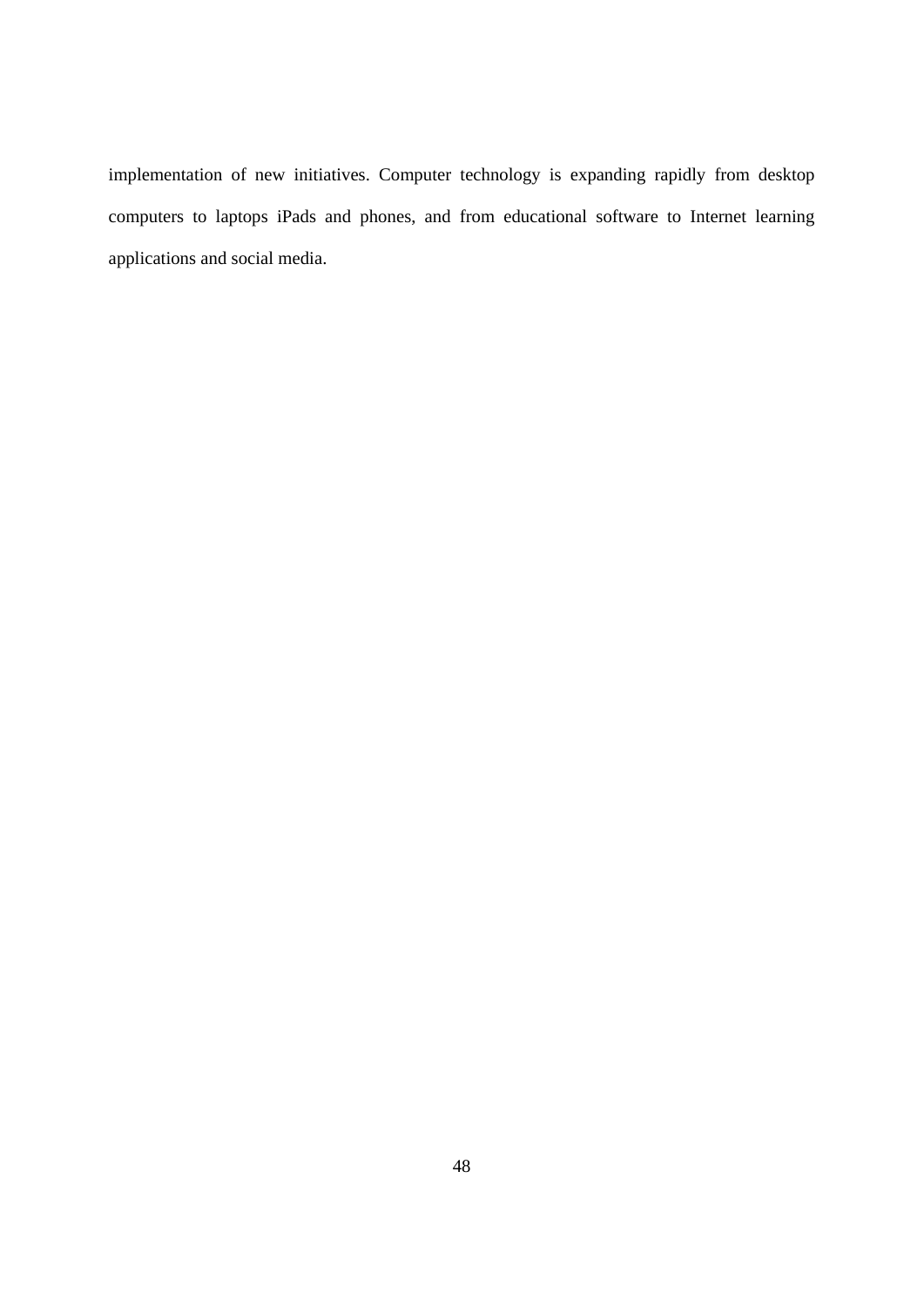implementation of new initiatives. Computer technology is expanding rapidly from desktop computers to laptops iPads and phones, and from educational software to Internet learning applications and social media.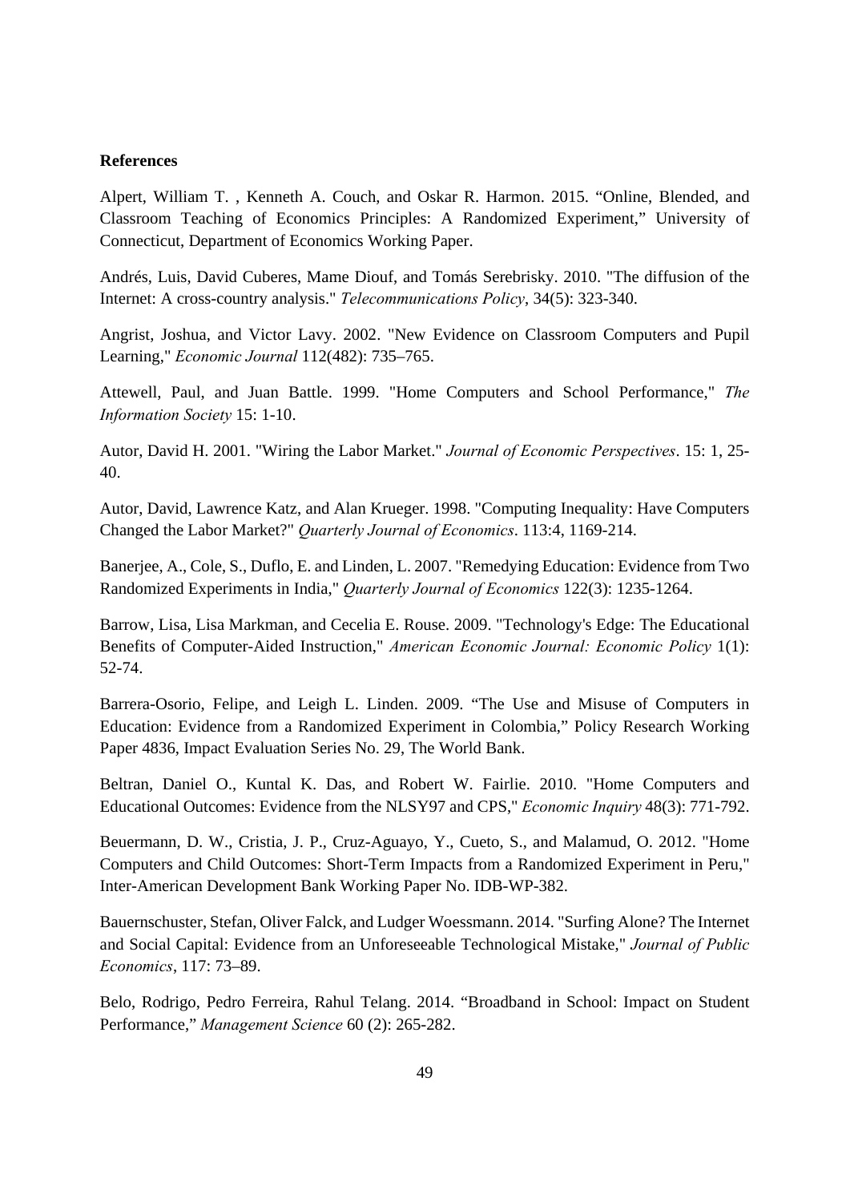**References**

Alpert, William T. , Kenneth A. Couch, and Oskar R. Harmon. 2015. “Online, Blended, and Classroom Teaching of Economics Principles: A Randomized Experiment,” University of Connecticut, Department of Economics Working Paper.

Andrés, Luis, David Cuberes, Mame Diouf, and Tomás Serebrisky. 2010. "The diffusion of the Internet: A cross-country analysis." *Telecommunications Policy*, 34(5): 323-340.

Angrist, Joshua, and Victor Lavy. 2002. "New Evidence on Classroom Computers and Pupil Learning," *Economic Journal* 112(482): 735–765.

Attewell, Paul, and Juan Battle. 1999. "Home Computers and School Performance," *The Information Society* 15: 1-10.

Autor, David H. 2001. "Wiring the Labor Market." *Journal of Economic Perspectives*. 15: 1, 25-40.

Autor, David, Lawrence Katz, and Alan Krueger. 1998. "Computing Inequality: Have Computers Changed the Labor Market?" *Quarterly Journal of Economics*. 113:4, 1169-214.

Banerjee, A., Cole, S., Duflo, E. and Linden, L. 2007. "Remedying Education: Evidence from Two Randomized Experiments in India," *Quarterly Journal of Economics* 122(3): 1235-1264.

Barrow, Lisa, Lisa Markman, and Cecelia E. Rouse. 2009. "Technology's Edge: The Educational Benefits of Computer-Aided Instruction," *American Economic Journal: Economic Policy* 1(1): 52-74.

Barrera-Osorio, Felipe, and Leigh L. Linden. 2009. “The Use and Misuse of Computers in Education: Evidence from a Randomized Experiment in Colombia,” Policy Research Working Paper 4836, Impact Evaluation Series No. 29, The World Bank.

Beltran, Daniel O., Kuntal K. Das, and Robert W. Fairlie. 2010. "Home Computers and Educational Outcomes: Evidence from the NLSY97 and CPS," *Economic Inquiry* 48(3): 771-792.

Beuermann, D. W., Cristia, J. P., Cruz-Aguayo, Y., Cueto, S., and Malamud, O. 2012. "Home Computers and Child Outcomes: Short-Term Impacts from a Randomized Experiment in Peru," Inter-American Development Bank Working Paper No. IDB-WP-382.

Bauernschuster, Stefan, Oliver Falck, and Ludger Woessmann. 2014. "Surfing Alone? The Internet and Social Capital: Evidence from an Unforeseeable Technological Mistake," *Journal of Public Economics*, 117: 73–89.

Belo, Rodrigo, Pedro Ferreira, Rahul Telang. 2014. “Broadband in School: Impact on Student Performance,” *Management Science* 60 (2): 265-282.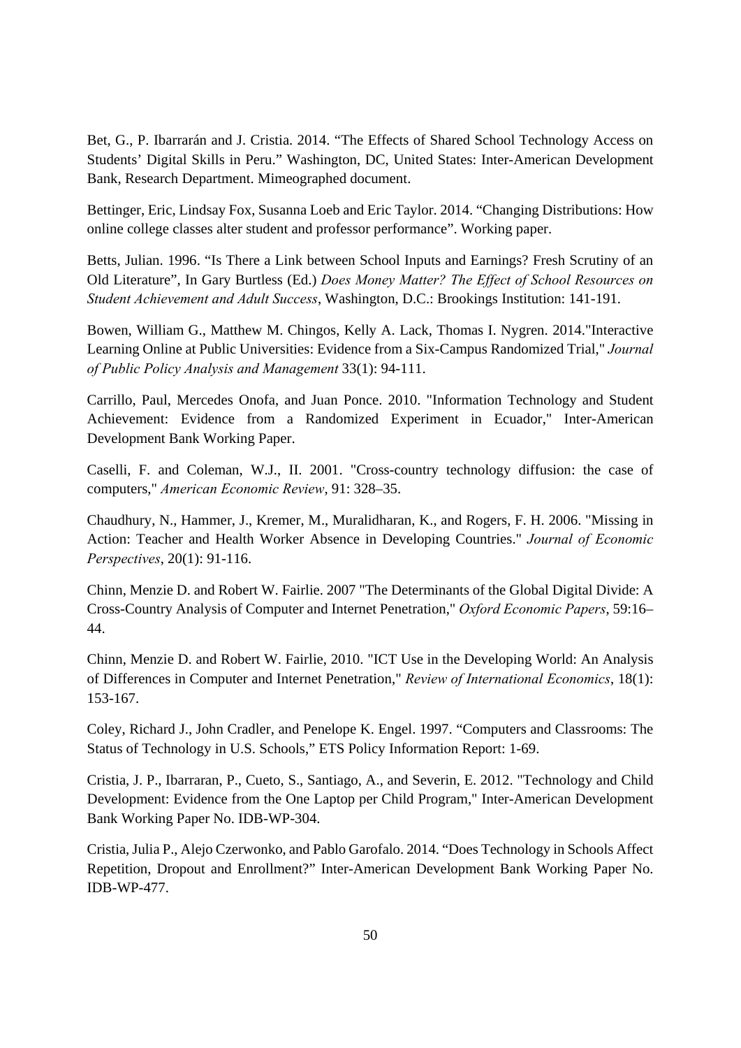Bet, G., P. Ibarrarán and J. Cristia. 2014. "The Effects of Shared School Technology Access on Students' Digital Skills in Peru." Washington, DC, United States: Inter-American Development Bank, Research Department. Mimeographed document.

Bettinger, Eric, Lindsay Fox, Susanna Loeb and Eric Taylor. 2014. "Changing Distributions: How online college classes alter student and professor performance". Working paper.

Betts, Julian. 1996. "Is There a Link between School Inputs and Earnings? Fresh Scrutiny of an Old Literature", In Gary Burtless (Ed.) *Does Money Matter? The Effect of School Resources on Student Achievement and Adult Success*, Washington, D.C.: Brookings Institution: 141-191.

Bowen, William G., Matthew M. Chingos, Kelly A. Lack, Thomas I. Nygren. 2014."Interactive Learning Online at Public Universities: Evidence from a Six-Campus Randomized Trial," *Journal of Public Policy Analysis and Management* 33(1): 94-111.

Carrillo, Paul, Mercedes Onofa, and Juan Ponce. 2010. "Information Technology and Student Achievement: Evidence from a Randomized Experiment in Ecuador," Inter-American Development Bank Working Paper.

Caselli, F. and Coleman, W.J., II. 2001. "Cross-country technology diffusion: the case of computers," *American Economic Review*, 91: 328–35.

Chaudhury, N., Hammer, J., Kremer, M., Muralidharan, K., and Rogers, F. H. 2006. "Missing in Action: Teacher and Health Worker Absence in Developing Countries." *Journal of Economic Perspectives*, 20(1): 91-116.

Chinn, Menzie D. and Robert W. Fairlie. 2007 "The Determinants of the Global Digital Divide: A Cross-Country Analysis of Computer and Internet Penetration," *Oxford Economic Papers*, 59:16–44.

Chinn, Menzie D. and Robert W. Fairlie, 2010. "ICT Use in the Developing World: An Analysis of Differences in Computer and Internet Penetration," *Review of International Economics*, 18(1): 153-167.

Coley, Richard J., John Cradler, and Penelope K. Engel. 1997. "Computers and Classrooms: The Status of Technology in U.S. Schools," ETS Policy Information Report: 1-69.

Cristia, J. P., Ibarraran, P., Cueto, S., Santiago, A., and Severin, E. 2012. "Technology and Child Development: Evidence from the One Laptop per Child Program," Inter-American Development Bank Working Paper No. IDB-WP-304.

Cristia, Julia P., Alejo Czerwonko, and Pablo Garofalo. 2014. "Does Technology in Schools Affect Repetition, Dropout and Enrollment?" Inter-American Development Bank Working Paper No. IDB-WP-477.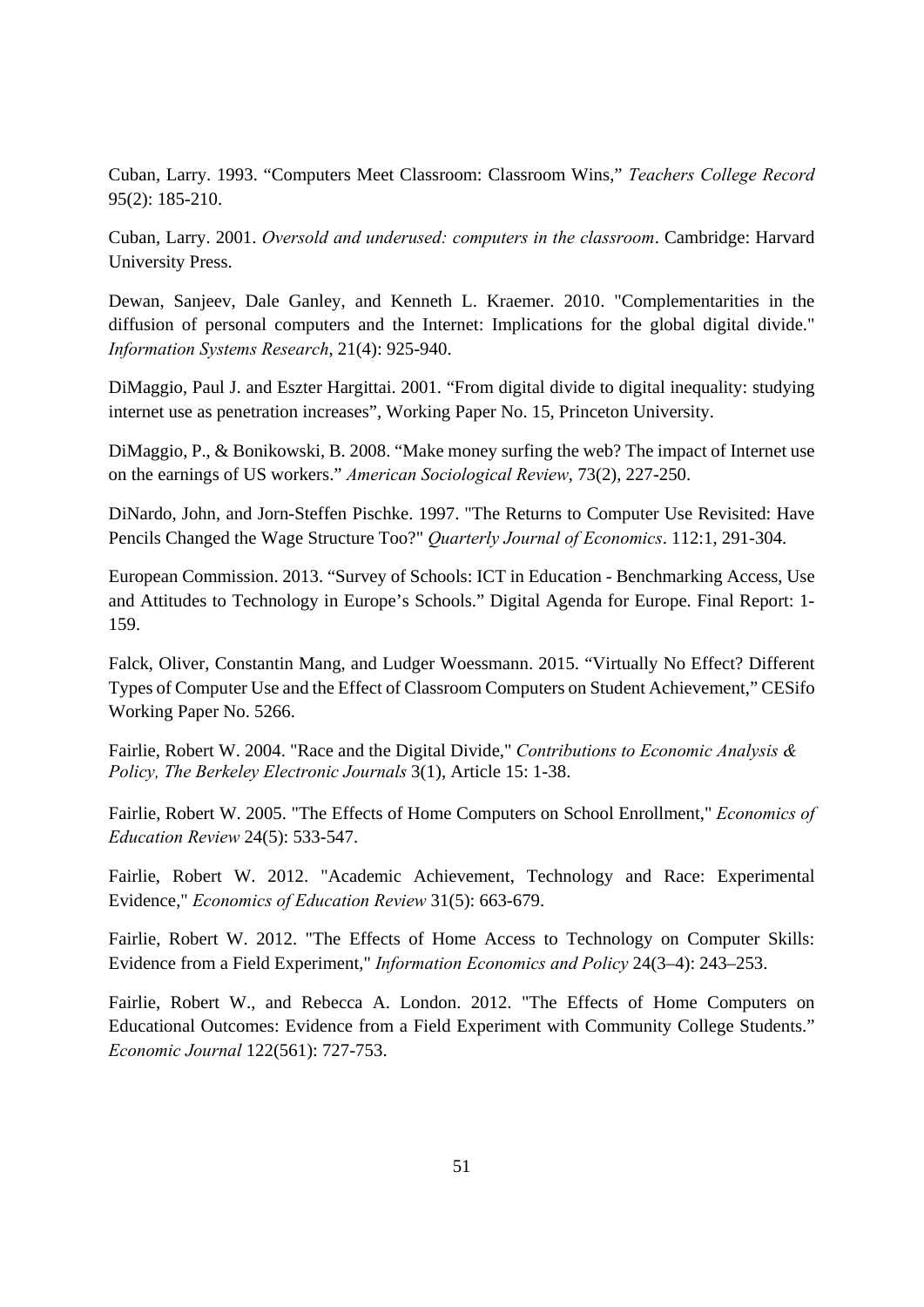Cuban, Larry. 1993. “Computers Meet Classroom: Classroom Wins,” *Teachers College Record* 95(2): 185-210.

Cuban, Larry. 2001. *Oversold and underused: computers in the classroom*. Cambridge: Harvard University Press.

Dewan, Sanjeev, Dale Ganley, and Kenneth L. Kraemer. 2010. "Complementarities in the diffusion of personal computers and the Internet: Implications for the global digital divide." *Information Systems Research*, 21(4): 925-940.

DiMaggio, Paul J. and Eszter Hargittai. 2001. “From digital divide to digital inequality: studying internet use as penetration increases”, Working Paper No. 15, Princeton University.

DiMaggio, P., & Bonikowski, B. 2008. “Make money surfing the web? The impact of Internet use on the earnings of US workers.” *American Sociological Review*, 73(2), 227-250.

DiNardo, John, and Jorn-Steffen Pischke. 1997. "The Returns to Computer Use Revisited: Have Pencils Changed the Wage Structure Too?" *Quarterly Journal of Economics*. 112:1, 291-304.

European Commission. 2013. “Survey of Schools: ICT in Education - Benchmarking Access, Use and Attitudes to Technology in Europe’s Schools.” Digital Agenda for Europe. Final Report: 1-159.

Falck, Oliver, Constantin Mang, and Ludger Woessmann. 2015. “Virtually No Effect? Different Types of Computer Use and the Effect of Classroom Computers on Student Achievement,” CESifo Working Paper No. 5266.

Fairlie, Robert W. 2004. "Race and the Digital Divide," *Contributions to Economic Analysis & Policy, The Berkeley Electronic Journals* 3(1), Article 15: 1-38.

Fairlie, Robert W. 2005. "The Effects of Home Computers on School Enrollment," *Economics of Education Review* 24(5): 533-547.

Fairlie, Robert W. 2012. "Academic Achievement, Technology and Race: Experimental Evidence," *Economics of Education Review* 31(5): 663-679.

Fairlie, Robert W. 2012. "The Effects of Home Access to Technology on Computer Skills: Evidence from a Field Experiment," *Information Economics and Policy* 24(3–4): 243–253.

Fairlie, Robert W., and Rebecca A. London. 2012. "The Effects of Home Computers on Educational Outcomes: Evidence from a Field Experiment with Community College Students." *Economic Journal* 122(561): 727-753.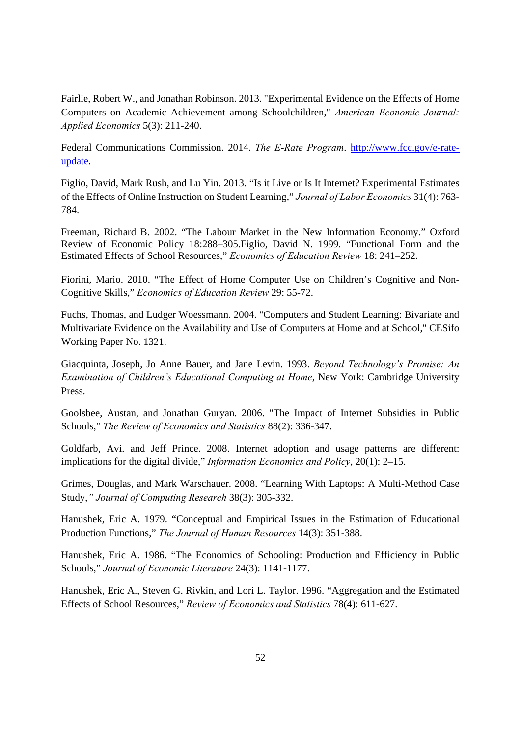Fairlie, Robert W., and Jonathan Robinson. 2013. "Experimental Evidence on the Effects of Home Computers on Academic Achievement among Schoolchildren," *American Economic Journal: Applied Economics* 5(3): 211-240.

Federal Communications Commission. 2014. *The E-Rate Program*. http://www.fcc.gov/e-rate-update.

Figlio, David, Mark Rush, and Lu Yin. 2013. "Is it Live or Is It Internet? Experimental Estimates of the Effects of Online Instruction on Student Learning," *Journal of Labor Economics* 31(4): 763-784.

Freeman, Richard B. 2002. "The Labour Market in the New Information Economy." Oxford Review of Economic Policy 18:288–305.Figlio, David N. 1999. "Functional Form and the Estimated Effects of School Resources," *Economics of Education Review* 18: 241–252.

Fiorini, Mario. 2010. "The Effect of Home Computer Use on Children's Cognitive and Non-Cognitive Skills," *Economics of Education Review* 29: 55-72.

Fuchs, Thomas, and Ludger Woessmann. 2004. "Computers and Student Learning: Bivariate and Multivariate Evidence on the Availability and Use of Computers at Home and at School," CESifo Working Paper No. 1321.

Giacquinta, Joseph, Jo Anne Bauer, and Jane Levin. 1993. *Beyond Technology's Promise: An Examination of Children's Educational Computing at Home*, New York: Cambridge University Press.

Goolsbee, Austan, and Jonathan Guryan. 2006. "The Impact of Internet Subsidies in Public Schools," *The Review of Economics and Statistics* 88(2): 336-347.

Goldfarb, Avi. and Jeff Prince. 2008. Internet adoption and usage patterns are different: implications for the digital divide," *Information Economics and Policy*, 20(1): 2–15.

Grimes, Douglas, and Mark Warschauer. 2008. "Learning With Laptops: A Multi-Method Case Study," *Journal of Computing Research* 38(3): 305-332.

Hanushek, Eric A. 1979. "Conceptual and Empirical Issues in the Estimation of Educational Production Functions," *The Journal of Human Resources* 14(3): 351-388.

Hanushek, Eric A. 1986. "The Economics of Schooling: Production and Efficiency in Public Schools," *Journal of Economic Literature* 24(3): 1141-1177.

Hanushek, Eric A., Steven G. Rivkin, and Lori L. Taylor. 1996. "Aggregation and the Estimated Effects of School Resources," *Review of Economics and Statistics* 78(4): 611-627.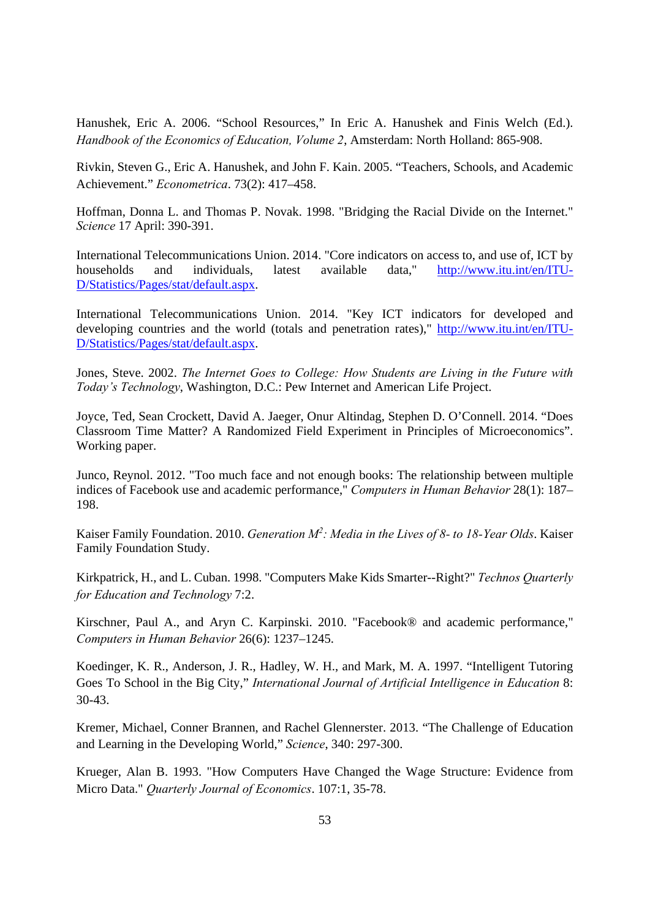Hanushek, Eric A. 2006. “School Resources,” In Eric A. Hanushek and Finis Welch (Ed.). *Handbook of the Economics of Education, Volume 2*, Amsterdam: North Holland: 865-908.

Rivkin, Steven G., Eric A. Hanushek, and John F. Kain. 2005. “Teachers, Schools, and Academic Achievement.” *Econometrica*. 73(2): 417–458.

Hoffman, Donna L. and Thomas P. Novak. 1998. "Bridging the Racial Divide on the Internet." *Science* 17 April: 390-391.

International Telecommunications Union. 2014. "Core indicators on access to, and use of, ICT by households and individuals, latest available data," http://www.itu.int/en/ITU-D/Statistics/Pages/stat/default.aspx.

International Telecommunications Union. 2014. "Key ICT indicators for developed and developing countries and the world (totals and penetration rates)," http://www.itu.int/en/ITU-D/Statistics/Pages/stat/default.aspx.

Jones, Steve. 2002. *The Internet Goes to College: How Students are Living in the Future with Today's Technology*, Washington, D.C.: Pew Internet and American Life Project.

Joyce, Ted, Sean Crockett, David A. Jaeger, Onur Altindag, Stephen D. O'Connell. 2014. “Does Classroom Time Matter? A Randomized Field Experiment in Principles of Microeconomics”. Working paper.

Junco, Reynol. 2012. "Too much face and not enough books: The relationship between multiple indices of Facebook use and academic performance," *Computers in Human Behavior* 28(1): 187–198.

Kaiser Family Foundation. 2010. *Generation $M^2$: Media in the Lives of 8- to 18-Year Olds*. Kaiser Family Foundation Study.

Kirkpatrick, H., and L. Cuban. 1998. "Computers Make Kids Smarter--Right?" *Technos Quarterly for Education and Technology* 7:2.

Kirschner, Paul A., and Aryn C. Karpinski. 2010. "Facebook® and academic performance," *Computers in Human Behavior* 26(6): 1237–1245.

Koedinger, K. R., Anderson, J. R., Hadley, W. H., and Mark, M. A. 1997. “Intelligent Tutoring Goes To School in the Big City,” *International Journal of Artificial Intelligence in Education* 8: 30-43.

Kremer, Michael, Conner Brannen, and Rachel Glennerster. 2013. “The Challenge of Education and Learning in the Developing World,” *Science*, 340: 297-300.

Krueger, Alan B. 1993. "How Computers Have Changed the Wage Structure: Evidence from Micro Data." *Quarterly Journal of Economics*. 107:1, 35-78.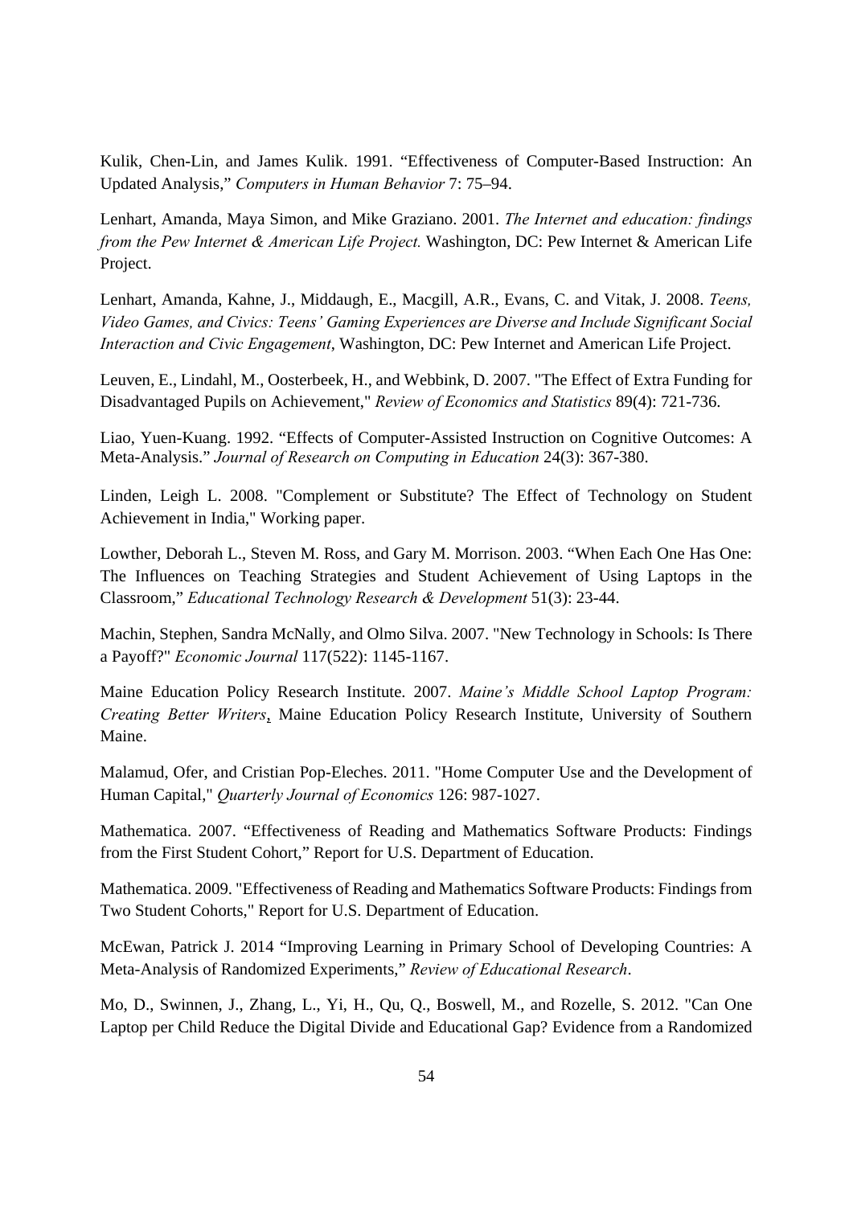Kulik, Chen-Lin, and James Kulik. 1991. “Effectiveness of Computer-Based Instruction: An Updated Analysis,” *Computers in Human Behavior* 7: 75–94.

Lenhart, Amanda, Maya Simon, and Mike Graziano. 2001. *The Internet and education: findings from the Pew Internet & American Life Project.* Washington, DC: Pew Internet & American Life Project.

Lenhart, Amanda, Kahne, J., Middaugh, E., Macgill, A.R., Evans, C. and Vitak, J. 2008. *Teens, Video Games, and Civics: Teens’ Gaming Experiences are Diverse and Include Significant Social Interaction and Civic Engagement*, Washington, DC: Pew Internet and American Life Project.

Leuven, E., Lindahl, M., Oosterbeek, H., and Webbink, D. 2007. "The Effect of Extra Funding for Disadvantaged Pupils on Achievement," *Review of Economics and Statistics* 89(4): 721-736.

Liao, Yuen-Kuang. 1992. “Effects of Computer-Assisted Instruction on Cognitive Outcomes: A Meta-Analysis.” *Journal of Research on Computing in Education* 24(3): 367-380.

Linden, Leigh L. 2008. "Complement or Substitute? The Effect of Technology on Student Achievement in India," Working paper.

Lowther, Deborah L., Steven M. Ross, and Gary M. Morrison. 2003. “When Each One Has One: The Influences on Teaching Strategies and Student Achievement of Using Laptops in the Classroom,” *Educational Technology Research & Development* 51(3): 23-44.

Machin, Stephen, Sandra McNally, and Olmo Silva. 2007. "New Technology in Schools: Is There a Payoff?" *Economic Journal* 117(522): 1145-1167.

Maine Education Policy Research Institute. 2007. *Maine’s Middle School Laptop Program: Creating Better Writers*, Maine Education Policy Research Institute, University of Southern Maine.

Malamud, Ofer, and Cristian Pop-Eleches. 2011. "Home Computer Use and the Development of Human Capital," *Quarterly Journal of Economics* 126: 987-1027.

Mathematica. 2007. “Effectiveness of Reading and Mathematics Software Products: Findings from the First Student Cohort,” Report for U.S. Department of Education.

Mathematica. 2009. "Effectiveness of Reading and Mathematics Software Products: Findings from Two Student Cohorts," Report for U.S. Department of Education.

McEwan, Patrick J. 2014 “Improving Learning in Primary School of Developing Countries: A Meta-Analysis of Randomized Experiments,” *Review of Educational Research*.

Mo, D., Swinnen, J., Zhang, L., Yi, H., Qu, Q., Boswell, M., and Rozelle, S. 2012. "Can One Laptop per Child Reduce the Digital Divide and Educational Gap? Evidence from a Randomized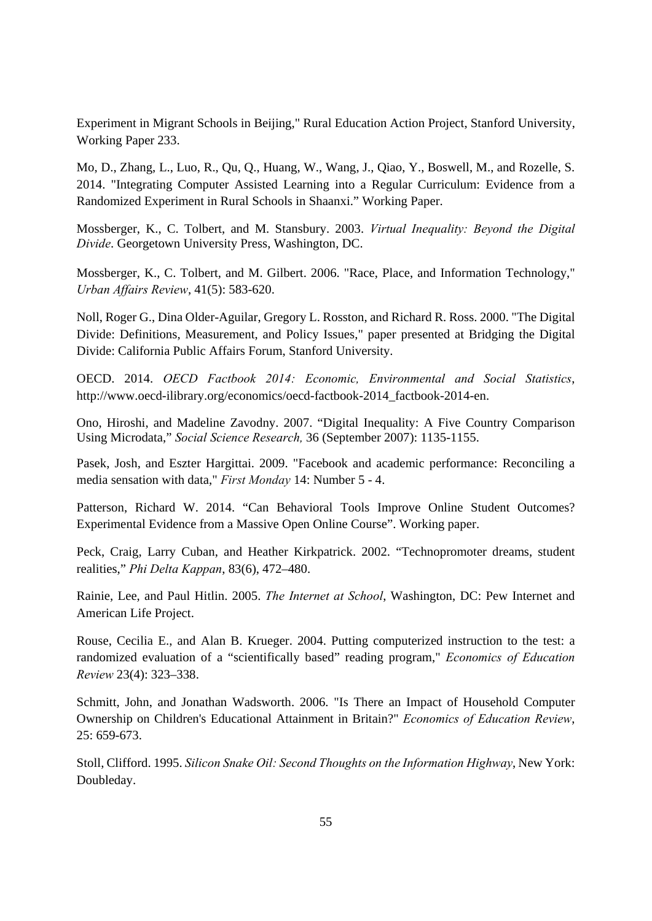Experiment in Migrant Schools in Beijing," Rural Education Action Project, Stanford University, Working Paper 233.

Mo, D., Zhang, L., Luo, R., Qu, Q., Huang, W., Wang, J., Qiao, Y., Boswell, M., and Rozelle, S. 2014. "Integrating Computer Assisted Learning into a Regular Curriculum: Evidence from a Randomized Experiment in Rural Schools in Shaanxi." Working Paper.

Mossberger, K., C. Tolbert, and M. Stansbury. 2003. *Virtual Inequality: Beyond the Digital Divide*. Georgetown University Press, Washington, DC.

Mossberger, K., C. Tolbert, and M. Gilbert. 2006. "Race, Place, and Information Technology," *Urban Affairs Review*, 41(5): 583-620.

Noll, Roger G., Dina Older-Aguilar, Gregory L. Rosston, and Richard R. Ross. 2000. "The Digital Divide: Definitions, Measurement, and Policy Issues," paper presented at Bridging the Digital Divide: California Public Affairs Forum, Stanford University.

OECD. 2014. *OECD Factbook 2014: Economic, Environmental and Social Statistics*, http://www.oecd-ilibrary.org/economics/oecd-factbook-2014_factbook-2014-en.

Ono, Hiroshi, and Madeline Zavodny. 2007. "Digital Inequality: A Five Country Comparison Using Microdata," *Social Science Research,* 36 (September 2007): 1135-1155.

Pasek, Josh, and Eszter Hargittai. 2009. "Facebook and academic performance: Reconciling a media sensation with data," *First Monday* 14: Number 5 - 4.

Patterson, Richard W. 2014. "Can Behavioral Tools Improve Online Student Outcomes? Experimental Evidence from a Massive Open Online Course". Working paper.

Peck, Craig, Larry Cuban, and Heather Kirkpatrick. 2002. "Technopromoter dreams, student realities," *Phi Delta Kappan*, 83(6), 472–480.

Rainie, Lee, and Paul Hitlin. 2005. *The Internet at School*, Washington, DC: Pew Internet and American Life Project.

Rouse, Cecilia E., and Alan B. Krueger. 2004. Putting computerized instruction to the test: a randomized evaluation of a "scientifically based" reading program," *Economics of Education Review* 23(4): 323–338.

Schmitt, John, and Jonathan Wadsworth. 2006. "Is There an Impact of Household Computer Ownership on Children's Educational Attainment in Britain?" *Economics of Education Review*, 25: 659-673.

Stoll, Clifford. 1995. *Silicon Snake Oil: Second Thoughts on the Information Highway*, New York: Doubleday.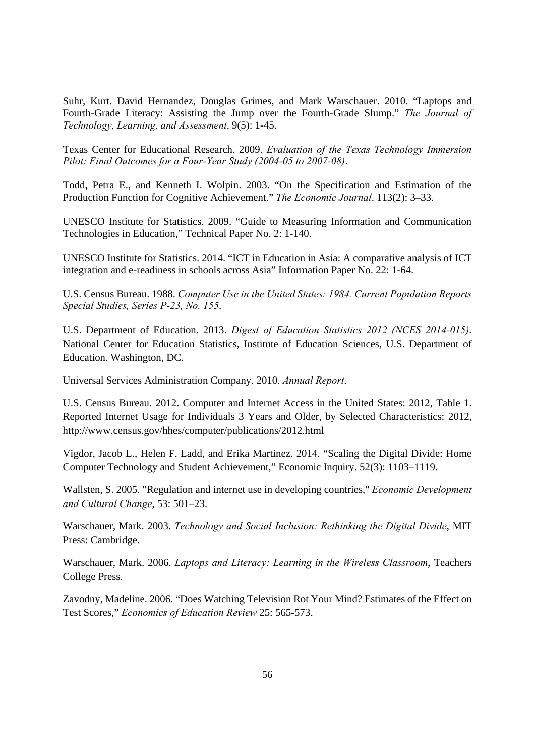Suhr, Kurt. David Hernandez, Douglas Grimes, and Mark Warschauer. 2010. "Laptops and Fourth-Grade Literacy: Assisting the Jump over the Fourth-Grade Slump." *The Journal of Technology, Learning, and Assessment*. 9(5): 1-45.

Texas Center for Educational Research. 2009. *Evaluation of the Texas Technology Immersion Pilot: Final Outcomes for a Four-Year Study (2004-05 to 2007-08)*.

Todd, Petra E., and Kenneth I. Wolpin. 2003. "On the Specification and Estimation of the Production Function for Cognitive Achievement." *The Economic Journal*. 113(2): 3–33.

UNESCO Institute for Statistics. 2009. "Guide to Measuring Information and Communication Technologies in Education," Technical Paper No. 2: 1-140.

UNESCO Institute for Statistics. 2014. "ICT in Education in Asia: A comparative analysis of ICT integration and e-readiness in schools across Asia" Information Paper No. 22: 1-64.

U.S. Census Bureau. 1988. *Computer Use in the United States: 1984. Current Population Reports Special Studies, Series P-23, No. 155*.

U.S. Department of Education. 2013. *Digest of Education Statistics 2012 (NCES 2014-015)*. National Center for Education Statistics, Institute of Education Sciences, U.S. Department of Education. Washington, DC.

Universal Services Administration Company. 2010. *Annual Report*.

U.S. Census Bureau. 2012. Computer and Internet Access in the United States: 2012, Table 1. Reported Internet Usage for Individuals 3 Years and Older, by Selected Characteristics: 2012, http://www.census.gov/hhes/computer/publications/2012.html

Vigdor, Jacob L., Helen F. Ladd, and Erika Martinez. 2014. "Scaling the Digital Divide: Home Computer Technology and Student Achievement," Economic Inquiry. 52(3): 1103–1119.

Wallsten, S. 2005. "Regulation and internet use in developing countries," *Economic Development and Cultural Change*, 53: 501–23.

Warschauer, Mark. 2003. *Technology and Social Inclusion: Rethinking the Digital Divide*, MIT Press: Cambridge.

Warschauer, Mark. 2006. *Laptops and Literacy: Learning in the Wireless Classroom*, Teachers College Press.

Zavodny, Madeline. 2006. "Does Watching Television Rot Your Mind? Estimates of the Effect on Test Scores," *Economics of Education Review* 25: 565-573.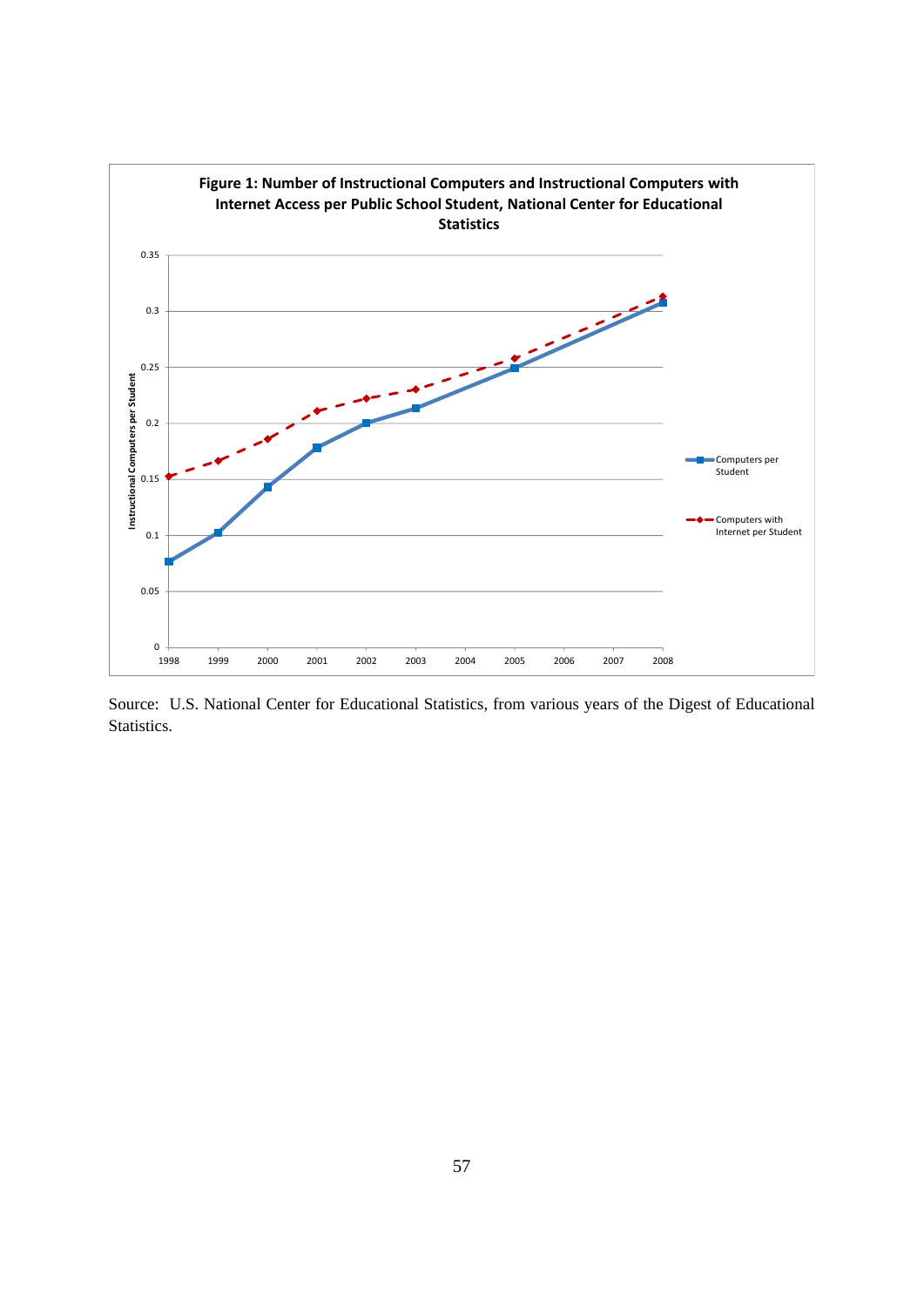**Figure 1: Number of Instructional Computers and Instructional Computers with Internet Access per Public School Student, National Center for Educational Statistics**

Source: U.S. National Center for Educational Statistics, from various years of the Digest of Educational Statistics.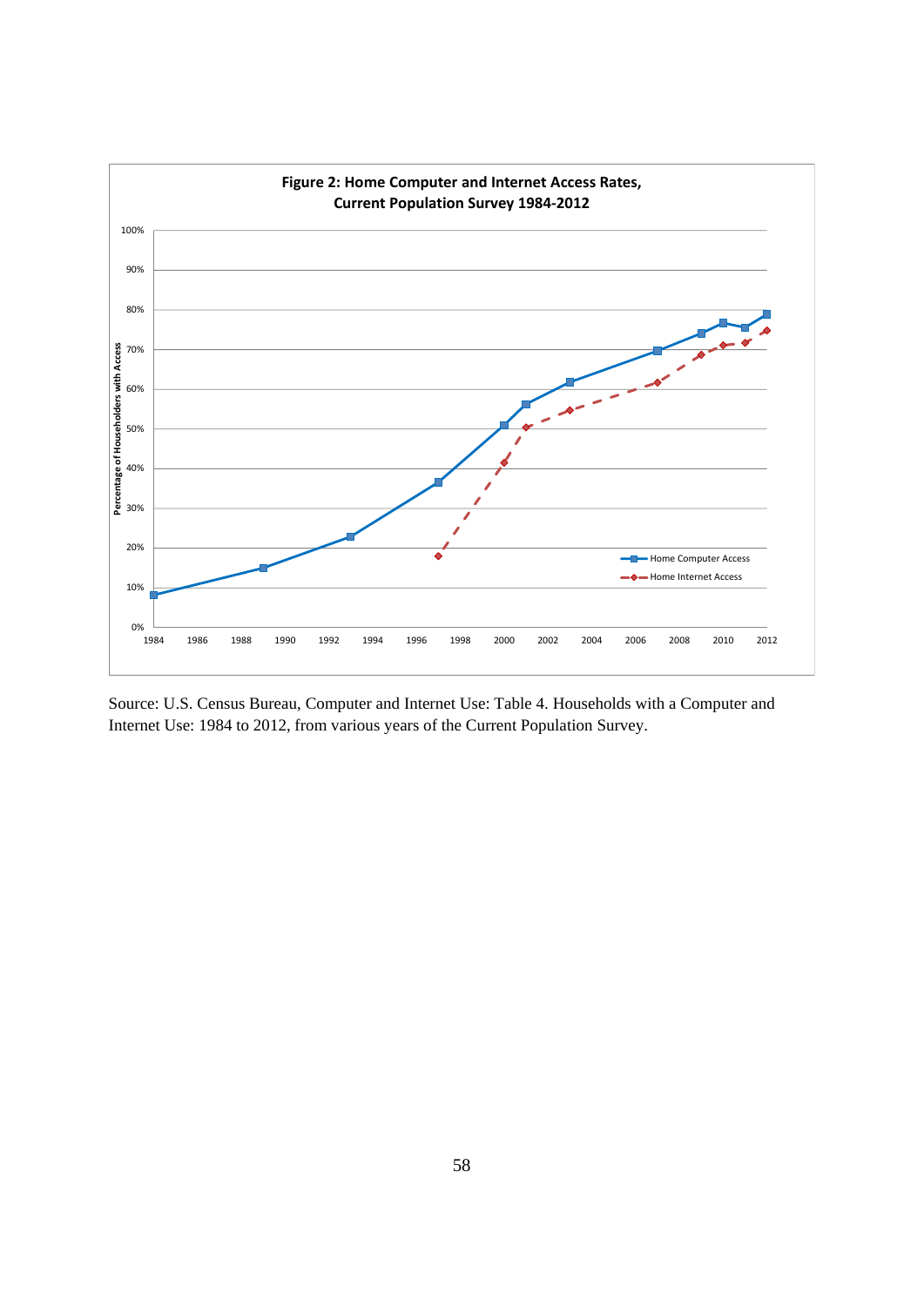**Figure 2: Home Computer and Internet Access Rates, Current Population Survey 1984-2012**

Source: U.S. Census Bureau, Computer and Internet Use: Table 4. Households with a Computer and Internet Use: 1984 to 2012, from various years of the Current Population Survey.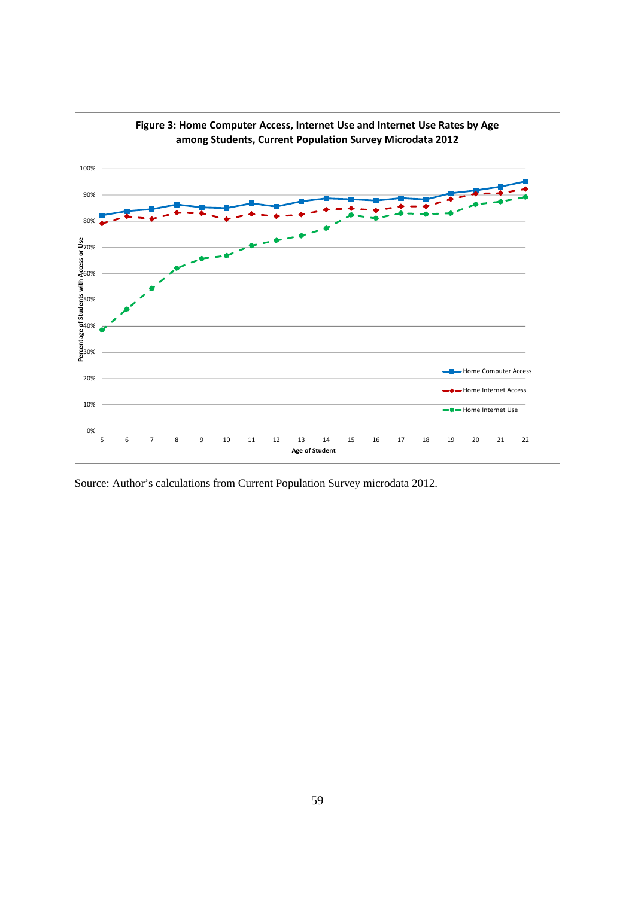**Figure 3: Home Computer Access, Internet Use and Internet Use Rates by Age among Students, Current Population Survey Microdata 2012**

Source: Author's calculations from Current Population Survey microdata 2012.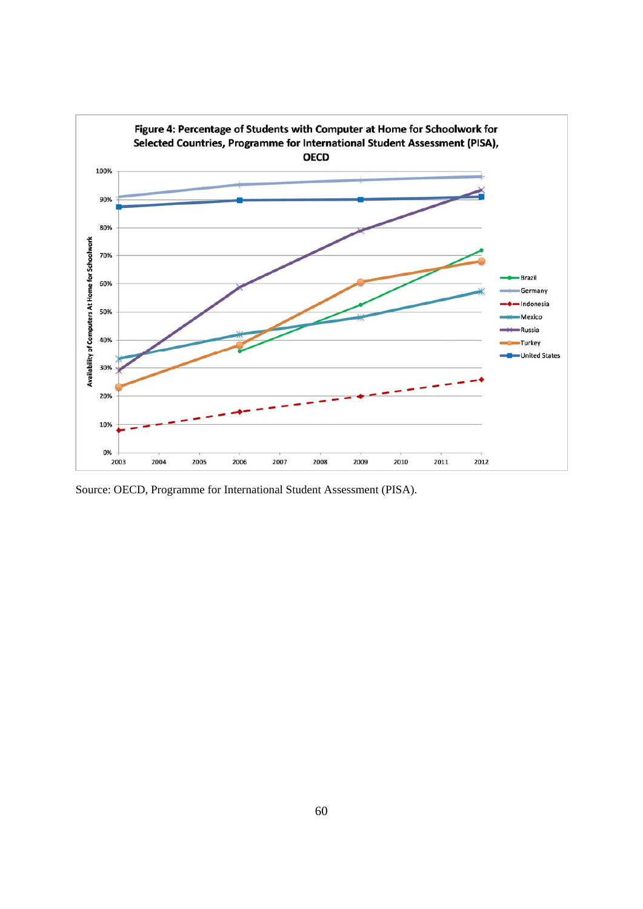**Figure 4: Percentage of Students with Computer at Home for Schoolwork for Selected Countries, Programme for International Student Assessment (PISA), OECD**

Source: OECD, Programme for International Student Assessment (PISA).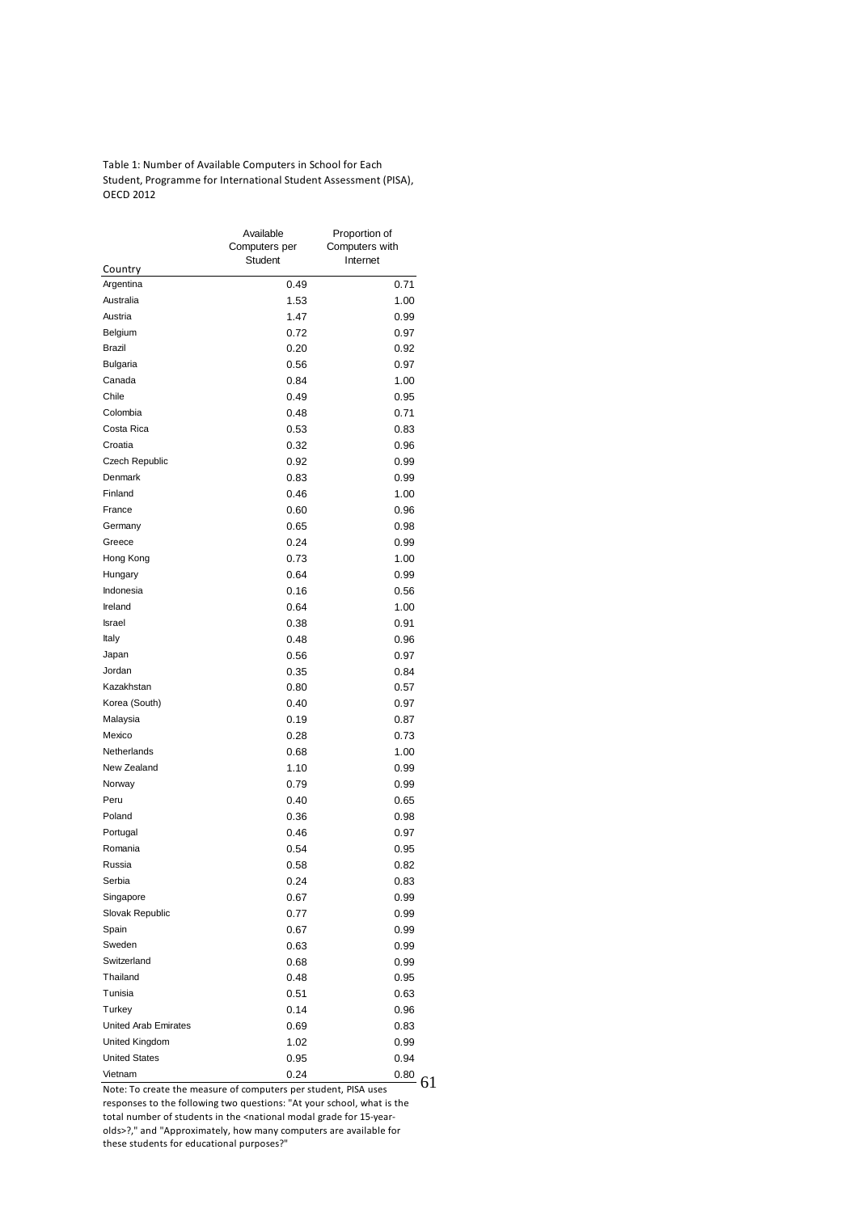Table 1: Number of Available Computers in School for Each Student, Programme for International Student Assessment (PISA), OECD 2012

| Country | Available Computers per Student | Proportion of Computers with Internet |
|---|---|---|
| Argentina | 0.49 | 0.71 |
| Australia | 1.53 | 1.00 |
| Austria | 1.47 | 0.99 |
| Belgium | 0.72 | 0.97 |
| Brazil | 0.20 | 0.92 |
| Bulgaria | 0.56 | 0.97 |
| Canada | 0.84 | 1.00 |
| Chile | 0.49 | 0.95 |
| Colombia | 0.48 | 0.71 |
| Costa Rica | 0.53 | 0.83 |
| Croatia | 0.32 | 0.96 |
| Czech Republic | 0.92 | 0.99 |
| Denmark | 0.83 | 0.99 |
| Finland | 0.46 | 1.00 |
| France | 0.60 | 0.96 |
| Germany | 0.65 | 0.98 |
| Greece | 0.24 | 0.99 |
| Hong Kong | 0.73 | 1.00 |
| Hungary | 0.64 | 0.99 |
| Indonesia | 0.16 | 0.56 |
| Ireland | 0.64 | 1.00 |
| Israel | 0.38 | 0.91 |
| Italy | 0.48 | 0.96 |
| Japan | 0.56 | 0.97 |
| Jordan | 0.35 | 0.84 |
| Kazakhstan | 0.80 | 0.57 |
| Korea (South) | 0.40 | 0.97 |
| Malaysia | 0.19 | 0.87 |
| Mexico | 0.28 | 0.73 |
| Netherlands | 0.68 | 1.00 |
| New Zealand | 1.10 | 0.99 |
| Norway | 0.79 | 0.99 |
| Peru | 0.40 | 0.65 |
| Poland | 0.36 | 0.98 |
| Portugal | 0.46 | 0.97 |
| Romania | 0.54 | 0.95 |
| Russia | 0.58 | 0.82 |
| Serbia | 0.24 | 0.83 |
| Singapore | 0.67 | 0.99 |
| Slovak Republic | 0.77 | 0.99 |
| Spain | 0.67 | 0.99 |
| Sweden | 0.63 | 0.99 |
| Switzerland | 0.68 | 0.99 |
| Thailand | 0.48 | 0.95 |
| Tunisia | 0.51 | 0.63 |
| Turkey | 0.14 | 0.96 |
| United Arab Emirates | 0.69 | 0.83 |
| United Kingdom | 1.02 | 0.99 |
| United States | 0.95 | 0.94 |
| Vietnam | 0.24 | 0.80 |

Note: To create the measure of computers per student, PISA uses responses to the following two questions: "At your school, what is the total number of students in the <national modal grade for 15-year-olds>?," and "Approximately, how many computers are available for these students for educational purposes?"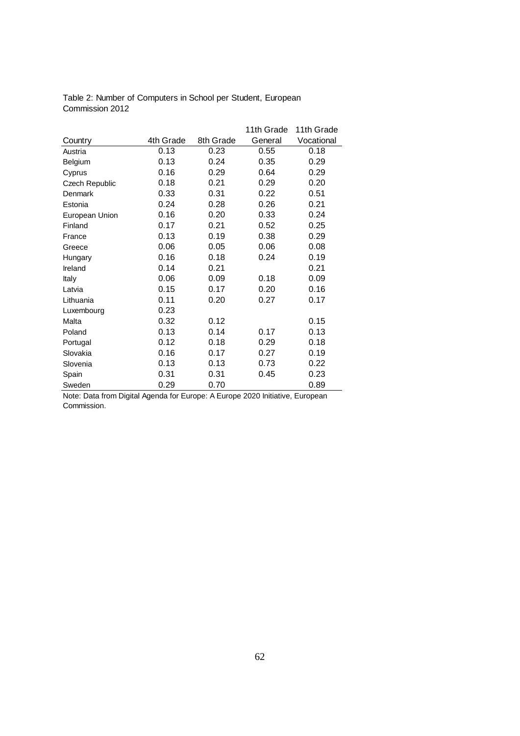Table 2: Number of Computers in School per Student, European Commission 2012

| Country | 4th Grade | 8th Grade | 11th Grade General | 11th Grade Vocational |
|---|---|---|---|---|
| Austria | 0.13 | 0.23 | 0.55 | 0.18 |
| Belgium | 0.13 | 0.24 | 0.35 | 0.29 |
| Cyprus | 0.16 | 0.29 | 0.64 | 0.29 |
| Czech Republic | 0.18 | 0.21 | 0.29 | 0.20 |
| Denmark | 0.33 | 0.31 | 0.22 | 0.51 |
| Estonia | 0.24 | 0.28 | 0.26 | 0.21 |
| European Union | 0.16 | 0.20 | 0.33 | 0.24 |
| Finland | 0.17 | 0.21 | 0.52 | 0.25 |
| France | 0.13 | 0.19 | 0.38 | 0.29 |
| Greece | 0.06 | 0.05 | 0.06 | 0.08 |
| Hungary | 0.16 | 0.18 | 0.24 | 0.19 |
| Ireland | 0.14 | 0.21 | | 0.21 |
| Italy | 0.06 | 0.09 | 0.18 | 0.09 |
| Latvia | 0.15 | 0.17 | 0.20 | 0.16 |
| Lithuania | 0.11 | 0.20 | 0.27 | 0.17 |
| Luxembourg | 0.23 | | | |
| Malta | 0.32 | 0.12 | | 0.15 |
| Poland | 0.13 | 0.14 | 0.17 | 0.13 |
| Portugal | 0.12 | 0.18 | 0.29 | 0.18 |
| Slovakia | 0.16 | 0.17 | 0.27 | 0.19 |
| Slovenia | 0.13 | 0.13 | 0.73 | 0.22 |
| Spain | 0.31 | 0.31 | 0.45 | 0.23 |
| Sweden | 0.29 | 0.70 | | 0.89 |

Note: Data from Digital Agenda for Europe: A Europe 2020 Initiative, European Commission.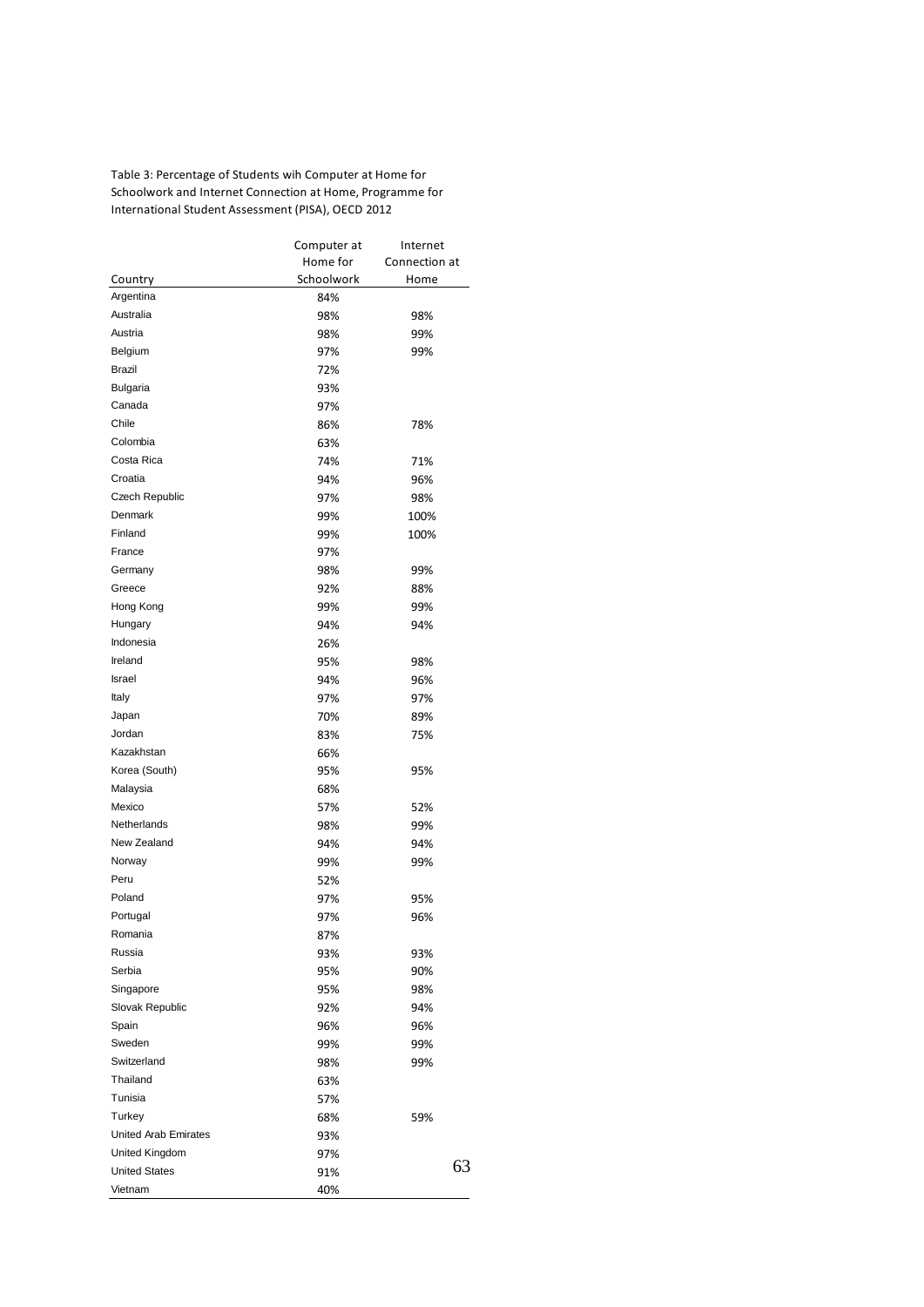Table 3: Percentage of Students wih Computer at Home for Schoolwork and Internet Connection at Home, Programme for International Student Assessment (PISA), OECD 2012

| Country | Computer at Home for Schoolwork | Internet Connection at Home |
|---|---|---|
| Argentina | 84% | |
| Australia | 98% | 98% |
| Austria | 98% | 99% |
| Belgium | 97% | 99% |
| Brazil | 72% | |
| Bulgaria | 93% | |
| Canada | 97% | |
| Chile | 86% | 78% |
| Colombia | 63% | |
| Costa Rica | 74% | 71% |
| Croatia | 94% | 96% |
| Czech Republic | 97% | 98% |
| Denmark | 99% | 100% |
| Finland | 99% | 100% |
| France | 97% | |
| Germany | 98% | 99% |
| Greece | 92% | 88% |
| Hong Kong | 99% | 99% |
| Hungary | 94% | 94% |
| Indonesia | 26% | |
| Ireland | 95% | 98% |
| Israel | 94% | 96% |
| Italy | 97% | 97% |
| Japan | 70% | 89% |
| Jordan | 83% | 75% |
| Kazakhstan | 66% | |
| Korea (South) | 95% | 95% |
| Malaysia | 68% | |
| Mexico | 57% | 52% |
| Netherlands | 98% | 99% |
| New Zealand | 94% | 94% |
| Norway | 99% | 99% |
| Peru | 52% | |
| Poland | 97% | 95% |
| Portugal | 97% | 96% |
| Romania | 87% | |
| Russia | 93% | 93% |
| Serbia | 95% | 90% |
| Singapore | 95% | 98% |
| Slovak Republic | 92% | 94% |
| Spain | 96% | 96% |
| Sweden | 99% | 99% |
| Switzerland | 98% | 99% |
| Thailand | 63% | |
| Tunisia | 57% | |
| Turkey | 68% | 59% |
| United Arab Emirates | 93% | |
| United Kingdom | 97% | |
| United States | 91% | |
| Vietnam | 40% | |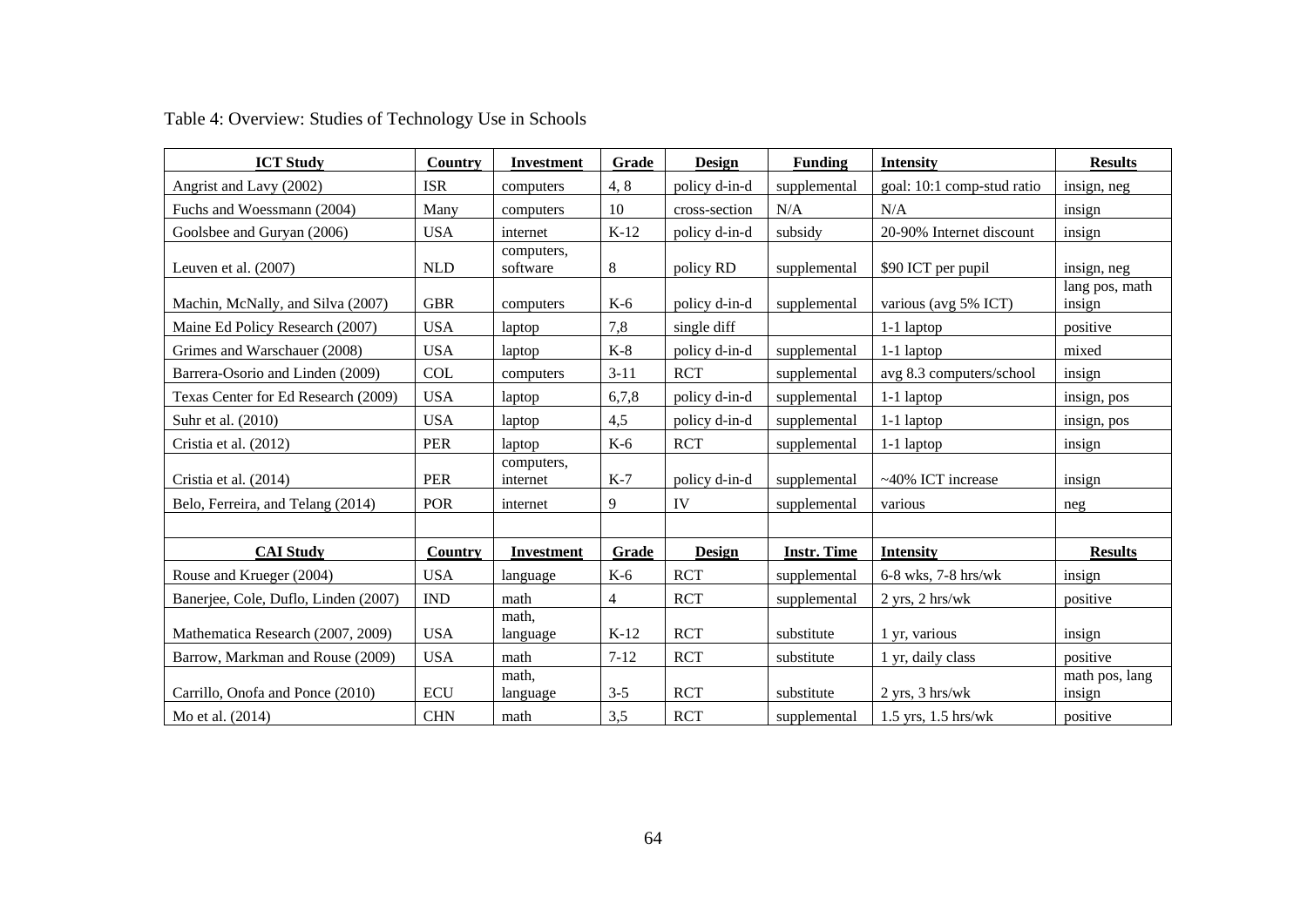Table 4: Overview: Studies of Technology Use in Schools

| ICT Study | Country | Investment | Grade | Design | Funding | Intensity | Results |
|---|---|---|---|---|---|---|---|
| Angrist and Lavy (2002) | ISR | computers | 4, 8 | policy d-in-d | supplemental | goal: 10:1 comp-stud ratio | insign, neg |
| Fuchs and Woessmann (2004) | Many | computers | 10 | cross-section | N/A | N/A | insign |
| Goolsbee and Guryan (2006) | USA | internet | K-12 | policy d-in-d | subsidy | 20-90% Internet discount | insign |
| Leuven et al. (2007) | NLD | computers, software | 8 | policy RD | supplemental | $90 ICT per pupil | insign, neg |
| Machin, McNally, and Silva (2007) | GBR | computers | K-6 | policy d-in-d | supplemental | various (avg 5% ICT) | lang pos, math insign |
| Maine Ed Policy Research (2007) | USA | laptop | 7,8 | single diff | | 1-1 laptop | positive |
| Grimes and Warschauer (2008) | USA | laptop | K-8 | policy d-in-d | supplemental | 1-1 laptop | mixed |
| Barrera-Osorio and Linden (2009) | COL | computers | 3-11 | RCT | supplemental | avg 8.3 computers/school | insign |
| Texas Center for Ed Research (2009) | USA | laptop | 6,7,8 | policy d-in-d | supplemental | 1-1 laptop | insign, pos |
| Suhr et al. (2010) | USA | laptop | 4,5 | policy d-in-d | supplemental | 1-1 laptop | insign, pos |
| Cristia et al. (2012) | PER | laptop | K-6 | RCT | supplemental | 1-1 laptop | insign |
| Cristia et al. (2014) | PER | computers, internet | K-7 | policy d-in-d | supplemental | ~40% ICT increase | insign |
| Belo, Ferreira, and Telang (2014) | POR | internet | 9 | IV | supplemental | various | neg |
| | | | | | | | |
| **CAI Study** | **Country** | **Investment** | **Grade** | **Design** | **Instr. Time** | **Intensity** | **Results** |
| Rouse and Krueger (2004) | USA | language | K-6 | RCT | supplemental | 6-8 wks, 7-8 hrs/wk | insign |
| Banerjee, Cole, Duflo, Linden (2007) | IND | math | 4 | RCT | supplemental | 2 yrs, 2 hrs/wk | positive |
| Mathematica Research (2007, 2009) | USA | math, language | K-12 | RCT | substitute | 1 yr, various | insign |
| Barrow, Markman and Rouse (2009) | USA | math | 7-12 | RCT | substitute | 1 yr, daily class | positive |
| Carrillo, Onofa and Ponce (2010) | ECU | math, language | 3-5 | RCT | substitute | 2 yrs, 3 hrs/wk | math pos, lang insign |
| Mo et al. (2014) | CHN | math | 3,5 | RCT | supplemental | 1.5 yrs, 1.5 hrs/wk | positive |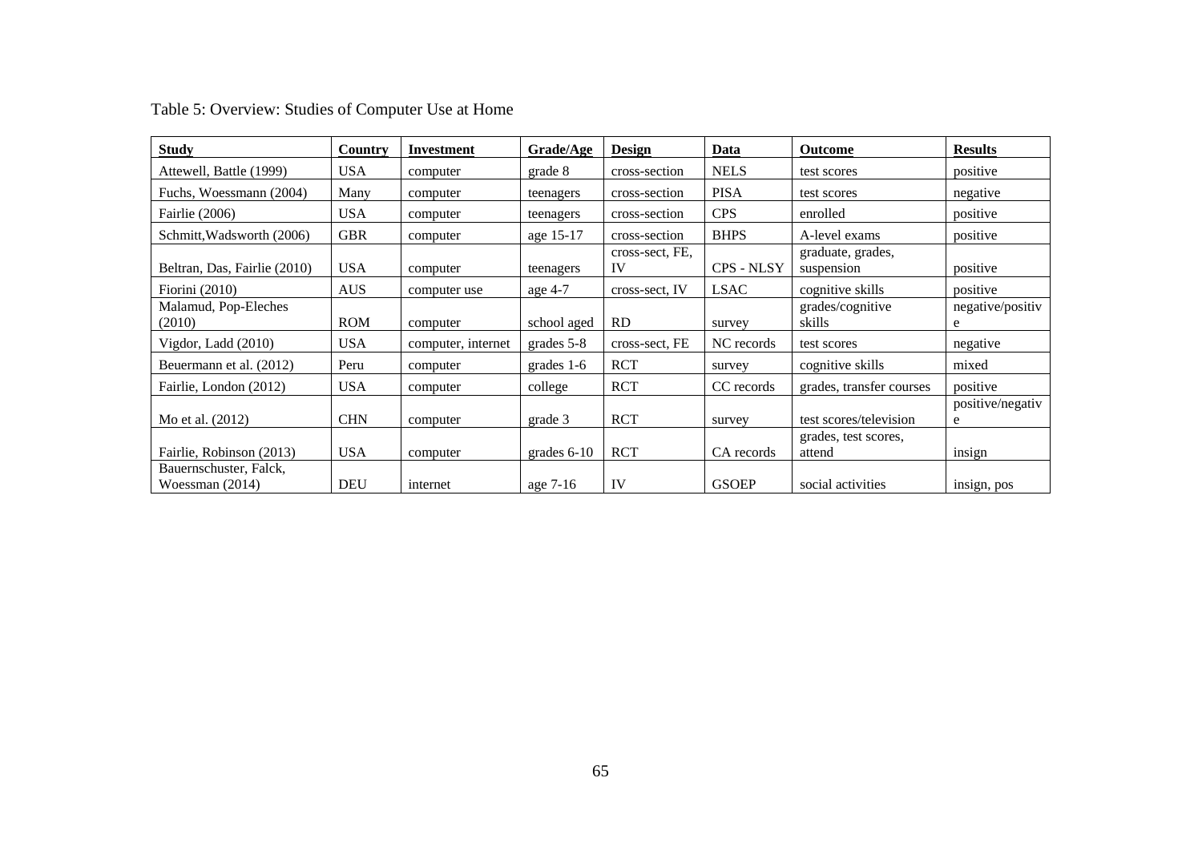Table 5: Overview: Studies of Computer Use at Home

| Study | Country | Investment | Grade/Age | Design | Data | Outcome | Results |
|---|---|---|---|---|---|---|---|
| Attewell, Battle (1999) | USA | computer | grade 8 | cross-section | NELS | test scores | positive |
| Fuchs, Woessmann (2004) | Many | computer | teenagers | cross-section | PISA | test scores | negative |
| Fairlie (2006) | USA | computer | teenagers | cross-section | CPS | enrolled | positive |
| Schmitt,Wadsworth (2006) | GBR | computer | age 15-17 | cross-section | BHPS | A-level exams | positive |
| Beltran, Das, Fairlie (2010) | USA | computer | teenagers | cross-sect, FE, IV | CPS - NLSY | graduate, grades, suspension | positive |
| Fiorini (2010) | AUS | computer use | age 4-7 | cross-sect, IV | LSAC | cognitive skills | positive |
| Malamud, Pop-Eleches (2010) | ROM | computer | school aged | RD | survey | grades/cognitive skills | negative/positive |
| Vigdor, Ladd (2010) | USA | computer, internet | grades 5-8 | cross-sect, FE | NC records | test scores | negative |
| Beuermann et al. (2012) | Peru | computer | grades 1-6 | RCT | survey | cognitive skills | mixed |
| Fairlie, London (2012) | USA | computer | college | RCT | CC records | grades, transfer courses | positive |
| Mo et al. (2012) | CHN | computer | grade 3 | RCT | survey | test scores/television | positive/negative |
| Fairlie, Robinson (2013) | USA | computer | grades 6-10 | RCT | CA records | grades, test scores, attend | insign |
| Bauernschuster, Falck, Woessman (2014) | DEU | internet | age 7-16 | IV | GSOEP | social activities | insign, pos |